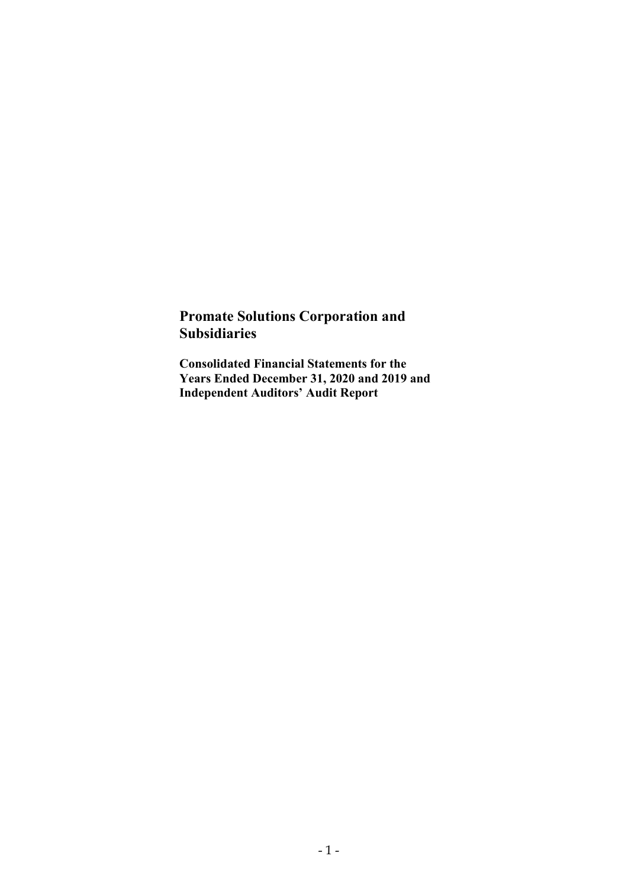# Promate Solutions Corporation and Subsidiaries

**Consolidated Financial Statements for the Years Ended December 31, 2020 and 2019 and Independent Auditors' Audit Report**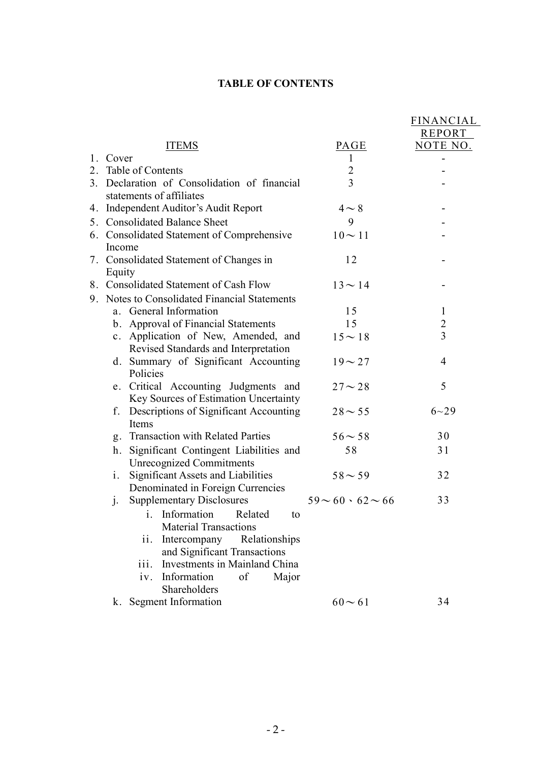# TABLE OF CONTENTS

| ITEMS | PAGE | FINANCIAL REPORT NOTE NO. |
|---|---|---|
| 1. Cover | 1 | - |
| 2. Table of Contents | 2 | - |
| 3. Declaration of Consolidation of financial statements of affiliates | 3 | - |
| 4. Independent Auditor's Audit Report | 4～8 | - |
| 5. Consolidated Balance Sheet | 9 | - |
| 6. Consolidated Statement of Comprehensive Income | 10～11 | - |
| 7. Consolidated Statement of Changes in Equity | 12 | - |
| 8. Consolidated Statement of Cash Flow | 13～14 | - |
| 9. Notes to Consolidated Financial Statements | | |
| a. General Information | 15 | 1 |
| b. Approval of Financial Statements | 15 | 2 |
| c. Application of New, Amended, and Revised Standards and Interpretation | 15～18 | 3 |
| d. Summary of Significant Accounting Policies | 19～27 | 4 |
| e. Critical Accounting Judgments and Key Sources of Estimation Uncertainty | 27～28 | 5 |
| f. Descriptions of Significant Accounting Items | 28～55 | 6~29 |
| g. Transaction with Related Parties | 56～58 | 30 |
| h. Significant Contingent Liabilities and Unrecognized Commitments | 58 | 31 |
| i. Significant Assets and Liabilities Denominated in Foreign Currencies | 58～59 | 32 |
| j. Supplementary Disclosures | 59～60、62～66 | 33 |
| i. Information Related to Material Transactions | | |
| ii. Intercompany Relationships and Significant Transactions | | |
| iii. Investments in Mainland China | | |
| iv. Information of Major Shareholders | | |
| k. Segment Information | 60～61 | 34 |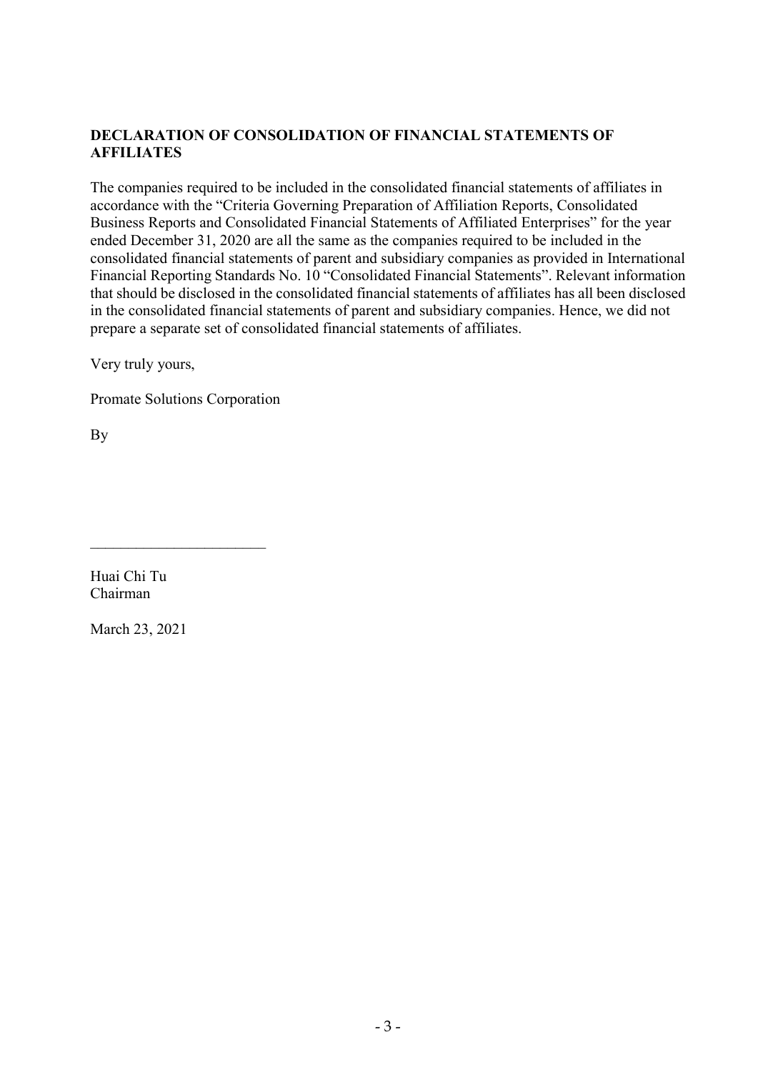## DECLARATION OF CONSOLIDATION OF FINANCIAL STATEMENTS OF AFFILIATES

The companies required to be included in the consolidated financial statements of affiliates in accordance with the "Criteria Governing Preparation of Affiliation Reports, Consolidated Business Reports and Consolidated Financial Statements of Affiliated Enterprises" for the year ended December 31, 2020 are all the same as the companies required to be included in the consolidated financial statements of parent and subsidiary companies as provided in International Financial Reporting Standards No. 10 "Consolidated Financial Statements". Relevant information that should be disclosed in the consolidated financial statements of affiliates has all been disclosed in the consolidated financial statements of parent and subsidiary companies. Hence, we did not prepare a separate set of consolidated financial statements of affiliates.

Very truly yours,

Promate Solutions Corporation

By

______________________

Huai Chi Tu
Chairman

March 23, 2021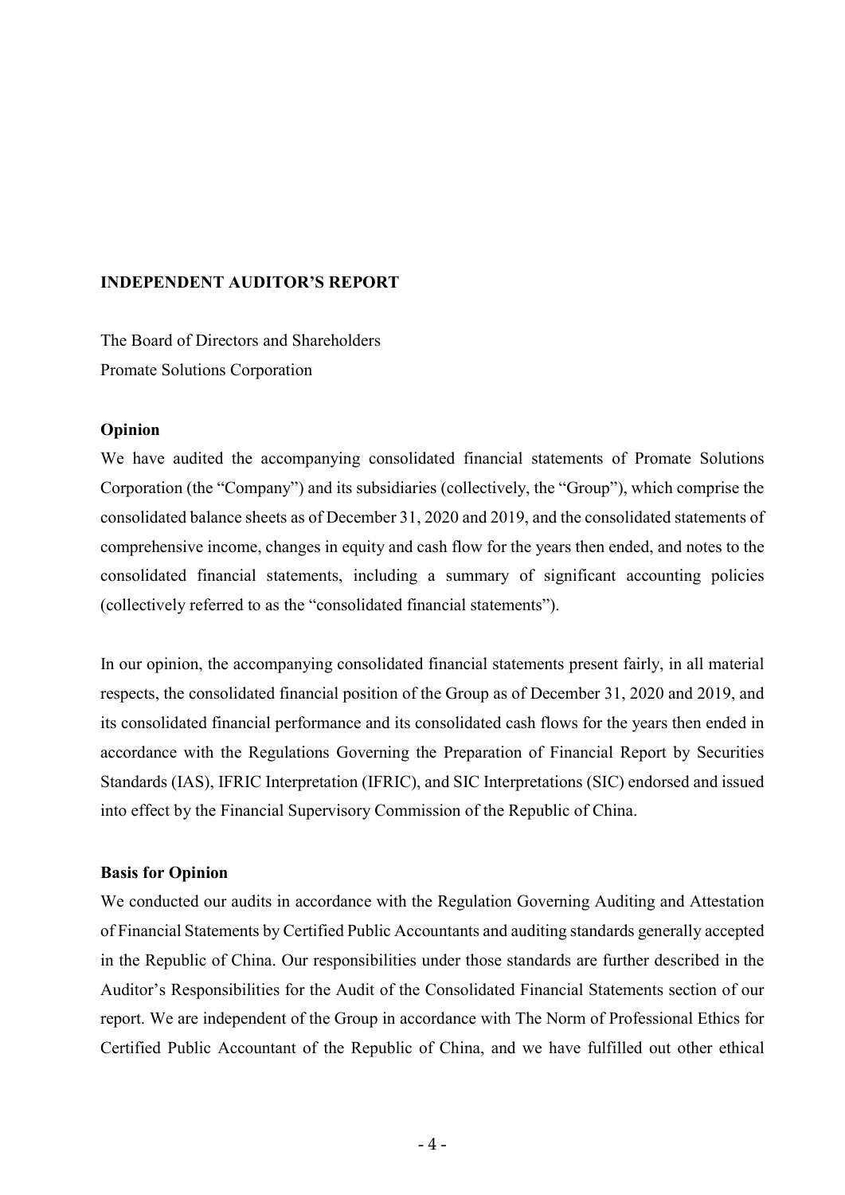# INDEPENDENT AUDITOR'S REPORT

The Board of Directors and Shareholders
Promate Solutions Corporation

## Opinion

We have audited the accompanying consolidated financial statements of Promate Solutions Corporation (the "Company") and its subsidiaries (collectively, the "Group"), which comprise the consolidated balance sheets as of December 31, 2020 and 2019, and the consolidated statements of comprehensive income, changes in equity and cash flow for the years then ended, and notes to the consolidated financial statements, including a summary of significant accounting policies (collectively referred to as the "consolidated financial statements").

In our opinion, the accompanying consolidated financial statements present fairly, in all material respects, the consolidated financial position of the Group as of December 31, 2020 and 2019, and its consolidated financial performance and its consolidated cash flows for the years then ended in accordance with the Regulations Governing the Preparation of Financial Report by Securities Standards (IAS), IFRIC Interpretation (IFRIC), and SIC Interpretations (SIC) endorsed and issued into effect by the Financial Supervisory Commission of the Republic of China.

## Basis for Opinion

We conducted our audits in accordance with the Regulation Governing Auditing and Attestation of Financial Statements by Certified Public Accountants and auditing standards generally accepted in the Republic of China. Our responsibilities under those standards are further described in the Auditor's Responsibilities for the Audit of the Consolidated Financial Statements section of our report. We are independent of the Group in accordance with The Norm of Professional Ethics for Certified Public Accountant of the Republic of China, and we have fulfilled out other ethical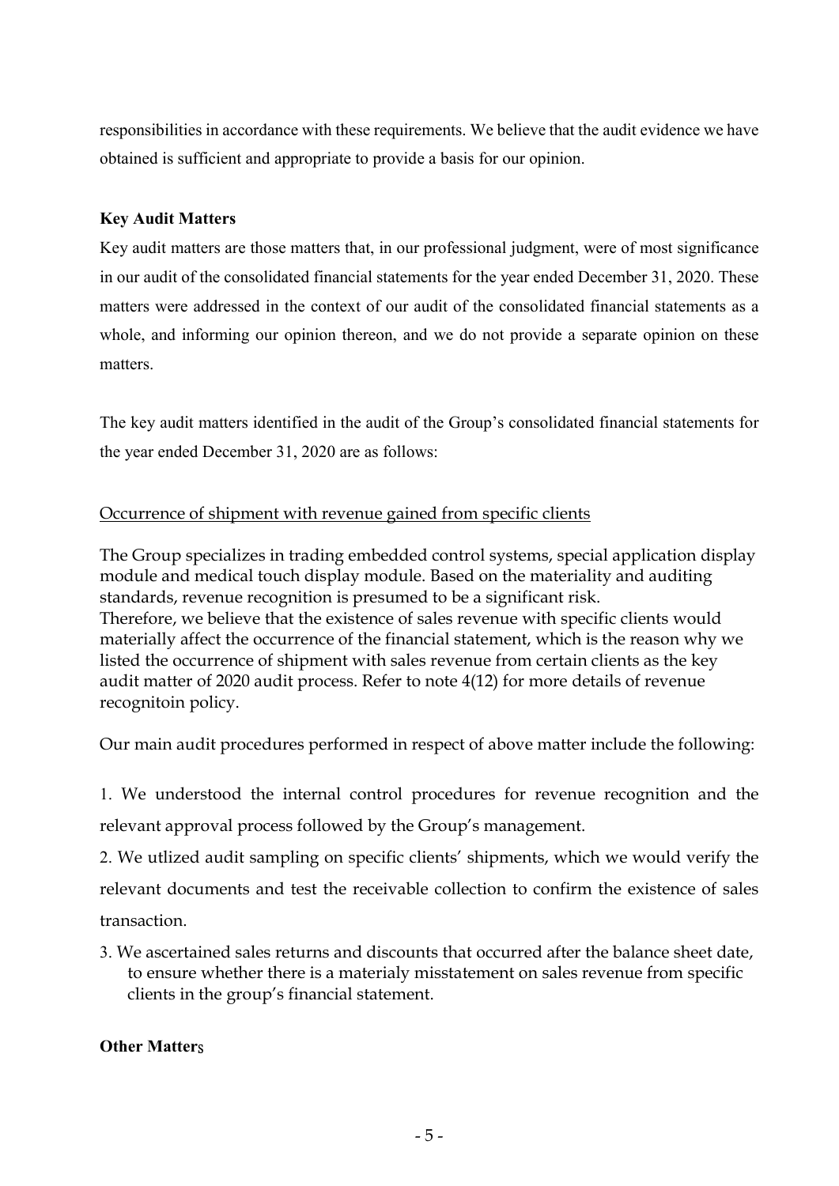responsibilities in accordance with these requirements. We believe that the audit evidence we have obtained is sufficient and appropriate to provide a basis for our opinion.

**Key Audit Matters**

Key audit matters are those matters that, in our professional judgment, were of most significance in our audit of the consolidated financial statements for the year ended December 31, 2020. These matters were addressed in the context of our audit of the consolidated financial statements as a whole, and informing our opinion thereon, and we do not provide a separate opinion on these matters.

The key audit matters identified in the audit of the Group's consolidated financial statements for the year ended December 31, 2020 are as follows:

Occurrence of shipment with revenue gained from specific clients

The Group specializes in trading embedded control systems, special application display module and medical touch display module. Based on the materiality and auditing standards, revenue recognition is presumed to be a significant risk.
Therefore, we believe that the existence of sales revenue with specific clients would materially affect the occurrence of the financial statement, which is the reason why we listed the occurrence of shipment with sales revenue from certain clients as the key audit matter of 2020 audit process. Refer to note 4(12) for more details of revenue recognitoin policy.

Our main audit procedures performed in respect of above matter include the following:

1. We understood the internal control procedures for revenue recognition and the relevant approval process followed by the Group's management.
2. We utlized audit sampling on specific clients' shipments, which we would verify the relevant documents and test the receivable collection to confirm the existence of sales transaction.
3. We ascertained sales returns and discounts that occurred after the balance sheet date, to ensure whether there is a materialy misstatement on sales revenue from specific clients in the group's financial statement.

**Other Matters**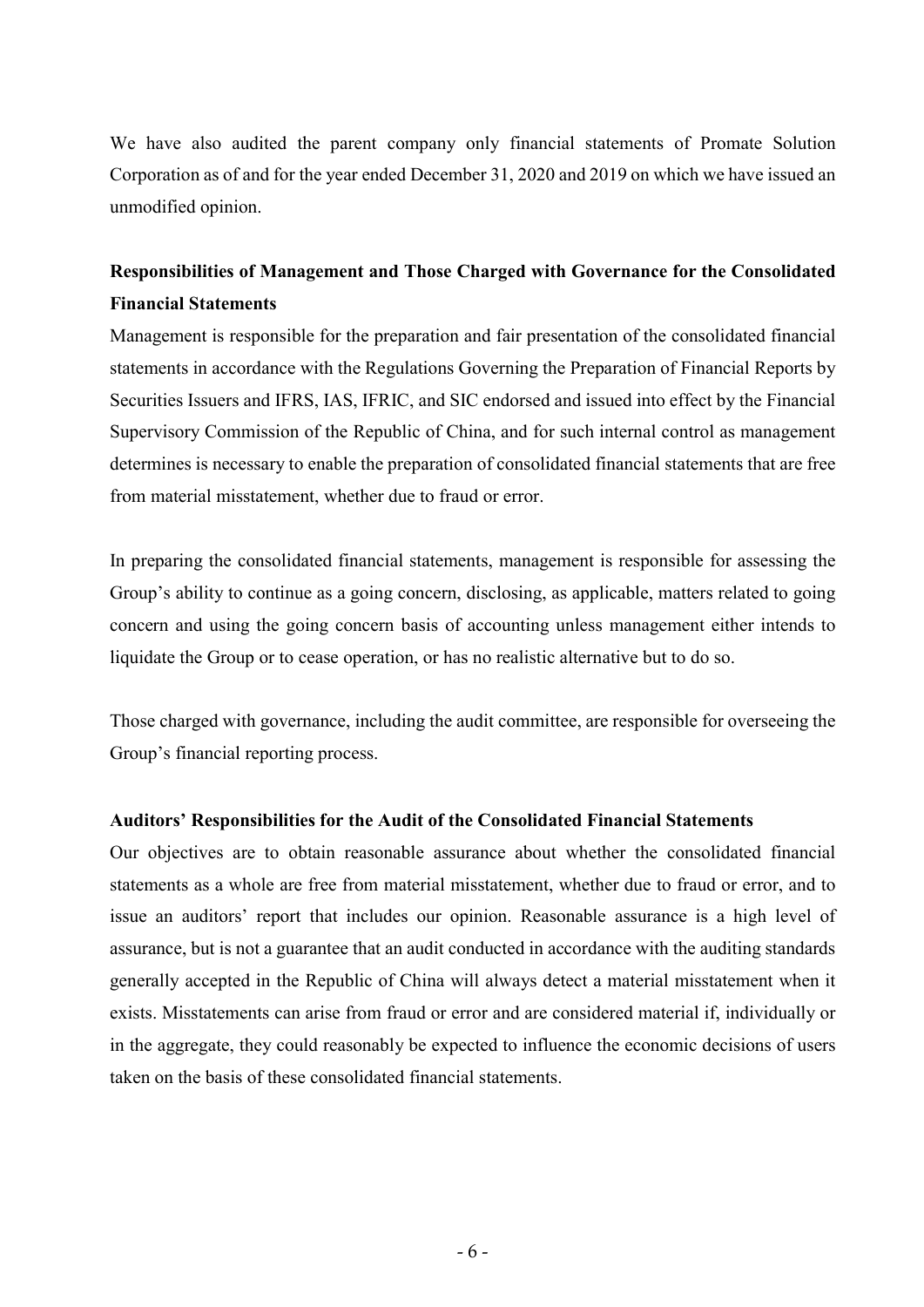We have also audited the parent company only financial statements of Promate Solution Corporation as of and for the year ended December 31, 2020 and 2019 on which we have issued an unmodified opinion.

**Responsibilities of Management and Those Charged with Governance for the Consolidated Financial Statements**

Management is responsible for the preparation and fair presentation of the consolidated financial statements in accordance with the Regulations Governing the Preparation of Financial Reports by Securities Issuers and IFRS, IAS, IFRIC, and SIC endorsed and issued into effect by the Financial Supervisory Commission of the Republic of China, and for such internal control as management determines is necessary to enable the preparation of consolidated financial statements that are free from material misstatement, whether due to fraud or error.

In preparing the consolidated financial statements, management is responsible for assessing the Group's ability to continue as a going concern, disclosing, as applicable, matters related to going concern and using the going concern basis of accounting unless management either intends to liquidate the Group or to cease operation, or has no realistic alternative but to do so.

Those charged with governance, including the audit committee, are responsible for overseeing the Group's financial reporting process.

**Auditors' Responsibilities for the Audit of the Consolidated Financial Statements**

Our objectives are to obtain reasonable assurance about whether the consolidated financial statements as a whole are free from material misstatement, whether due to fraud or error, and to issue an auditors' report that includes our opinion. Reasonable assurance is a high level of assurance, but is not a guarantee that an audit conducted in accordance with the auditing standards generally accepted in the Republic of China will always detect a material misstatement when it exists. Misstatements can arise from fraud or error and are considered material if, individually or in the aggregate, they could reasonably be expected to influence the economic decisions of users taken on the basis of these consolidated financial statements.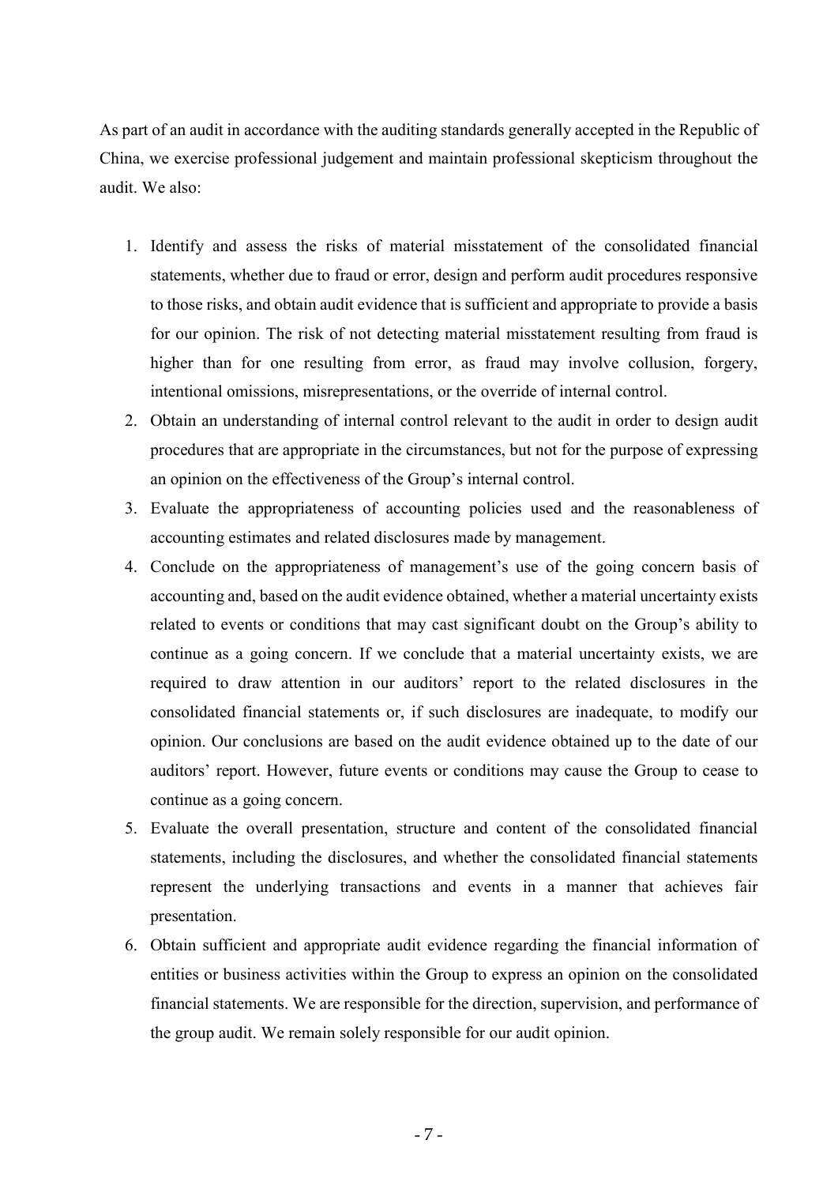As part of an audit in accordance with the auditing standards generally accepted in the Republic of China, we exercise professional judgement and maintain professional skepticism throughout the audit. We also:

1. Identify and assess the risks of material misstatement of the consolidated financial statements, whether due to fraud or error, design and perform audit procedures responsive to those risks, and obtain audit evidence that is sufficient and appropriate to provide a basis for our opinion. The risk of not detecting material misstatement resulting from fraud is higher than for one resulting from error, as fraud may involve collusion, forgery, intentional omissions, misrepresentations, or the override of internal control.
2. Obtain an understanding of internal control relevant to the audit in order to design audit procedures that are appropriate in the circumstances, but not for the purpose of expressing an opinion on the effectiveness of the Group's internal control.
3. Evaluate the appropriateness of accounting policies used and the reasonableness of accounting estimates and related disclosures made by management.
4. Conclude on the appropriateness of management's use of the going concern basis of accounting and, based on the audit evidence obtained, whether a material uncertainty exists related to events or conditions that may cast significant doubt on the Group's ability to continue as a going concern. If we conclude that a material uncertainty exists, we are required to draw attention in our auditors' report to the related disclosures in the consolidated financial statements or, if such disclosures are inadequate, to modify our opinion. Our conclusions are based on the audit evidence obtained up to the date of our auditors' report. However, future events or conditions may cause the Group to cease to continue as a going concern.
5. Evaluate the overall presentation, structure and content of the consolidated financial statements, including the disclosures, and whether the consolidated financial statements represent the underlying transactions and events in a manner that achieves fair presentation.
6. Obtain sufficient and appropriate audit evidence regarding the financial information of entities or business activities within the Group to express an opinion on the consolidated financial statements. We are responsible for the direction, supervision, and performance of the group audit. We remain solely responsible for our audit opinion.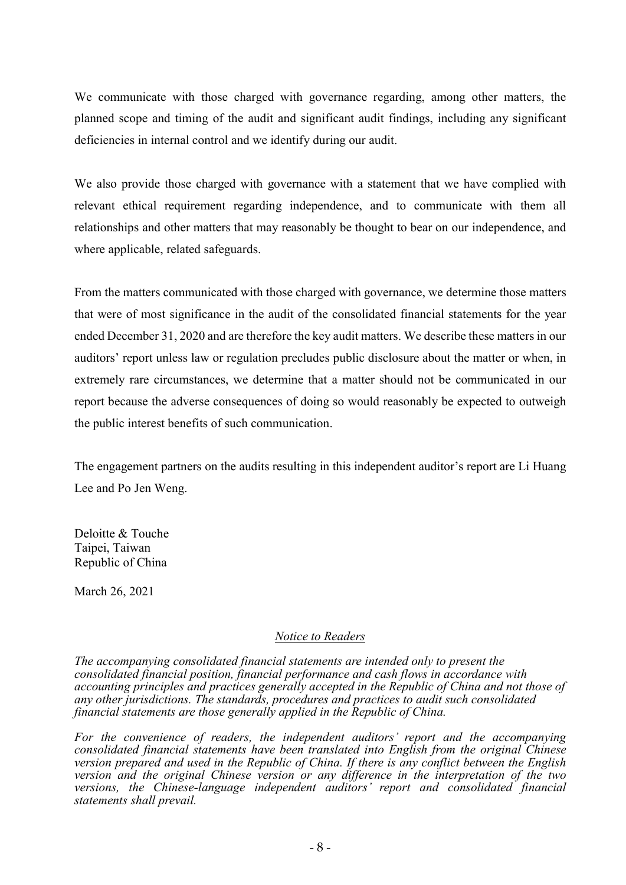We communicate with those charged with governance regarding, among other matters, the planned scope and timing of the audit and significant audit findings, including any significant deficiencies in internal control and we identify during our audit.

We also provide those charged with governance with a statement that we have complied with relevant ethical requirement regarding independence, and to communicate with them all relationships and other matters that may reasonably be thought to bear on our independence, and where applicable, related safeguards.

From the matters communicated with those charged with governance, we determine those matters that were of most significance in the audit of the consolidated financial statements for the year ended December 31, 2020 and are therefore the key audit matters. We describe these matters in our auditors' report unless law or regulation precludes public disclosure about the matter or when, in extremely rare circumstances, we determine that a matter should not be communicated in our report because the adverse consequences of doing so would reasonably be expected to outweigh the public interest benefits of such communication.

The engagement partners on the audits resulting in this independent auditor's report are Li Huang Lee and Po Jen Weng.

Deloitte & Touche
Taipei, Taiwan
Republic of China

March 26, 2021

## *Notice to Readers*

*The accompanying consolidated financial statements are intended only to present the consolidated financial position, financial performance and cash flows in accordance with accounting principles and practices generally accepted in the Republic of China and not those of any other jurisdictions. The standards, procedures and practices to audit such consolidated financial statements are those generally applied in the Republic of China.*

*For the convenience of readers, the independent auditors' report and the accompanying consolidated financial statements have been translated into English from the original Chinese version prepared and used in the Republic of China. If there is any conflict between the English version and the original Chinese version or any difference in the interpretation of the two versions, the Chinese-language independent auditors' report and consolidated financial statements shall prevail.*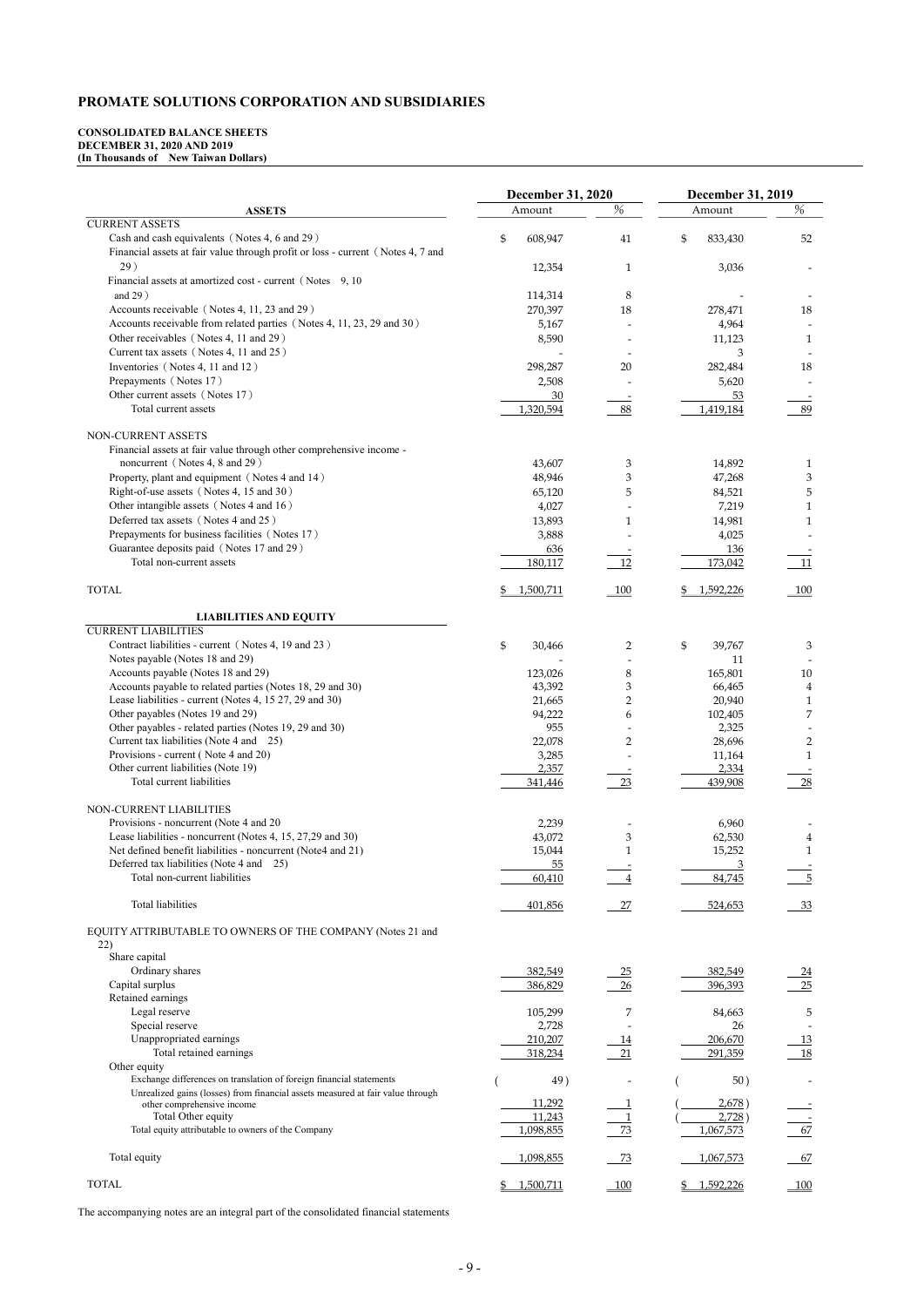# PROMATE SOLUTIONS CORPORATION AND SUBSIDIARIES

**CONSOLIDATED BALANCE SHEETS**
**DECEMBER 31, 2020 AND 2019**
**(In Thousands of New Taiwan Dollars)**

| ASSETS | December 31, 2020 Amount | % | December 31, 2019 Amount | % |
|---|---|---|---|---|
| CURRENT ASSETS | | | | |
| Cash and cash equivalents（Notes 4, 6 and 29） | $ 608,947 | 41 | $ 833,430 | 52 |
| Financial assets at fair value through profit or loss - current（Notes 4, 7 and 29） | 12,354 | 1 | 3,036 | - |
| Financial assets at amortized cost - current（Notes 9, 10 and 29） | 114,314 | 8 | - | - |
| Accounts receivable（Notes 4, 11, 23 and 29） | 270,397 | 18 | 278,471 | 18 |
| Accounts receivable from related parties（Notes 4, 11, 23, 29 and 30） | 5,167 | - | 4,964 | - |
| Other receivables（Notes 4, 11 and 29） | 8,590 | - | 11,123 | 1 |
| Current tax assets（Notes 4, 11 and 25） | - | - | 3 | - |
| Inventories（Notes 4, 11 and 12） | 298,287 | 20 | 282,484 | 18 |
| Prepayments（Notes 17） | 2,508 | - | 5,620 | - |
| Other current assets（Notes 17） | 30 | - | 53 | - |
| Total current assets | 1,320,594 | 88 | 1,419,184 | 89 |
| NON-CURRENT ASSETS | | | | |
| Financial assets at fair value through other comprehensive income - noncurrent（Notes 4, 8 and 29） | 43,607 | 3 | 14,892 | 1 |
| Property, plant and equipment（Notes 4 and 14） | 48,946 | 3 | 47,268 | 3 |
| Right-of-use assets（Notes 4, 15 and 30） | 65,120 | 5 | 84,521 | 5 |
| Other intangible assets（Notes 4 and 16） | 4,027 | - | 7,219 | 1 |
| Deferred tax assets（Notes 4 and 25） | 13,893 | 1 | 14,981 | 1 |
| Prepayments for business facilities（Notes 17） | 3,888 | - | 4,025 | - |
| Guarantee deposits paid（Notes 17 and 29） | 636 | - | 136 | - |
| Total non-current assets | 180,117 | 12 | 173,042 | 11 |
| TOTAL | $ 1,500,711 | 100 | $ 1,592,226 | 100 |
| **LIABILITIES AND EQUITY** | | | | |
| CURRENT LIABILITIES | | | | |
| Contract liabilities - current（Notes 4, 19 and 23） | $ 30,466 | 2 | $ 39,767 | 3 |
| Notes payable (Notes 18 and 29) | - | - | 11 | - |
| Accounts payable (Notes 18 and 29) | 123,026 | 8 | 165,801 | 10 |
| Accounts payable to related parties (Notes 18, 29 and 30) | 43,392 | 3 | 66,465 | 4 |
| Lease liabilities - current (Notes 4, 15 27, 29 and 30) | 21,665 | 2 | 20,940 | 1 |
| Other payables (Notes 19 and 29) | 94,222 | 6 | 102,405 | 7 |
| Other payables - related parties (Notes 19, 29 and 30) | 955 | - | 2,325 | - |
| Current tax liabilities (Note 4 and 25) | 22,078 | 2 | 28,696 | 2 |
| Provisions - current ( Note 4 and 20) | 3,285 | - | 11,164 | 1 |
| Other current liabilities (Note 19) | 2,357 | - | 2,334 | - |
| Total current liabilities | 341,446 | 23 | 439,908 | 28 |
| NON-CURRENT LIABILITIES | | | | |
| Provisions - noncurrent (Note 4 and 20 | 2,239 | - | 6,960 | - |
| Lease liabilities - noncurrent (Notes 4, 15, 27,29 and 30) | 43,072 | 3 | 62,530 | 4 |
| Net defined benefit liabilities - noncurrent (Note4 and 21) | 15,044 | 1 | 15,252 | 1 |
| Deferred tax liabilities (Note 4 and 25) | 55 | - | 3 | - |
| Total non-current liabilities | 60,410 | 4 | 84,745 | 5 |
| Total liabilities | 401,856 | 27 | 524,653 | 33 |
| EQUITY ATTRIBUTABLE TO OWNERS OF THE COMPANY (Notes 21 and 22) | | | | |
| Share capital | | | | |
| Ordinary shares | 382,549 | 25 | 382,549 | 24 |
| Capital surplus | 386,829 | 26 | 396,393 | 25 |
| Retained earnings | | | | |
| Legal reserve | 105,299 | 7 | 84,663 | 5 |
| Special reserve | 2,728 | - | 26 | - |
| Unappropriated earnings | 210,207 | 14 | 206,670 | 13 |
| Total retained earnings | 318,234 | 21 | 291,359 | 18 |
| Other equity | | | | |
| Exchange differences on translation of foreign financial statements | ( 49 ) | - | ( 50 ) | - |
| Unrealized gains (losses) from financial assets measured at fair value through other comprehensive income | 11,292 | 1 | ( 2,678 ) | - |
| Total Other equity | 11,243 | 1 | ( 2,728 ) | - |
| Total equity attributable to owners of the Company | 1,098,855 | 73 | 1,067,573 | 67 |
| Total equity | 1,098,855 | 73 | 1,067,573 | 67 |
| TOTAL | $ 1,500,711 | 100 | $ 1,592,226 | 100 |

The accompanying notes are an integral part of the consolidated financial statements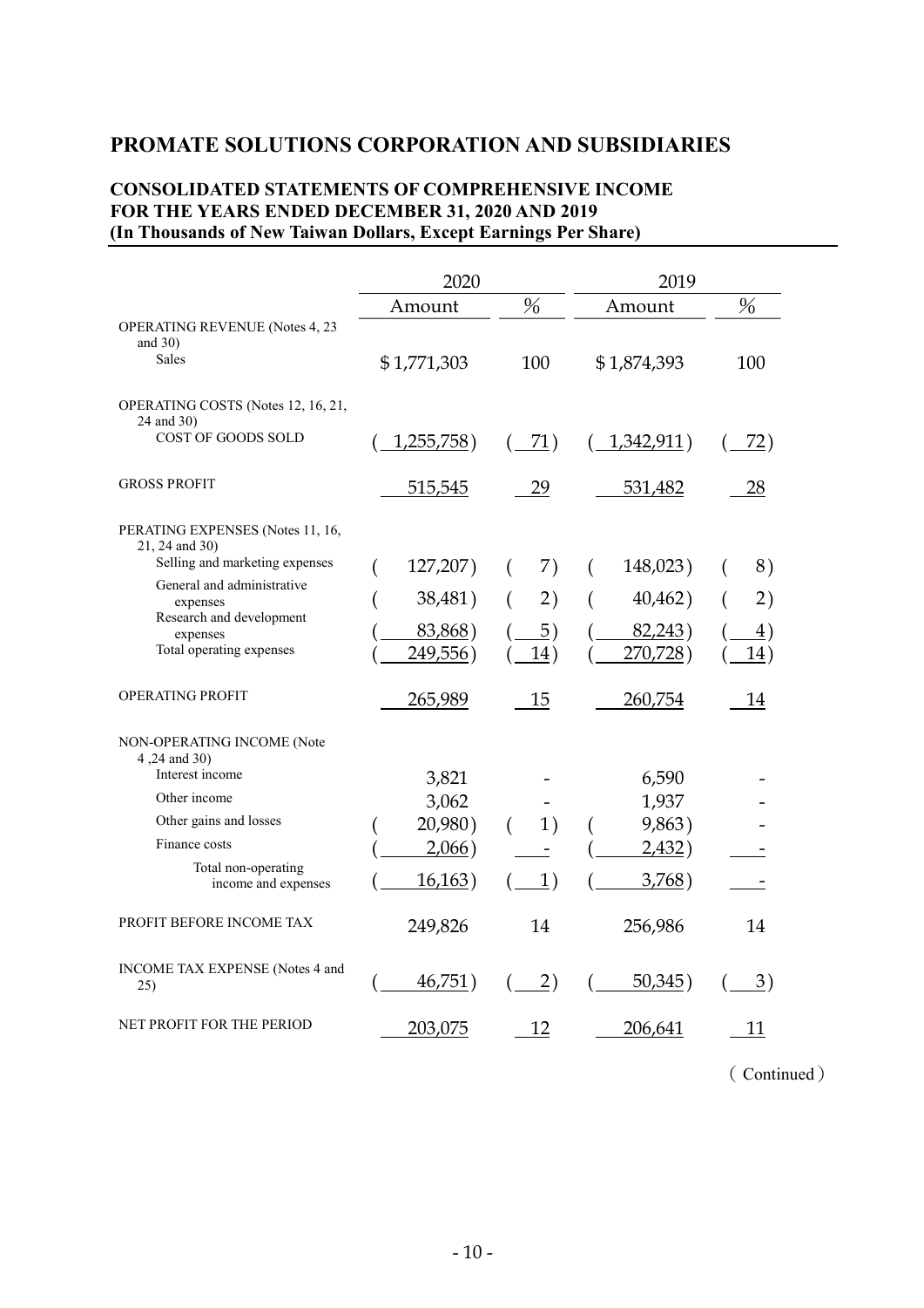# PROMATE SOLUTIONS CORPORATION AND SUBSIDIARIES

**CONSOLIDATED STATEMENTS OF COMPREHENSIVE INCOME**
**FOR THE YEARS ENDED DECEMBER 31, 2020 AND 2019**
**(In Thousands of New Taiwan Dollars, Except Earnings Per Share)**

| | 2020 | | 2019 | |
|---|---|---|---|---|
| | Amount | % | Amount | % |
| OPERATING REVENUE (Notes 4, 23 and 30) | | | | |
| Sales | $1,771,303 | 100 | $1,874,393 | 100 |
| OPERATING COSTS (Notes 12, 16, 21, 24 and 30) | | | | |
| COST OF GOODS SOLD | ( 1,255,758) | ( 71) | ( 1,342,911) | ( 72) |
| GROSS PROFIT | 515,545 | 29 | 531,482 | 28 |
| PERATING EXPENSES (Notes 11, 16, 21, 24 and 30) | | | | |
| Selling and marketing expenses | ( 127,207) | ( 7) | ( 148,023) | ( 8) |
| General and administrative expenses | ( 38,481) | ( 2) | ( 40,462) | ( 2) |
| Research and development expenses | ( 83,868) | ( 5) | ( 82,243) | ( 4) |
| Total operating expenses | ( 249,556) | ( 14) | ( 270,728) | ( 14) |
| OPERATING PROFIT | 265,989 | 15 | 260,754 | 14 |
| NON-OPERATING INCOME (Note 4 ,24 and 30) | | | | |
| Interest income | 3,821 | - | 6,590 | - |
| Other income | 3,062 | - | 1,937 | - |
| Other gains and losses | ( 20,980) | ( 1) | ( 9,863) | - |
| Finance costs | ( 2,066) | - | ( 2,432) | - |
| Total non-operating income and expenses | ( 16,163) | ( 1) | ( 3,768) | - |
| PROFIT BEFORE INCOME TAX | 249,826 | 14 | 256,986 | 14 |
| INCOME TAX EXPENSE (Notes 4 and 25) | ( 46,751) | ( 2) | ( 50,345) | ( 3) |
| NET PROFIT FOR THE PERIOD | 203,075 | 12 | 206,641 | 11 |

（Continued）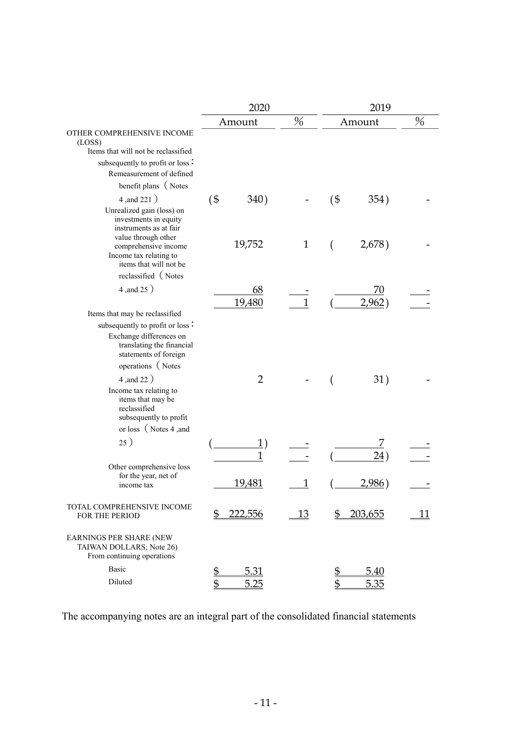| | 2020 | | 2019 | |
|---|---|---|---|---|
| | Amount | % | Amount | % |
| OTHER COMPREHENSIVE INCOME (LOSS) | | | | |
| Items that will not be reclassified subsequently to profit or loss： | | | | |
| Remeasurement of defined benefit plans（Notes 4 ,and 221） | ($ 340) | - | ($ 354) | - |
| Unrealized gain (loss) on investments in equity instruments as at fair value through other comprehensive income | 19,752 | 1 | ( 2,678) | - |
| Income tax relating to items that will not be reclassified（Notes 4 ,and 25） | 68 | - | 70 | - |
| | 19,480 | 1 | ( 2,962) | - |
| Items that may be reclassified subsequently to profit or loss： | | | | |
| Exchange differences on translating the financial statements of foreign operations（Notes 4 ,and 22） | 2 | - | ( 31) | - |
| Income tax relating to items that may be reclassified subsequently to profit or loss（Notes 4 ,and 25） | ( 1) | - | 7 | - |
| | 1 | - | ( 24) | - |
| Other comprehensive loss for the year, net of income tax | 19,481 | 1 | ( 2,986) | - |
| TOTAL COMPREHENSIVE INCOME FOR THE PERIOD | $ 222,556 | 13 | $ 203,655 | 11 |
| EARNINGS PER SHARE (NEW TAIWAN DOLLARS; Note 26) | | | | |
| From continuing operations | | | | |
| Basic | $ 5.31 | | $ 5.40 | |
| Diluted | $ 5.25 | | $ 5.35 | |

The accompanying notes are an integral part of the consolidated financial statements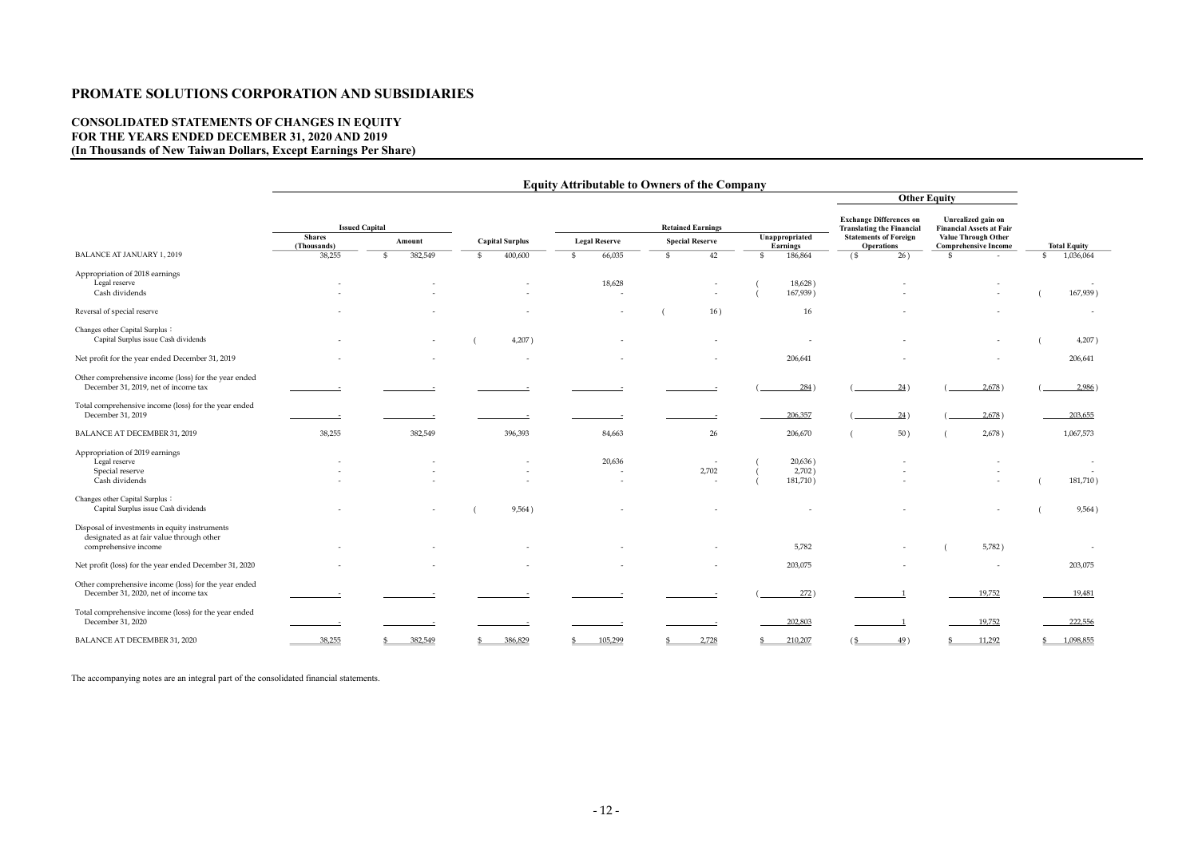# PROMATE SOLUTIONS CORPORATION AND SUBSIDIARIES

## CONSOLIDATED STATEMENTS OF CHANGES IN EQUITY
## FOR THE YEARS ENDED DECEMBER 31, 2020 AND 2019
## (In Thousands of New Taiwan Dollars, Except Earnings Per Share)

| | Equity Attributable to Owners of the Company | | | | | | | | |
|---|---|---|---|---|---|---|---|---|---|
| | | | | | | | Other Equity | | |
| | Issued Capital | | | Retained Earnings | | | Exchange Differences on Translating the Financial Statements of Foreign Operations | Unrealized gain on Financial Assets at Fair Value Through Other Comprehensive Income | |
| | Shares (Thousands) | Amount | Capital Surplus | Legal Reserve | Special Reserve | Unappropriated Earnings | | | Total Equity |
| BALANCE AT JANUARY 1, 2019 | 38,255 | $ 382,549 | $ 400,600 | $ 66,035 | $ 42 | $ 186,864 | ($ 26) | $ - | $ 1,036,064 |
| Appropriation of 2018 earnings | | | | | | | | | |
| Legal reserve | - | - | - | 18,628 | - | ( 18,628) | - | - | - |
| Cash dividends | - | - | - | - | - | ( 167,939) | - | - | ( 167,939) |
| Reversal of special reserve | - | - | - | - | ( 16) | 16 | - | - | - |
| Changes other Capital Surplus： | | | | | | | | | |
| Capital Surplus issue Cash dividends | - | - | ( 4,207) | - | - | - | - | - | ( 4,207) |
| Net profit for the year ended December 31, 2019 | - | - | - | - | - | 206,641 | - | - | 206,641 |
| Other comprehensive income (loss) for the year ended December 31, 2019, net of income tax | - | - | - | - | - | ( 284) | ( 24) | ( 2,678) | ( 2,986) |
| Total comprehensive income (loss) for the year ended December 31, 2019 | - | - | - | - | - | 206,357 | ( 24) | ( 2,678) | 203,655 |
| BALANCE AT DECEMBER 31, 2019 | 38,255 | 382,549 | 396,393 | 84,663 | 26 | 206,670 | ( 50) | ( 2,678) | 1,067,573 |
| Appropriation of 2019 earnings | | | | | | | | | |
| Legal reserve | - | - | - | 20,636 | - | ( 20,636) | - | - | - |
| Special reserve | - | - | - | - | 2,702 | ( 2,702) | - | - | - |
| Cash dividends | - | - | - | - | - | ( 181,710) | - | - | ( 181,710) |
| Changes other Capital Surplus： | | | | | | | | | |
| Capital Surplus issue Cash dividends | - | - | ( 9,564) | - | - | - | - | - | ( 9,564) |
| Disposal of investments in equity instruments designated as at fair value through other comprehensive income | - | - | - | - | - | 5,782 | - | ( 5,782) | - |
| Net profit (loss) for the year ended December 31, 2020 | - | - | - | - | - | 203,075 | - | - | 203,075 |
| Other comprehensive income (loss) for the year ended December 31, 2020, net of income tax | - | - | - | - | - | ( 272) | 1 | 19,752 | 19,481 |
| Total comprehensive income (loss) for the year ended December 31, 2020 | - | - | - | - | - | 202,803 | 1 | 19,752 | 222,556 |
| BALANCE AT DECEMBER 31, 2020 | 38,255 | $ 382,549 | $ 386,829 | $ 105,299 | $ 2,728 | $ 210,207 | ($ 49) | $ 11,292 | $ 1,098,855 |

The accompanying notes are an integral part of the consolidated financial statements.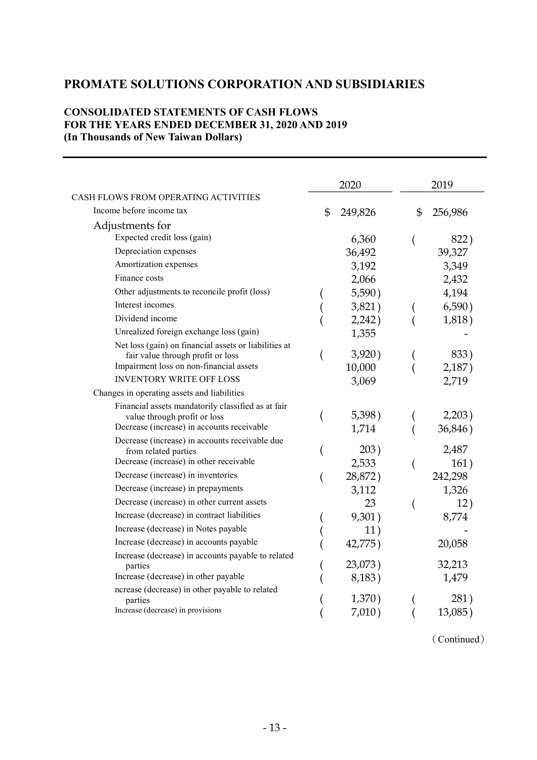# PROMATE SOLUTIONS CORPORATION AND SUBSIDIARIES

## CONSOLIDATED STATEMENTS OF CASH FLOWS
## FOR THE YEARS ENDED DECEMBER 31, 2020 AND 2019
## (In Thousands of New Taiwan Dollars)

| | 2020 | 2019 |
|---|---|---|
| CASH FLOWS FROM OPERATING ACTIVITIES | | |
| Income before income tax | $ 249,826 | $ 256,986 |
| Adjustments for | | |
| Expected credit loss (gain) | 6,360 | ( 822 ) |
| Depreciation expenses | 36,492 | 39,327 |
| Amortization expenses | 3,192 | 3,349 |
| Finance costs | 2,066 | 2,432 |
| Other adjustments to reconcile profit (loss) | ( 5,590 ) | 4,194 |
| Interest incomes | ( 3,821 ) | ( 6,590 ) |
| Dividend income | ( 2,242 ) | ( 1,818 ) |
| Unrealized foreign exchange loss (gain) | 1,355 | - |
| Net loss (gain) on financial assets or liabilities at fair value through profit or loss | ( 3,920 ) | ( 833 ) |
| Impairment loss on non-financial assets | 10,000 | ( 2,187 ) |
| INVENTORY WRITE OFF LOSS | 3,069 | 2,719 |
| Changes in operating assets and liabilities | | |
| Financial assets mandatorily classified as at fair value through profit or loss | ( 5,398 ) | ( 2,203 ) |
| Decrease (increase) in accounts receivable | 1,714 | ( 36,846 ) |
| Decrease (increase) in accounts receivable due from related parties | ( 203 ) | 2,487 |
| Decrease (increase) in other receivable | 2,533 | ( 161 ) |
| Decrease (increase) in inventories | ( 28,872 ) | 242,298 |
| Decrease (increase) in prepayments | 3,112 | 1,326 |
| Decrease (increase) in other current assets | 23 | ( 12 ) |
| Increase (decrease) in contract liabilities | ( 9,301 ) | 8,774 |
| Increase (decrease) in Notes payable | ( 11 ) | - |
| Increase (decrease) in accounts payable | ( 42,775 ) | 20,058 |
| Increase (decrease) in accounts payable to related parties | ( 23,073 ) | 32,213 |
| Increase (decrease) in other payable | ( 8,183 ) | 1,479 |
| ncrease (decrease) in other payable to related parties | ( 1,370 ) | ( 281 ) |
| Increase (decrease) in provisions | ( 7,010 ) | ( 13,085 ) |

(Continued)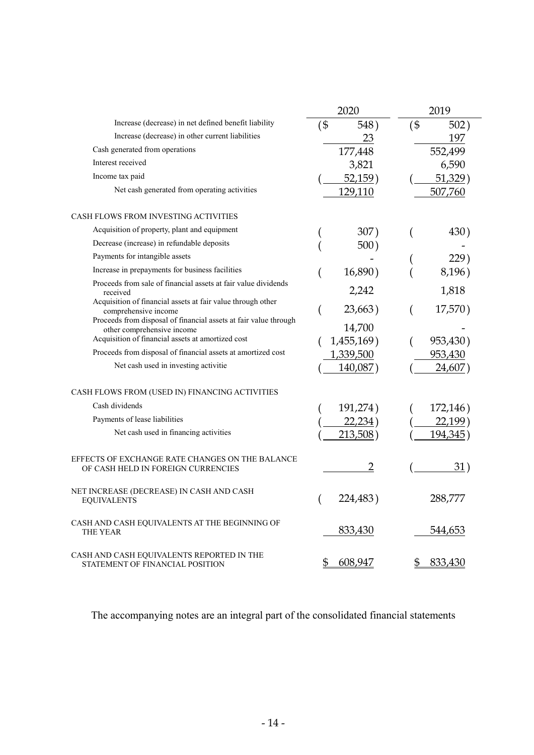| | 2020 | 2019 |
|---|---|---|
| Increase (decrease) in net defined benefit liability | ($ 548) | ($ 502) |
| Increase (decrease) in other current liabilities | 23 | 197 |
| Cash generated from operations | 177,448 | 552,499 |
| Interest received | 3,821 | 6,590 |
| Income tax paid | ( 52,159) | ( 51,329) |
| Net cash generated from operating activities | 129,110 | 507,760 |
| | | |
| CASH FLOWS FROM INVESTING ACTIVITIES | | |
| Acquisition of property, plant and equipment | ( 307) | ( 430) |
| Decrease (increase) in refundable deposits | ( 500) | - |
| Payments for intangible assets | - | ( 229) |
| Increase in prepayments for business facilities | ( 16,890) | ( 8,196) |
| Proceeds from sale of financial assets at fair value dividends received | 2,242 | 1,818 |
| Acquisition of financial assets at fair value through other comprehensive income | ( 23,663) | ( 17,570) |
| Proceeds from disposal of financial assets at fair value through other comprehensive income | 14,700 | - |
| Acquisition of financial assets at amortized cost | ( 1,455,169) | ( 953,430) |
| Proceeds from disposal of financial assets at amortized cost | 1,339,500 | 953,430 |
| Net cash used in investing activitie | ( 140,087) | ( 24,607) |
| | | |
| CASH FLOWS FROM (USED IN) FINANCING ACTIVITIES | | |
| Cash dividends | ( 191,274) | ( 172,146) |
| Payments of lease liabilities | ( 22,234) | ( 22,199) |
| Net cash used in financing activities | ( 213,508) | ( 194,345) |
| | | |
| EFFECTS OF EXCHANGE RATE CHANGES ON THE BALANCE OF CASH HELD IN FOREIGN CURRENCIES | 2 | ( 31) |
| | | |
| NET INCREASE (DECREASE) IN CASH AND CASH EQUIVALENTS | ( 224,483) | 288,777 |
| | | |
| CASH AND CASH EQUIVALENTS AT THE BEGINNING OF THE YEAR | 833,430 | 544,653 |
| | | |
| CASH AND CASH EQUIVALENTS REPORTED IN THE STATEMENT OF FINANCIAL POSITION | $ 608,947 | $ 833,430 |

The accompanying notes are an integral part of the consolidated financial statements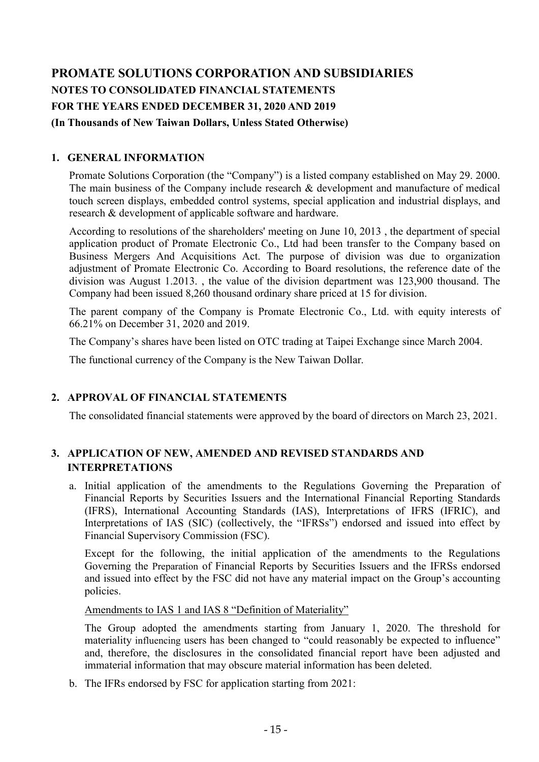# PROMATE SOLUTIONS CORPORATION AND SUBSIDIARIES

## NOTES TO CONSOLIDATED FINANCIAL STATEMENTS

## FOR THE YEARS ENDED DECEMBER 31, 2020 AND 2019

**(In Thousands of New Taiwan Dollars, Unless Stated Otherwise)**

### 1. GENERAL INFORMATION

Promate Solutions Corporation (the "Company") is a listed company established on May 29. 2000. The main business of the Company include research & development and manufacture of medical touch screen displays, embedded control systems, special application and industrial displays, and research & development of applicable software and hardware.

According to resolutions of the shareholders' meeting on June 10, 2013 , the department of special application product of Promate Electronic Co., Ltd had been transfer to the Company based on Business Mergers And Acquisitions Act. The purpose of division was due to organization adjustment of Promate Electronic Co. According to Board resolutions, the reference date of the division was August 1.2013. , the value of the division department was 123,900 thousand. The Company had been issued 8,260 thousand ordinary share priced at 15 for division.

The parent company of the Company is Promate Electronic Co., Ltd. with equity interests of 66.21% on December 31, 2020 and 2019.

The Company's shares have been listed on OTC trading at Taipei Exchange since March 2004.

The functional currency of the Company is the New Taiwan Dollar.

### 2. APPROVAL OF FINANCIAL STATEMENTS

The consolidated financial statements were approved by the board of directors on March 23, 2021.

### 3. APPLICATION OF NEW, AMENDED AND REVISED STANDARDS AND INTERPRETATIONS

a. Initial application of the amendments to the Regulations Governing the Preparation of Financial Reports by Securities Issuers and the International Financial Reporting Standards (IFRS), International Accounting Standards (IAS), Interpretations of IFRS (IFRIC), and Interpretations of IAS (SIC) (collectively, the "IFRSs") endorsed and issued into effect by Financial Supervisory Commission (FSC).

   Except for the following, the initial application of the amendments to the Regulations Governing the Preparation of Financial Reports by Securities Issuers and the IFRSs endorsed and issued into effect by the FSC did not have any material impact on the Group's accounting policies.

   Amendments to IAS 1 and IAS 8 "Definition of Materiality"

   The Group adopted the amendments starting from January 1, 2020. The threshold for materiality influencing users has been changed to "could reasonably be expected to influence" and, therefore, the disclosures in the consolidated financial report have been adjusted and immaterial information that may obscure material information has been deleted.

b. The IFRs endorsed by FSC for application starting from 2021: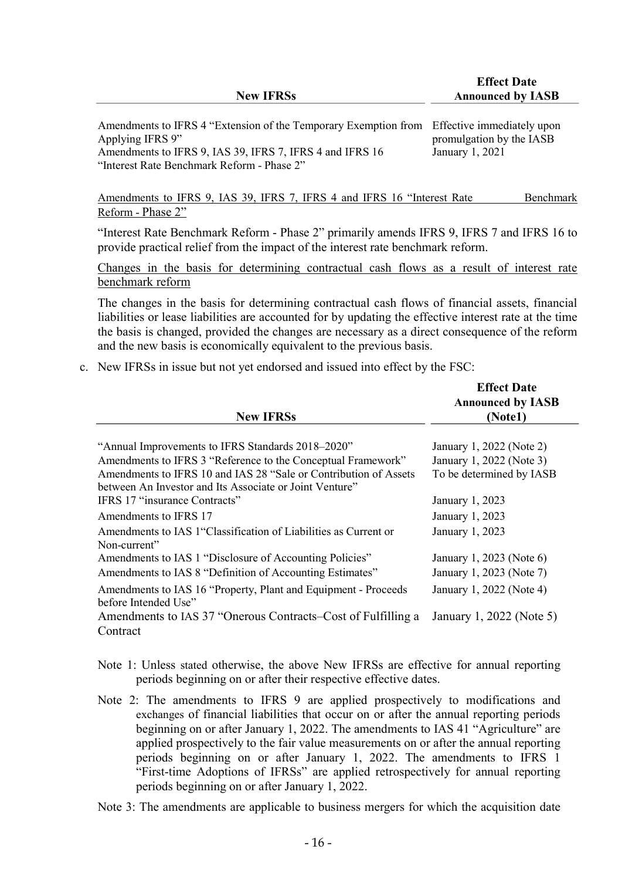| New IFRSs | Effect Date Announced by IASB |
|---|---|
| Amendments to IFRS 4 "Extension of the Temporary Exemption from Applying IFRS 9" | Effective immediately upon promulgation by the IASB |
| Amendments to IFRS 9, IAS 39, IFRS 7, IFRS 4 and IFRS 16 "Interest Rate Benchmark Reform - Phase 2" | January 1, 2021 |

Amendments to IFRS 9, IAS 39, IFRS 7, IFRS 4 and IFRS 16 "Interest Rate Benchmark Reform - Phase 2"

"Interest Rate Benchmark Reform - Phase 2" primarily amends IFRS 9, IFRS 7 and IFRS 16 to provide practical relief from the impact of the interest rate benchmark reform.

Changes in the basis for determining contractual cash flows as a result of interest rate benchmark reform

The changes in the basis for determining contractual cash flows of financial assets, financial liabilities or lease liabilities are accounted for by updating the effective interest rate at the time the basis is changed, provided the changes are necessary as a direct consequence of the reform and the new basis is economically equivalent to the previous basis.

c. New IFRSs in issue but not yet endorsed and issued into effect by the FSC:

| New IFRSs | Effect Date Announced by IASB (Note1) |
|---|---|
| "Annual Improvements to IFRS Standards 2018–2020" | January 1, 2022 (Note 2) |
| Amendments to IFRS 3 "Reference to the Conceptual Framework" | January 1, 2022 (Note 3) |
| Amendments to IFRS 10 and IAS 28 "Sale or Contribution of Assets between An Investor and Its Associate or Joint Venture" | To be determined by IASB |
| IFRS 17 "insurance Contracts" | January 1, 2023 |
| Amendments to IFRS 17 | January 1, 2023 |
| Amendments to IAS 1"Classification of Liabilities as Current or Non-current" | January 1, 2023 |
| Amendments to IAS 1 "Disclosure of Accounting Policies" | January 1, 2023 (Note 6) |
| Amendments to IAS 8 "Definition of Accounting Estimates" | January 1, 2023 (Note 7) |
| Amendments to IAS 16 "Property, Plant and Equipment - Proceeds before Intended Use" | January 1, 2022 (Note 4) |
| Amendments to IAS 37 "Onerous Contracts–Cost of Fulfilling a Contract | January 1, 2022 (Note 5) |

Note 1: Unless stated otherwise, the above New IFRSs are effective for annual reporting periods beginning on or after their respective effective dates.

Note 2: The amendments to IFRS 9 are applied prospectively to modifications and exchanges of financial liabilities that occur on or after the annual reporting periods beginning on or after January 1, 2022. The amendments to IAS 41 "Agriculture" are applied prospectively to the fair value measurements on or after the annual reporting periods beginning on or after January 1, 2022. The amendments to IFRS 1 "First-time Adoptions of IFRSs" are applied retrospectively for annual reporting periods beginning on or after January 1, 2022.

Note 3: The amendments are applicable to business mergers for which the acquisition date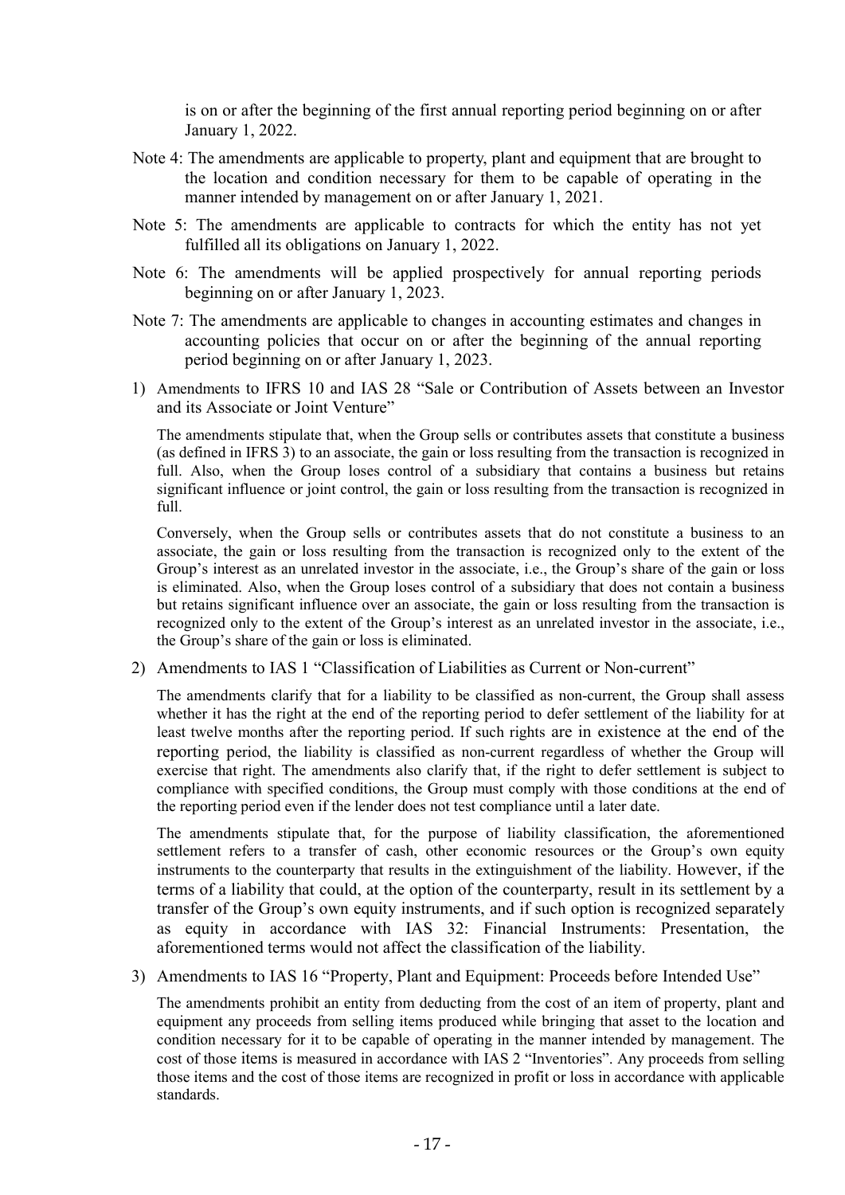is on or after the beginning of the first annual reporting period beginning on or after January 1, 2022.

Note 4: The amendments are applicable to property, plant and equipment that are brought to the location and condition necessary for them to be capable of operating in the manner intended by management on or after January 1, 2021.

Note 5: The amendments are applicable to contracts for which the entity has not yet fulfilled all its obligations on January 1, 2022.

Note 6: The amendments will be applied prospectively for annual reporting periods beginning on or after January 1, 2023.

Note 7: The amendments are applicable to changes in accounting estimates and changes in accounting policies that occur on or after the beginning of the annual reporting period beginning on or after January 1, 2023.

1) Amendments to IFRS 10 and IAS 28 "Sale or Contribution of Assets between an Investor and its Associate or Joint Venture"

   The amendments stipulate that, when the Group sells or contributes assets that constitute a business (as defined in IFRS 3) to an associate, the gain or loss resulting from the transaction is recognized in full. Also, when the Group loses control of a subsidiary that contains a business but retains significant influence or joint control, the gain or loss resulting from the transaction is recognized in full.

   Conversely, when the Group sells or contributes assets that do not constitute a business to an associate, the gain or loss resulting from the transaction is recognized only to the extent of the Group's interest as an unrelated investor in the associate, i.e., the Group's share of the gain or loss is eliminated. Also, when the Group loses control of a subsidiary that does not contain a business but retains significant influence over an associate, the gain or loss resulting from the transaction is recognized only to the extent of the Group's interest as an unrelated investor in the associate, i.e., the Group's share of the gain or loss is eliminated.

2) Amendments to IAS 1 "Classification of Liabilities as Current or Non-current"

   The amendments clarify that for a liability to be classified as non-current, the Group shall assess whether it has the right at the end of the reporting period to defer settlement of the liability for at least twelve months after the reporting period. If such rights are in existence at the end of the reporting period, the liability is classified as non-current regardless of whether the Group will exercise that right. The amendments also clarify that, if the right to defer settlement is subject to compliance with specified conditions, the Group must comply with those conditions at the end of the reporting period even if the lender does not test compliance until a later date.

   The amendments stipulate that, for the purpose of liability classification, the aforementioned settlement refers to a transfer of cash, other economic resources or the Group's own equity instruments to the counterparty that results in the extinguishment of the liability. However, if the terms of a liability that could, at the option of the counterparty, result in its settlement by a transfer of the Group's own equity instruments, and if such option is recognized separately as equity in accordance with IAS 32: Financial Instruments: Presentation, the aforementioned terms would not affect the classification of the liability.

3) Amendments to IAS 16 "Property, Plant and Equipment: Proceeds before Intended Use"

   The amendments prohibit an entity from deducting from the cost of an item of property, plant and equipment any proceeds from selling items produced while bringing that asset to the location and condition necessary for it to be capable of operating in the manner intended by management. The cost of those items is measured in accordance with IAS 2 "Inventories". Any proceeds from selling those items and the cost of those items are recognized in profit or loss in accordance with applicable standards.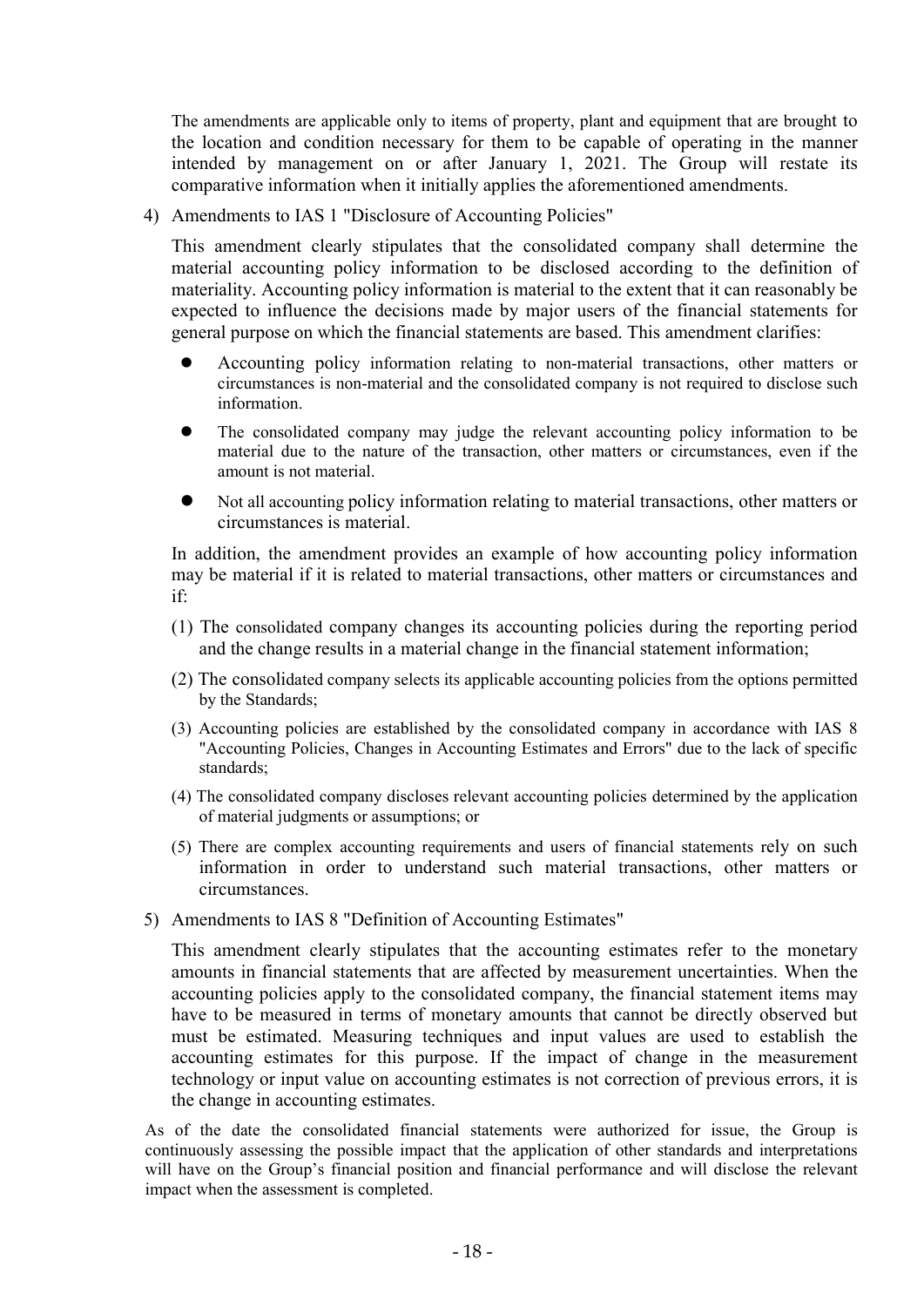The amendments are applicable only to items of property, plant and equipment that are brought to the location and condition necessary for them to be capable of operating in the manner intended by management on or after January 1, 2021. The Group will restate its comparative information when it initially applies the aforementioned amendments.

4) Amendments to IAS 1 "Disclosure of Accounting Policies"

This amendment clearly stipulates that the consolidated company shall determine the material accounting policy information to be disclosed according to the definition of materiality. Accounting policy information is material to the extent that it can reasonably be expected to influence the decisions made by major users of the financial statements for general purpose on which the financial statements are based. This amendment clarifies:

- Accounting policy information relating to non-material transactions, other matters or circumstances is non-material and the consolidated company is not required to disclose such information.
- The consolidated company may judge the relevant accounting policy information to be material due to the nature of the transaction, other matters or circumstances, even if the amount is not material.
- Not all accounting policy information relating to material transactions, other matters or circumstances is material.

In addition, the amendment provides an example of how accounting policy information may be material if it is related to material transactions, other matters or circumstances and if:

(1) The consolidated company changes its accounting policies during the reporting period and the change results in a material change in the financial statement information;

(2) The consolidated company selects its applicable accounting policies from the options permitted by the Standards;

(3) Accounting policies are established by the consolidated company in accordance with IAS 8 "Accounting Policies, Changes in Accounting Estimates and Errors" due to the lack of specific standards;

(4) The consolidated company discloses relevant accounting policies determined by the application of material judgments or assumptions; or

(5) There are complex accounting requirements and users of financial statements rely on such information in order to understand such material transactions, other matters or circumstances.

5) Amendments to IAS 8 "Definition of Accounting Estimates"

This amendment clearly stipulates that the accounting estimates refer to the monetary amounts in financial statements that are affected by measurement uncertainties. When the accounting policies apply to the consolidated company, the financial statement items may have to be measured in terms of monetary amounts that cannot be directly observed but must be estimated. Measuring techniques and input values are used to establish the accounting estimates for this purpose. If the impact of change in the measurement technology or input value on accounting estimates is not correction of previous errors, it is the change in accounting estimates.

As of the date the consolidated financial statements were authorized for issue, the Group is continuously assessing the possible impact that the application of other standards and interpretations will have on the Group's financial position and financial performance and will disclose the relevant impact when the assessment is completed.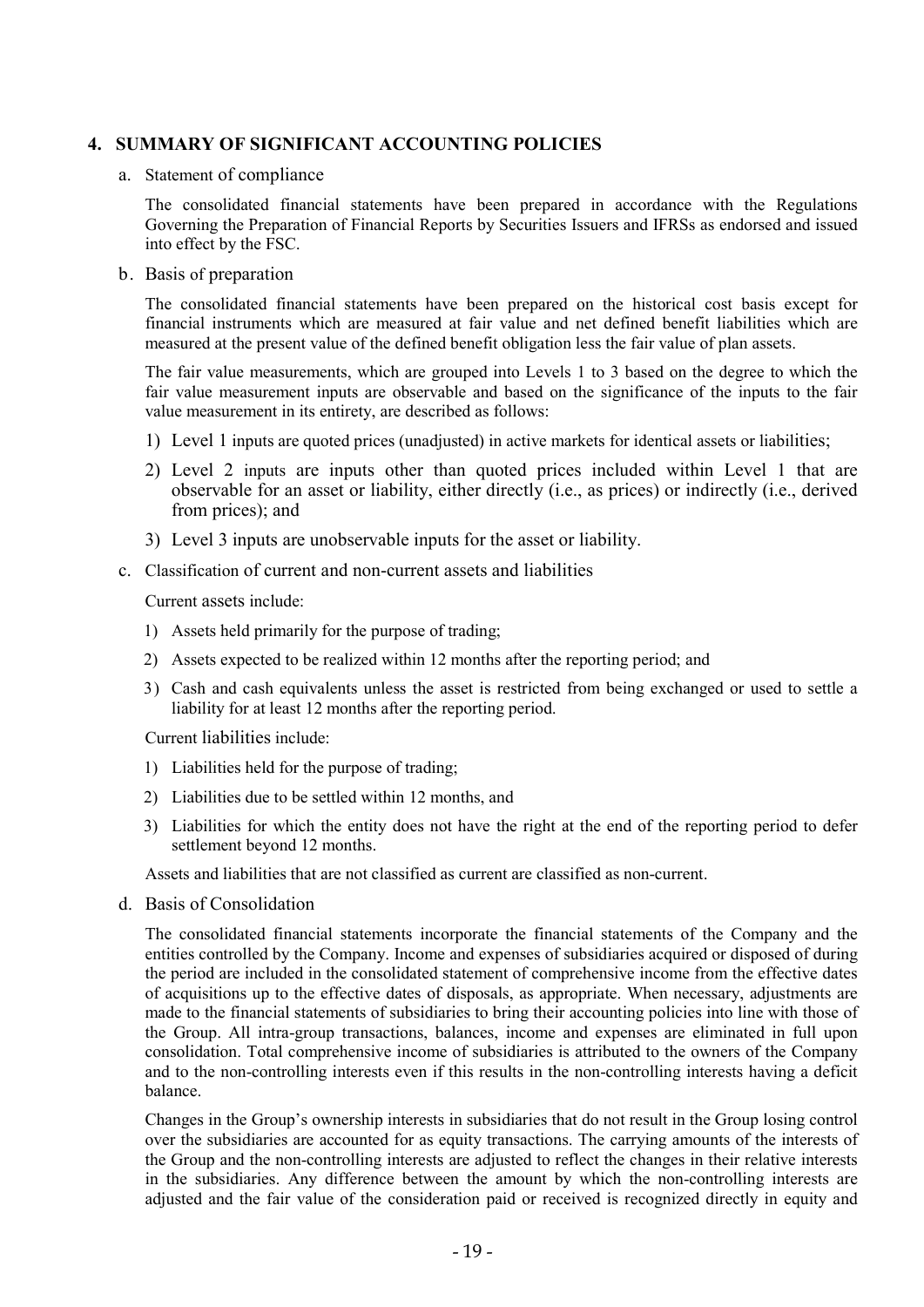## 4. SUMMARY OF SIGNIFICANT ACCOUNTING POLICIES

a. Statement of compliance

The consolidated financial statements have been prepared in accordance with the Regulations Governing the Preparation of Financial Reports by Securities Issuers and IFRSs as endorsed and issued into effect by the FSC.

b. Basis of preparation

The consolidated financial statements have been prepared on the historical cost basis except for financial instruments which are measured at fair value and net defined benefit liabilities which are measured at the present value of the defined benefit obligation less the fair value of plan assets.

The fair value measurements, which are grouped into Levels 1 to 3 based on the degree to which the fair value measurement inputs are observable and based on the significance of the inputs to the fair value measurement in its entirety, are described as follows:

1) Level 1 inputs are quoted prices (unadjusted) in active markets for identical assets or liabilities;
2) Level 2 inputs are inputs other than quoted prices included within Level 1 that are observable for an asset or liability, either directly (i.e., as prices) or indirectly (i.e., derived from prices); and
3) Level 3 inputs are unobservable inputs for the asset or liability.

c. Classification of current and non-current assets and liabilities

Current assets include:

1) Assets held primarily for the purpose of trading;
2) Assets expected to be realized within 12 months after the reporting period; and
3) Cash and cash equivalents unless the asset is restricted from being exchanged or used to settle a liability for at least 12 months after the reporting period.

Current liabilities include:

1) Liabilities held for the purpose of trading;
2) Liabilities due to be settled within 12 months, and
3) Liabilities for which the entity does not have the right at the end of the reporting period to defer settlement beyond 12 months.

Assets and liabilities that are not classified as current are classified as non-current.

d. Basis of Consolidation

The consolidated financial statements incorporate the financial statements of the Company and the entities controlled by the Company. Income and expenses of subsidiaries acquired or disposed of during the period are included in the consolidated statement of comprehensive income from the effective dates of acquisitions up to the effective dates of disposals, as appropriate. When necessary, adjustments are made to the financial statements of subsidiaries to bring their accounting policies into line with those of the Group. All intra-group transactions, balances, income and expenses are eliminated in full upon consolidation. Total comprehensive income of subsidiaries is attributed to the owners of the Company and to the non-controlling interests even if this results in the non-controlling interests having a deficit balance.

Changes in the Group's ownership interests in subsidiaries that do not result in the Group losing control over the subsidiaries are accounted for as equity transactions. The carrying amounts of the interests of the Group and the non-controlling interests are adjusted to reflect the changes in their relative interests in the subsidiaries. Any difference between the amount by which the non-controlling interests are adjusted and the fair value of the consideration paid or received is recognized directly in equity and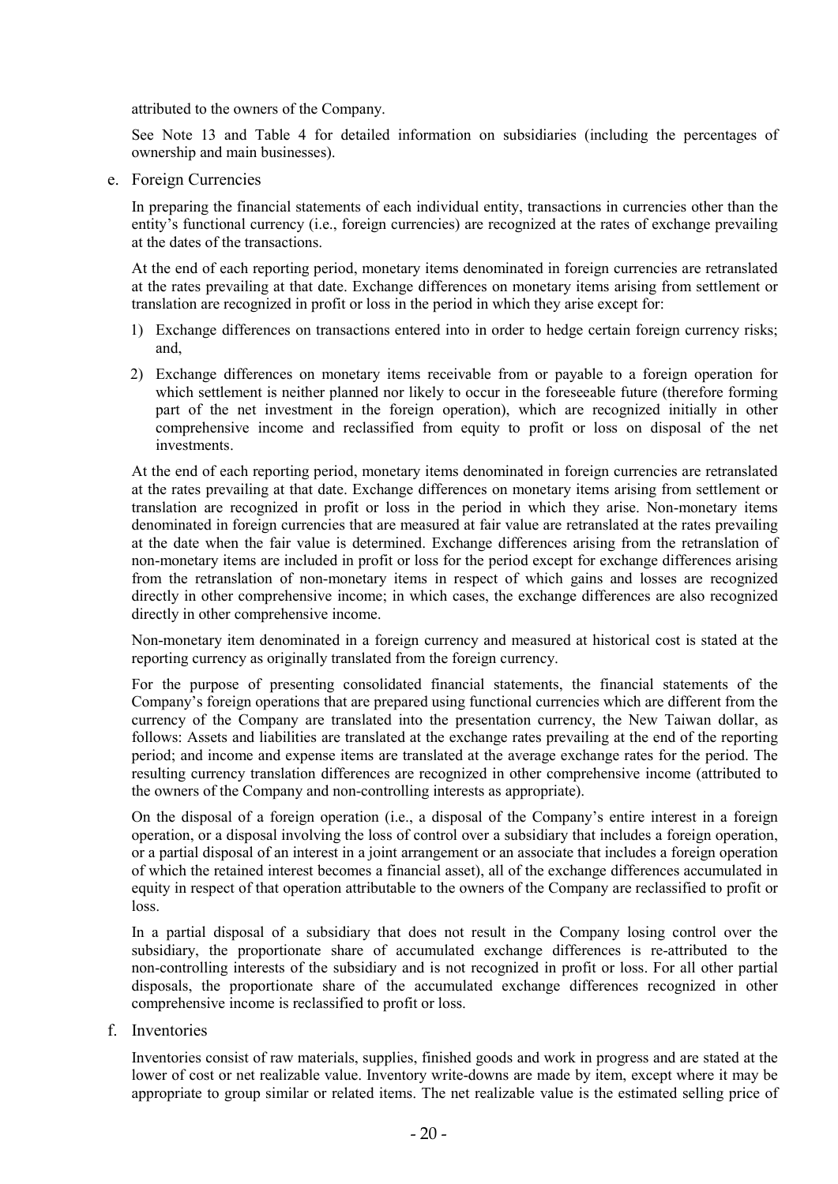attributed to the owners of the Company.

See Note 13 and Table 4 for detailed information on subsidiaries (including the percentages of ownership and main businesses).

e. Foreign Currencies

In preparing the financial statements of each individual entity, transactions in currencies other than the entity's functional currency (i.e., foreign currencies) are recognized at the rates of exchange prevailing at the dates of the transactions.

At the end of each reporting period, monetary items denominated in foreign currencies are retranslated at the rates prevailing at that date. Exchange differences on monetary items arising from settlement or translation are recognized in profit or loss in the period in which they arise except for:

1) Exchange differences on transactions entered into in order to hedge certain foreign currency risks; and,
2) Exchange differences on monetary items receivable from or payable to a foreign operation for which settlement is neither planned nor likely to occur in the foreseeable future (therefore forming part of the net investment in the foreign operation), which are recognized initially in other comprehensive income and reclassified from equity to profit or loss on disposal of the net investments.

At the end of each reporting period, monetary items denominated in foreign currencies are retranslated at the rates prevailing at that date. Exchange differences on monetary items arising from settlement or translation are recognized in profit or loss in the period in which they arise. Non-monetary items denominated in foreign currencies that are measured at fair value are retranslated at the rates prevailing at the date when the fair value is determined. Exchange differences arising from the retranslation of non-monetary items are included in profit or loss for the period except for exchange differences arising from the retranslation of non-monetary items in respect of which gains and losses are recognized directly in other comprehensive income; in which cases, the exchange differences are also recognized directly in other comprehensive income.

Non-monetary item denominated in a foreign currency and measured at historical cost is stated at the reporting currency as originally translated from the foreign currency.

For the purpose of presenting consolidated financial statements, the financial statements of the Company's foreign operations that are prepared using functional currencies which are different from the currency of the Company are translated into the presentation currency, the New Taiwan dollar, as follows: Assets and liabilities are translated at the exchange rates prevailing at the end of the reporting period; and income and expense items are translated at the average exchange rates for the period. The resulting currency translation differences are recognized in other comprehensive income (attributed to the owners of the Company and non-controlling interests as appropriate).

On the disposal of a foreign operation (i.e., a disposal of the Company's entire interest in a foreign operation, or a disposal involving the loss of control over a subsidiary that includes a foreign operation, or a partial disposal of an interest in a joint arrangement or an associate that includes a foreign operation of which the retained interest becomes a financial asset), all of the exchange differences accumulated in equity in respect of that operation attributable to the owners of the Company are reclassified to profit or loss.

In a partial disposal of a subsidiary that does not result in the Company losing control over the subsidiary, the proportionate share of accumulated exchange differences is re-attributed to the non-controlling interests of the subsidiary and is not recognized in profit or loss. For all other partial disposals, the proportionate share of the accumulated exchange differences recognized in other comprehensive income is reclassified to profit or loss.

f. Inventories

Inventories consist of raw materials, supplies, finished goods and work in progress and are stated at the lower of cost or net realizable value. Inventory write-downs are made by item, except where it may be appropriate to group similar or related items. The net realizable value is the estimated selling price of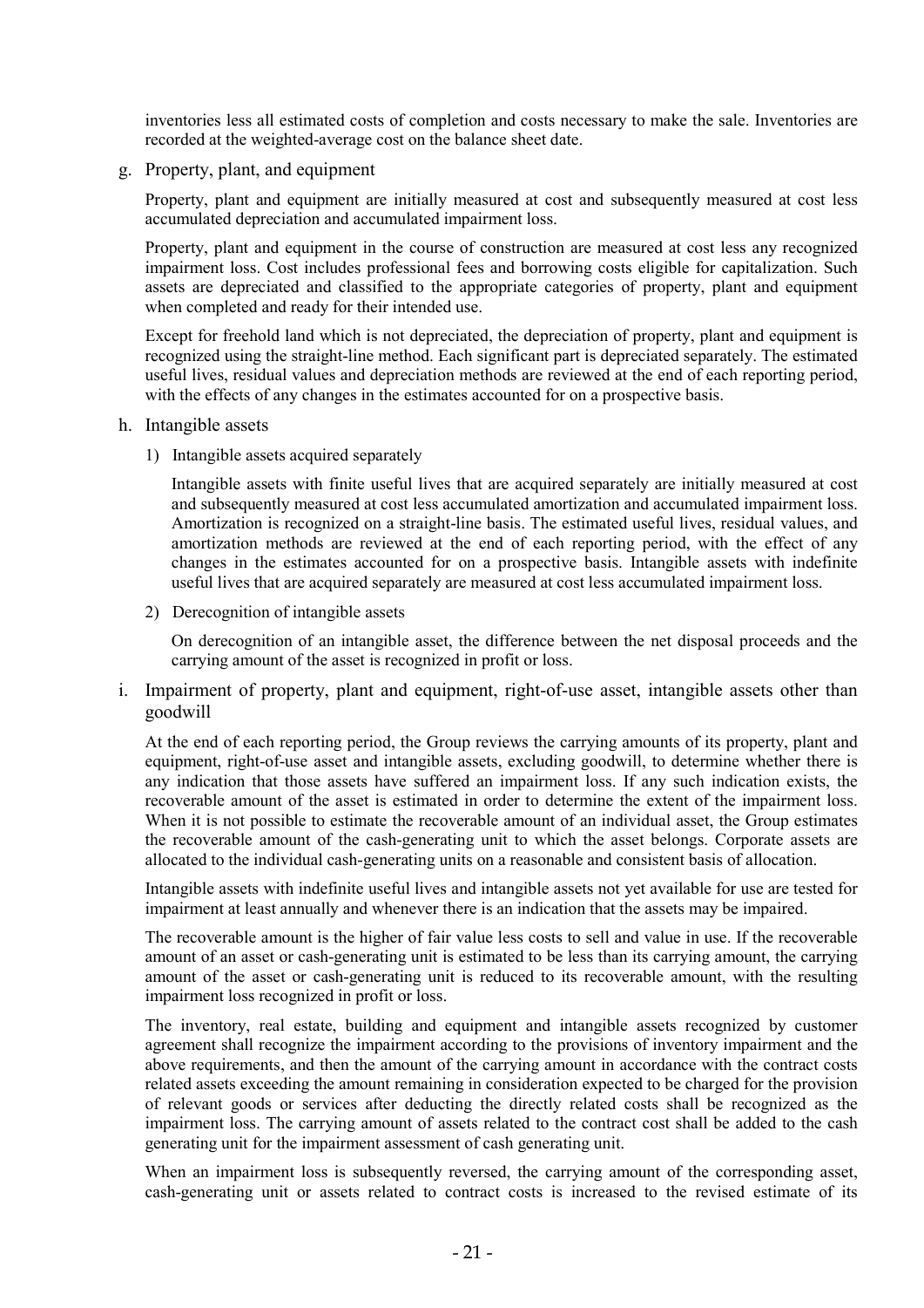inventories less all estimated costs of completion and costs necessary to make the sale. Inventories are recorded at the weighted-average cost on the balance sheet date.

g. Property, plant, and equipment

Property, plant and equipment are initially measured at cost and subsequently measured at cost less accumulated depreciation and accumulated impairment loss.

Property, plant and equipment in the course of construction are measured at cost less any recognized impairment loss. Cost includes professional fees and borrowing costs eligible for capitalization. Such assets are depreciated and classified to the appropriate categories of property, plant and equipment when completed and ready for their intended use.

Except for freehold land which is not depreciated, the depreciation of property, plant and equipment is recognized using the straight-line method. Each significant part is depreciated separately. The estimated useful lives, residual values and depreciation methods are reviewed at the end of each reporting period, with the effects of any changes in the estimates accounted for on a prospective basis.

h. Intangible assets

1) Intangible assets acquired separately

Intangible assets with finite useful lives that are acquired separately are initially measured at cost and subsequently measured at cost less accumulated amortization and accumulated impairment loss. Amortization is recognized on a straight-line basis. The estimated useful lives, residual values, and amortization methods are reviewed at the end of each reporting period, with the effect of any changes in the estimates accounted for on a prospective basis. Intangible assets with indefinite useful lives that are acquired separately are measured at cost less accumulated impairment loss.

2) Derecognition of intangible assets

On derecognition of an intangible asset, the difference between the net disposal proceeds and the carrying amount of the asset is recognized in profit or loss.

i. Impairment of property, plant and equipment, right-of-use asset, intangible assets other than goodwill

At the end of each reporting period, the Group reviews the carrying amounts of its property, plant and equipment, right-of-use asset and intangible assets, excluding goodwill, to determine whether there is any indication that those assets have suffered an impairment loss. If any such indication exists, the recoverable amount of the asset is estimated in order to determine the extent of the impairment loss. When it is not possible to estimate the recoverable amount of an individual asset, the Group estimates the recoverable amount of the cash-generating unit to which the asset belongs. Corporate assets are allocated to the individual cash-generating units on a reasonable and consistent basis of allocation.

Intangible assets with indefinite useful lives and intangible assets not yet available for use are tested for impairment at least annually and whenever there is an indication that the assets may be impaired.

The recoverable amount is the higher of fair value less costs to sell and value in use. If the recoverable amount of an asset or cash-generating unit is estimated to be less than its carrying amount, the carrying amount of the asset or cash-generating unit is reduced to its recoverable amount, with the resulting impairment loss recognized in profit or loss.

The inventory, real estate, building and equipment and intangible assets recognized by customer agreement shall recognize the impairment according to the provisions of inventory impairment and the above requirements, and then the amount of the carrying amount in accordance with the contract costs related assets exceeding the amount remaining in consideration expected to be charged for the provision of relevant goods or services after deducting the directly related costs shall be recognized as the impairment loss. The carrying amount of assets related to the contract cost shall be added to the cash generating unit for the impairment assessment of cash generating unit.

When an impairment loss is subsequently reversed, the carrying amount of the corresponding asset, cash-generating unit or assets related to contract costs is increased to the revised estimate of its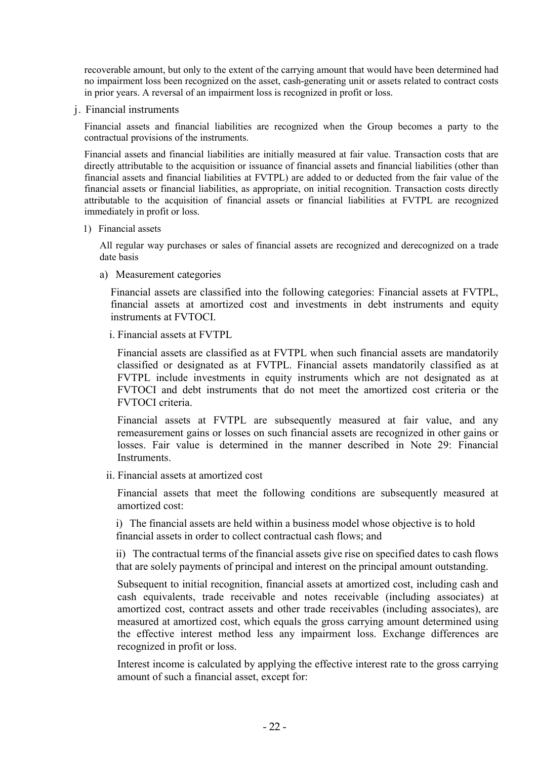recoverable amount, but only to the extent of the carrying amount that would have been determined had no impairment loss been recognized on the asset, cash-generating unit or assets related to contract costs in prior years. A reversal of an impairment loss is recognized in profit or loss.

j. Financial instruments

Financial assets and financial liabilities are recognized when the Group becomes a party to the contractual provisions of the instruments.

Financial assets and financial liabilities are initially measured at fair value. Transaction costs that are directly attributable to the acquisition or issuance of financial assets and financial liabilities (other than financial assets and financial liabilities at FVTPL) are added to or deducted from the fair value of the financial assets or financial liabilities, as appropriate, on initial recognition. Transaction costs directly attributable to the acquisition of financial assets or financial liabilities at FVTPL are recognized immediately in profit or loss.

1) Financial assets

All regular way purchases or sales of financial assets are recognized and derecognized on a trade date basis

a) Measurement categories

Financial assets are classified into the following categories: Financial assets at FVTPL, financial assets at amortized cost and investments in debt instruments and equity instruments at FVTOCI.

i. Financial assets at FVTPL

Financial assets are classified as at FVTPL when such financial assets are mandatorily classified or designated as at FVTPL. Financial assets mandatorily classified as at FVTPL include investments in equity instruments which are not designated as at FVTOCI and debt instruments that do not meet the amortized cost criteria or the FVTOCI criteria.

Financial assets at FVTPL are subsequently measured at fair value, and any remeasurement gains or losses on such financial assets are recognized in other gains or losses. Fair value is determined in the manner described in Note 29: Financial Instruments.

ii. Financial assets at amortized cost

Financial assets that meet the following conditions are subsequently measured at amortized cost:

i) The financial assets are held within a business model whose objective is to hold financial assets in order to collect contractual cash flows; and

ii) The contractual terms of the financial assets give rise on specified dates to cash flows that are solely payments of principal and interest on the principal amount outstanding.

Subsequent to initial recognition, financial assets at amortized cost, including cash and cash equivalents, trade receivable and notes receivable (including associates) at amortized cost, contract assets and other trade receivables (including associates), are measured at amortized cost, which equals the gross carrying amount determined using the effective interest method less any impairment loss. Exchange differences are recognized in profit or loss.

Interest income is calculated by applying the effective interest rate to the gross carrying amount of such a financial asset, except for: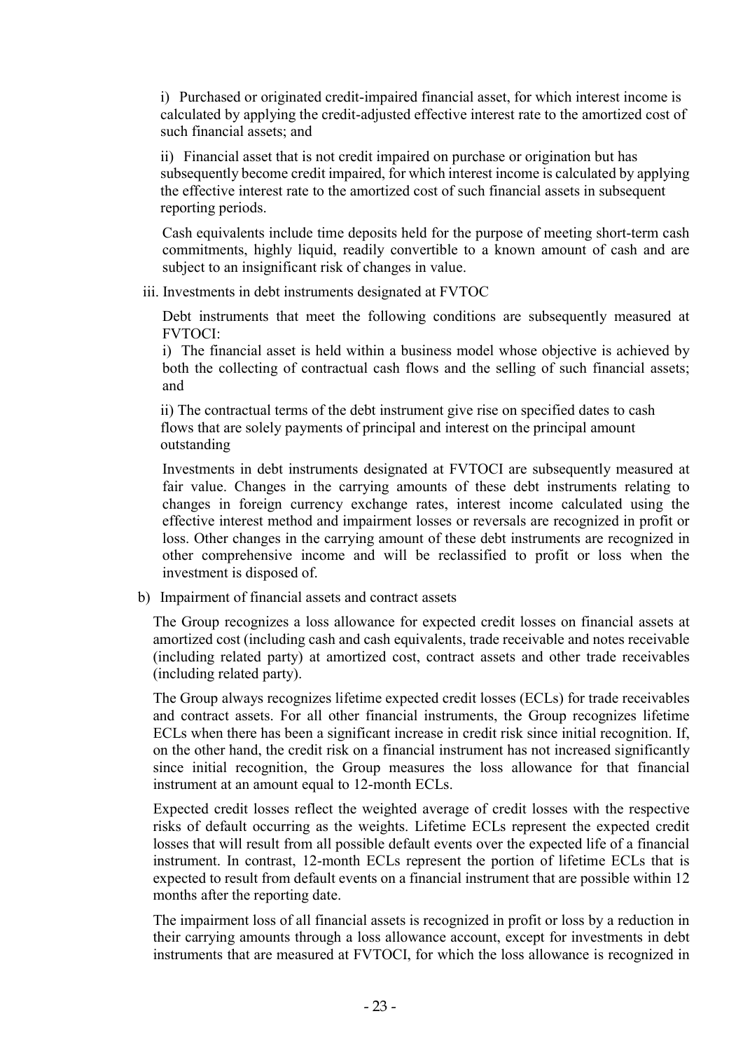i) Purchased or originated credit-impaired financial asset, for which interest income is calculated by applying the credit-adjusted effective interest rate to the amortized cost of such financial assets; and

ii) Financial asset that is not credit impaired on purchase or origination but has subsequently become credit impaired, for which interest income is calculated by applying the effective interest rate to the amortized cost of such financial assets in subsequent reporting periods.

Cash equivalents include time deposits held for the purpose of meeting short-term cash commitments, highly liquid, readily convertible to a known amount of cash and are subject to an insignificant risk of changes in value.

iii. Investments in debt instruments designated at FVTOC

Debt instruments that meet the following conditions are subsequently measured at FVTOCI:

i) The financial asset is held within a business model whose objective is achieved by both the collecting of contractual cash flows and the selling of such financial assets; and

ii) The contractual terms of the debt instrument give rise on specified dates to cash flows that are solely payments of principal and interest on the principal amount outstanding

Investments in debt instruments designated at FVTOCI are subsequently measured at fair value. Changes in the carrying amounts of these debt instruments relating to changes in foreign currency exchange rates, interest income calculated using the effective interest method and impairment losses or reversals are recognized in profit or loss. Other changes in the carrying amount of these debt instruments are recognized in other comprehensive income and will be reclassified to profit or loss when the investment is disposed of.

b) Impairment of financial assets and contract assets

The Group recognizes a loss allowance for expected credit losses on financial assets at amortized cost (including cash and cash equivalents, trade receivable and notes receivable (including related party) at amortized cost, contract assets and other trade receivables (including related party).

The Group always recognizes lifetime expected credit losses (ECLs) for trade receivables and contract assets. For all other financial instruments, the Group recognizes lifetime ECLs when there has been a significant increase in credit risk since initial recognition. If, on the other hand, the credit risk on a financial instrument has not increased significantly since initial recognition, the Group measures the loss allowance for that financial instrument at an amount equal to 12-month ECLs.

Expected credit losses reflect the weighted average of credit losses with the respective risks of default occurring as the weights. Lifetime ECLs represent the expected credit losses that will result from all possible default events over the expected life of a financial instrument. In contrast, 12-month ECLs represent the portion of lifetime ECLs that is expected to result from default events on a financial instrument that are possible within 12 months after the reporting date.

The impairment loss of all financial assets is recognized in profit or loss by a reduction in their carrying amounts through a loss allowance account, except for investments in debt instruments that are measured at FVTOCI, for which the loss allowance is recognized in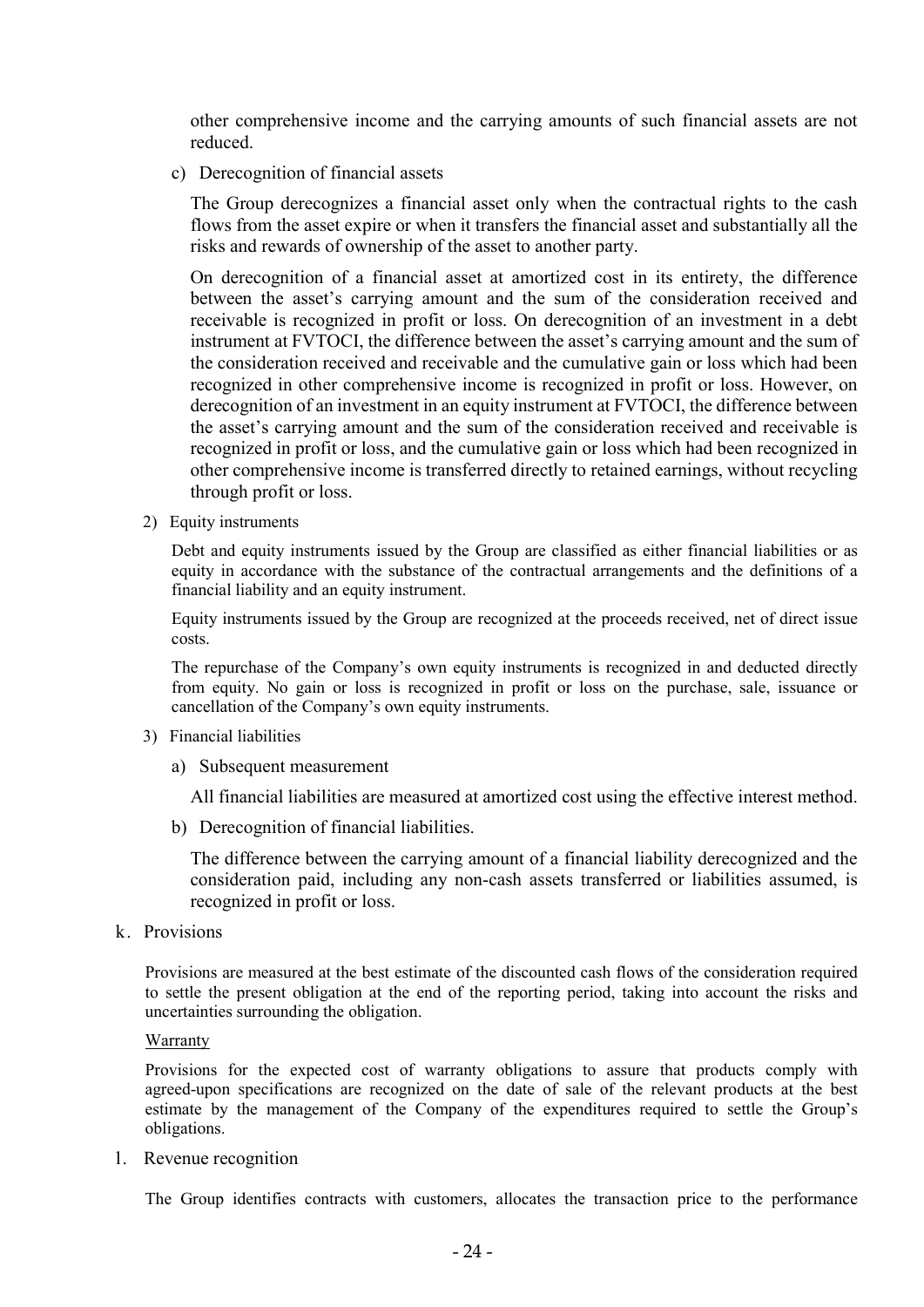other comprehensive income and the carrying amounts of such financial assets are not reduced.

c) Derecognition of financial assets

The Group derecognizes a financial asset only when the contractual rights to the cash flows from the asset expire or when it transfers the financial asset and substantially all the risks and rewards of ownership of the asset to another party.

On derecognition of a financial asset at amortized cost in its entirety, the difference between the asset's carrying amount and the sum of the consideration received and receivable is recognized in profit or loss. On derecognition of an investment in a debt instrument at FVTOCI, the difference between the asset's carrying amount and the sum of the consideration received and receivable and the cumulative gain or loss which had been recognized in other comprehensive income is recognized in profit or loss. However, on derecognition of an investment in an equity instrument at FVTOCI, the difference between the asset's carrying amount and the sum of the consideration received and receivable is recognized in profit or loss, and the cumulative gain or loss which had been recognized in other comprehensive income is transferred directly to retained earnings, without recycling through profit or loss.

2) Equity instruments

Debt and equity instruments issued by the Group are classified as either financial liabilities or as equity in accordance with the substance of the contractual arrangements and the definitions of a financial liability and an equity instrument.

Equity instruments issued by the Group are recognized at the proceeds received, net of direct issue costs.

The repurchase of the Company's own equity instruments is recognized in and deducted directly from equity. No gain or loss is recognized in profit or loss on the purchase, sale, issuance or cancellation of the Company's own equity instruments.

3) Financial liabilities

a) Subsequent measurement

All financial liabilities are measured at amortized cost using the effective interest method.

b) Derecognition of financial liabilities.

The difference between the carrying amount of a financial liability derecognized and the consideration paid, including any non-cash assets transferred or liabilities assumed, is recognized in profit or loss.

k. Provisions

Provisions are measured at the best estimate of the discounted cash flows of the consideration required to settle the present obligation at the end of the reporting period, taking into account the risks and uncertainties surrounding the obligation.

Warranty

Provisions for the expected cost of warranty obligations to assure that products comply with agreed-upon specifications are recognized on the date of sale of the relevant products at the best estimate by the management of the Company of the expenditures required to settle the Group's obligations.

l. Revenue recognition

The Group identifies contracts with customers, allocates the transaction price to the performance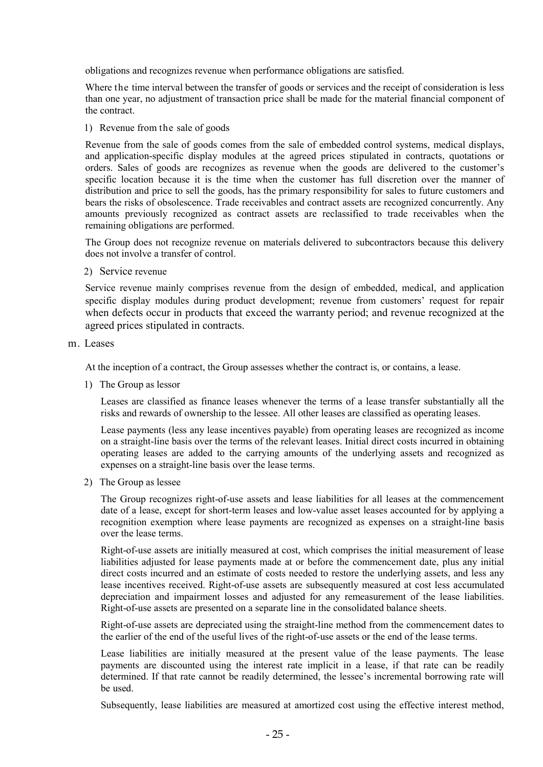obligations and recognizes revenue when performance obligations are satisfied.

Where the time interval between the transfer of goods or services and the receipt of consideration is less than one year, no adjustment of transaction price shall be made for the material financial component of the contract.

1) Revenue from the sale of goods

Revenue from the sale of goods comes from the sale of embedded control systems, medical displays, and application-specific display modules at the agreed prices stipulated in contracts, quotations or orders. Sales of goods are recognizes as revenue when the goods are delivered to the customer's specific location because it is the time when the customer has full discretion over the manner of distribution and price to sell the goods, has the primary responsibility for sales to future customers and bears the risks of obsolescence. Trade receivables and contract assets are recognized concurrently. Any amounts previously recognized as contract assets are reclassified to trade receivables when the remaining obligations are performed.

The Group does not recognize revenue on materials delivered to subcontractors because this delivery does not involve a transfer of control.

2) Service revenue

Service revenue mainly comprises revenue from the design of embedded, medical, and application specific display modules during product development; revenue from customers' request for repair when defects occur in products that exceed the warranty period; and revenue recognized at the agreed prices stipulated in contracts.

m. Leases

At the inception of a contract, the Group assesses whether the contract is, or contains, a lease.

1) The Group as lessor

Leases are classified as finance leases whenever the terms of a lease transfer substantially all the risks and rewards of ownership to the lessee. All other leases are classified as operating leases.

Lease payments (less any lease incentives payable) from operating leases are recognized as income on a straight-line basis over the terms of the relevant leases. Initial direct costs incurred in obtaining operating leases are added to the carrying amounts of the underlying assets and recognized as expenses on a straight-line basis over the lease terms.

2) The Group as lessee

The Group recognizes right-of-use assets and lease liabilities for all leases at the commencement date of a lease, except for short-term leases and low-value asset leases accounted for by applying a recognition exemption where lease payments are recognized as expenses on a straight-line basis over the lease terms.

Right-of-use assets are initially measured at cost, which comprises the initial measurement of lease liabilities adjusted for lease payments made at or before the commencement date, plus any initial direct costs incurred and an estimate of costs needed to restore the underlying assets, and less any lease incentives received. Right-of-use assets are subsequently measured at cost less accumulated depreciation and impairment losses and adjusted for any remeasurement of the lease liabilities. Right-of-use assets are presented on a separate line in the consolidated balance sheets.

Right-of-use assets are depreciated using the straight-line method from the commencement dates to the earlier of the end of the useful lives of the right-of-use assets or the end of the lease terms.

Lease liabilities are initially measured at the present value of the lease payments. The lease payments are discounted using the interest rate implicit in a lease, if that rate can be readily determined. If that rate cannot be readily determined, the lessee's incremental borrowing rate will be used.

Subsequently, lease liabilities are measured at amortized cost using the effective interest method,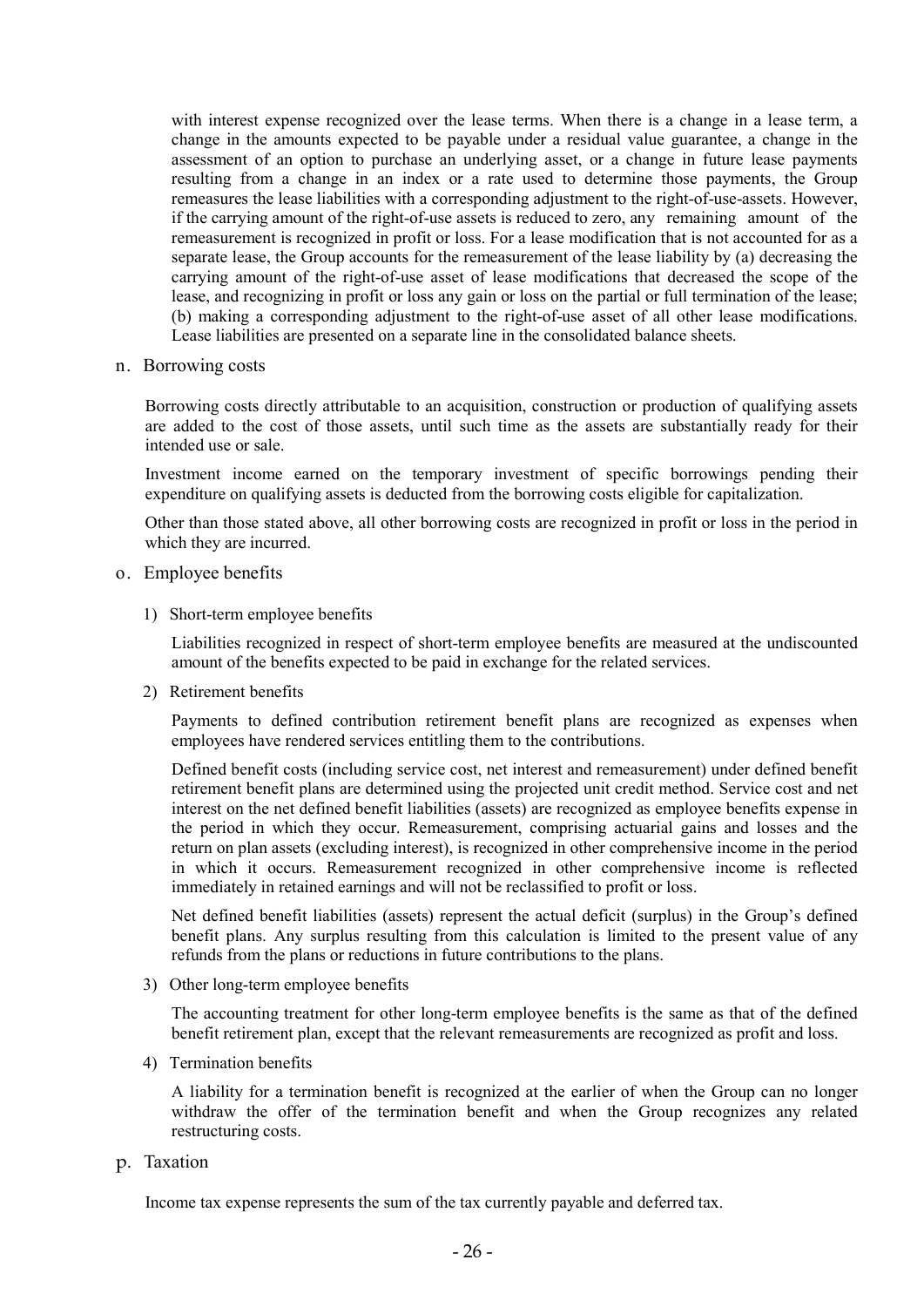with interest expense recognized over the lease terms. When there is a change in a lease term, a change in the amounts expected to be payable under a residual value guarantee, a change in the assessment of an option to purchase an underlying asset, or a change in future lease payments resulting from a change in an index or a rate used to determine those payments, the Group remeasures the lease liabilities with a corresponding adjustment to the right-of-use-assets. However, if the carrying amount of the right-of-use assets is reduced to zero, any remaining amount of the remeasurement is recognized in profit or loss. For a lease modification that is not accounted for as a separate lease, the Group accounts for the remeasurement of the lease liability by (a) decreasing the carrying amount of the right-of-use asset of lease modifications that decreased the scope of the lease, and recognizing in profit or loss any gain or loss on the partial or full termination of the lease; (b) making a corresponding adjustment to the right-of-use asset of all other lease modifications. Lease liabilities are presented on a separate line in the consolidated balance sheets.

n. Borrowing costs

Borrowing costs directly attributable to an acquisition, construction or production of qualifying assets are added to the cost of those assets, until such time as the assets are substantially ready for their intended use or sale.

Investment income earned on the temporary investment of specific borrowings pending their expenditure on qualifying assets is deducted from the borrowing costs eligible for capitalization.

Other than those stated above, all other borrowing costs are recognized in profit or loss in the period in which they are incurred.

o. Employee benefits

1) Short-term employee benefits

Liabilities recognized in respect of short-term employee benefits are measured at the undiscounted amount of the benefits expected to be paid in exchange for the related services.

2) Retirement benefits

Payments to defined contribution retirement benefit plans are recognized as expenses when employees have rendered services entitling them to the contributions.

Defined benefit costs (including service cost, net interest and remeasurement) under defined benefit retirement benefit plans are determined using the projected unit credit method. Service cost and net interest on the net defined benefit liabilities (assets) are recognized as employee benefits expense in the period in which they occur. Remeasurement, comprising actuarial gains and losses and the return on plan assets (excluding interest), is recognized in other comprehensive income in the period in which it occurs. Remeasurement recognized in other comprehensive income is reflected immediately in retained earnings and will not be reclassified to profit or loss.

Net defined benefit liabilities (assets) represent the actual deficit (surplus) in the Group's defined benefit plans. Any surplus resulting from this calculation is limited to the present value of any refunds from the plans or reductions in future contributions to the plans.

3) Other long-term employee benefits

The accounting treatment for other long-term employee benefits is the same as that of the defined benefit retirement plan, except that the relevant remeasurements are recognized as profit and loss.

4) Termination benefits

A liability for a termination benefit is recognized at the earlier of when the Group can no longer withdraw the offer of the termination benefit and when the Group recognizes any related restructuring costs.

p. Taxation

Income tax expense represents the sum of the tax currently payable and deferred tax.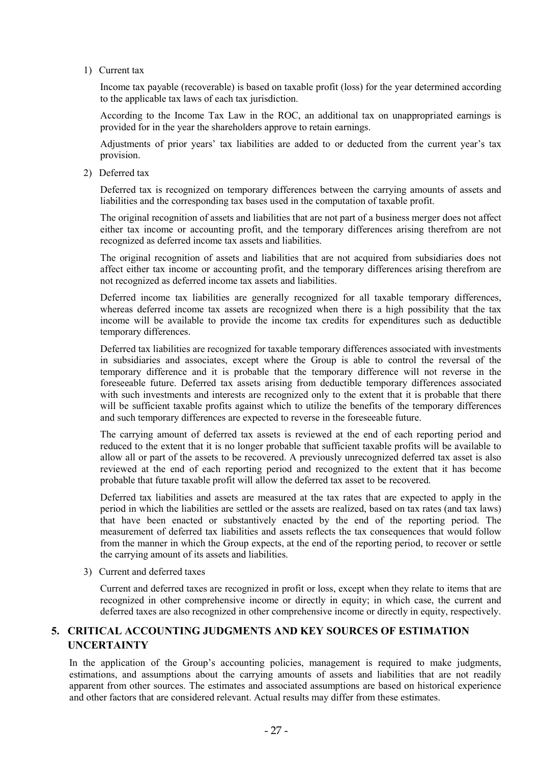1) Current tax

Income tax payable (recoverable) is based on taxable profit (loss) for the year determined according to the applicable tax laws of each tax jurisdiction.

According to the Income Tax Law in the ROC, an additional tax on unappropriated earnings is provided for in the year the shareholders approve to retain earnings.

Adjustments of prior years' tax liabilities are added to or deducted from the current year's tax provision.

2) Deferred tax

Deferred tax is recognized on temporary differences between the carrying amounts of assets and liabilities and the corresponding tax bases used in the computation of taxable profit.

The original recognition of assets and liabilities that are not part of a business merger does not affect either tax income or accounting profit, and the temporary differences arising therefrom are not recognized as deferred income tax assets and liabilities.

The original recognition of assets and liabilities that are not acquired from subsidiaries does not affect either tax income or accounting profit, and the temporary differences arising therefrom are not recognized as deferred income tax assets and liabilities.

Deferred income tax liabilities are generally recognized for all taxable temporary differences, whereas deferred income tax assets are recognized when there is a high possibility that the tax income will be available to provide the income tax credits for expenditures such as deductible temporary differences.

Deferred tax liabilities are recognized for taxable temporary differences associated with investments in subsidiaries and associates, except where the Group is able to control the reversal of the temporary difference and it is probable that the temporary difference will not reverse in the foreseeable future. Deferred tax assets arising from deductible temporary differences associated with such investments and interests are recognized only to the extent that it is probable that there will be sufficient taxable profits against which to utilize the benefits of the temporary differences and such temporary differences are expected to reverse in the foreseeable future.

The carrying amount of deferred tax assets is reviewed at the end of each reporting period and reduced to the extent that it is no longer probable that sufficient taxable profits will be available to allow all or part of the assets to be recovered. A previously unrecognized deferred tax asset is also reviewed at the end of each reporting period and recognized to the extent that it has become probable that future taxable profit will allow the deferred tax asset to be recovered.

Deferred tax liabilities and assets are measured at the tax rates that are expected to apply in the period in which the liabilities are settled or the assets are realized, based on tax rates (and tax laws) that have been enacted or substantively enacted by the end of the reporting period. The measurement of deferred tax liabilities and assets reflects the tax consequences that would follow from the manner in which the Group expects, at the end of the reporting period, to recover or settle the carrying amount of its assets and liabilities.

3) Current and deferred taxes

Current and deferred taxes are recognized in profit or loss, except when they relate to items that are recognized in other comprehensive income or directly in equity; in which case, the current and deferred taxes are also recognized in other comprehensive income or directly in equity, respectively.

## 5. CRITICAL ACCOUNTING JUDGMENTS AND KEY SOURCES OF ESTIMATION UNCERTAINTY

In the application of the Group's accounting policies, management is required to make judgments, estimations, and assumptions about the carrying amounts of assets and liabilities that are not readily apparent from other sources. The estimates and associated assumptions are based on historical experience and other factors that are considered relevant. Actual results may differ from these estimates.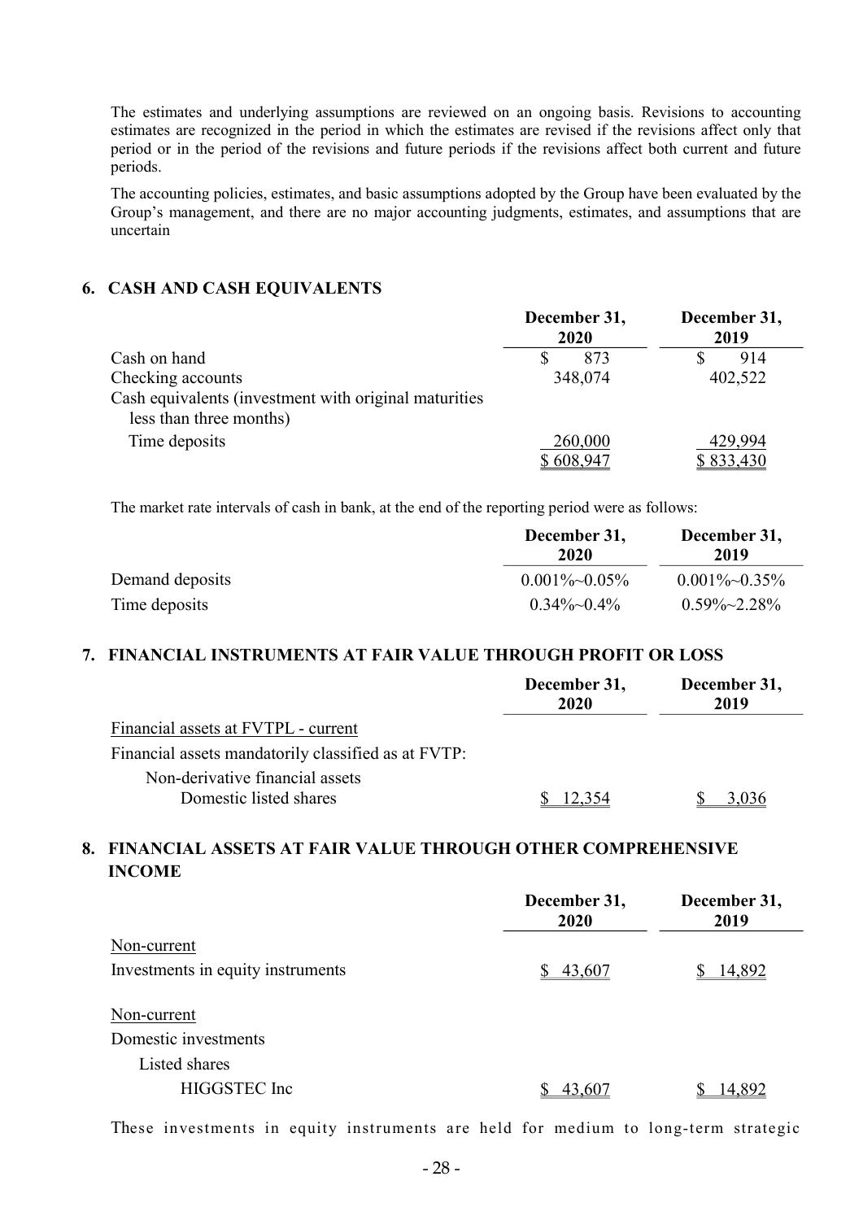The estimates and underlying assumptions are reviewed on an ongoing basis. Revisions to accounting estimates are recognized in the period in which the estimates are revised if the revisions affect only that period or in the period of the revisions and future periods if the revisions affect both current and future periods.

The accounting policies, estimates, and basic assumptions adopted by the Group have been evaluated by the Group's management, and there are no major accounting judgments, estimates, and assumptions that are uncertain

## 6. CASH AND CASH EQUIVALENTS

| | December 31, 2020 | December 31, 2019 |
|---|---|---|
| Cash on hand | $ 873 | $ 914 |
| Checking accounts | 348,074 | 402,522 |
| Cash equivalents (investment with original maturities less than three months) | | |
| Time deposits | 260,000 | 429,994 |
| | $ 608,947 | $ 833,430 |

The market rate intervals of cash in bank, at the end of the reporting period were as follows:

| | December 31, 2020 | December 31, 2019 |
|---|---|---|
| Demand deposits | 0.001%~0.05% | 0.001%~0.35% |
| Time deposits | 0.34%~0.4% | 0.59%~2.28% |

## 7. FINANCIAL INSTRUMENTS AT FAIR VALUE THROUGH PROFIT OR LOSS

| | December 31, 2020 | December 31, 2019 |
|---|---|---|
| Financial assets at FVTPL - current | | |
| Financial assets mandatorily classified as at FVTP: | | |
| Non-derivative financial assets | | |
| Domestic listed shares | $ 12,354 | $ 3,036 |

## 8. FINANCIAL ASSETS AT FAIR VALUE THROUGH OTHER COMPREHENSIVE INCOME

| | December 31, 2020 | December 31, 2019 |
|---|---|---|
| Non-current | | |
| Investments in equity instruments | $ 43,607 | $ 14,892 |
| | | |
| Non-current | | |
| Domestic investments | | |
| Listed shares | | |
| HIGGSTEC Inc | $ 43,607 | $ 14,892 |

These investments in equity instruments are held for medium to long-term strategic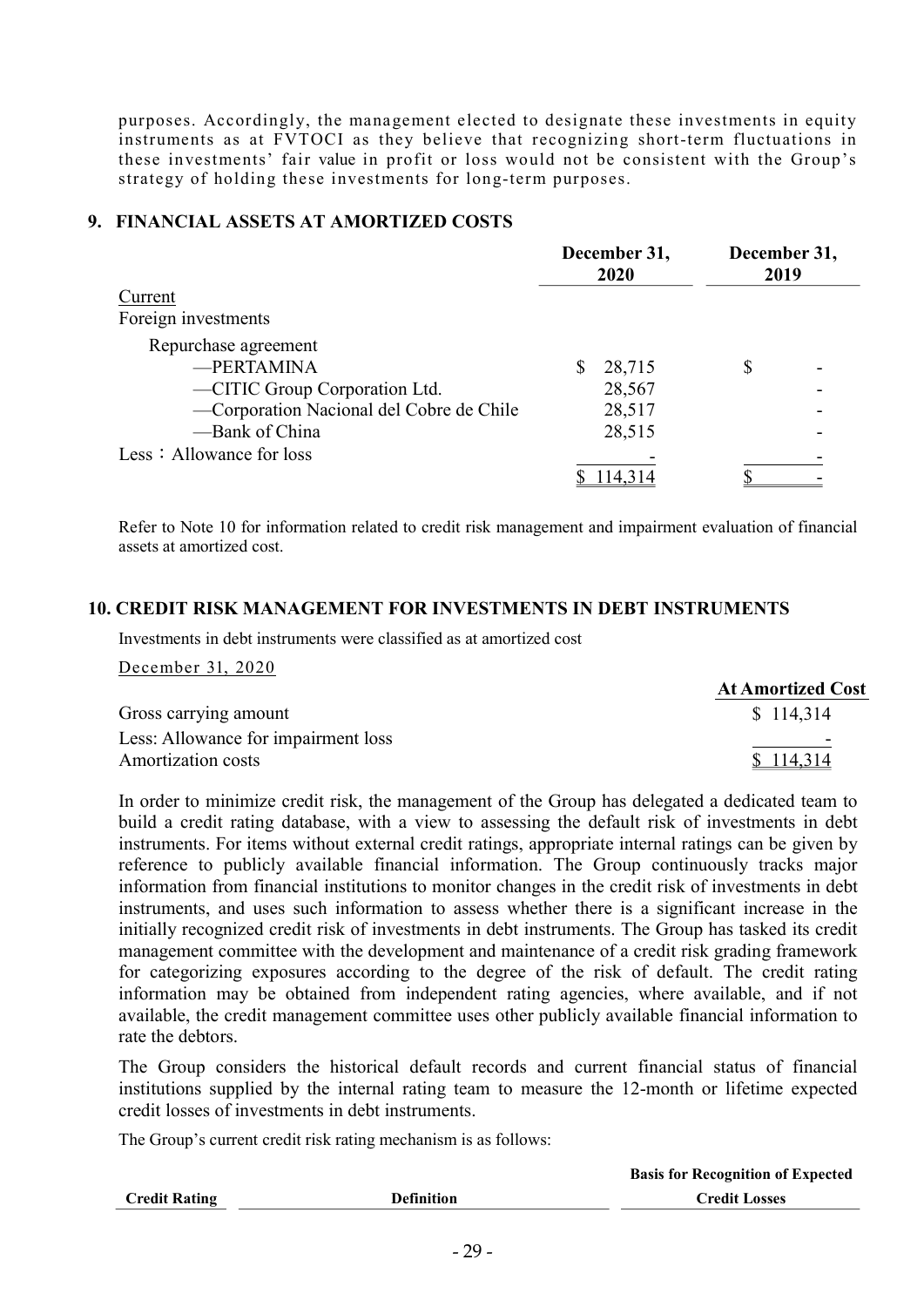purposes. Accordingly, the management elected to designate these investments in equity instruments as at FVTOCI as they believe that recognizing short-term fluctuations in these investments' fair value in profit or loss would not be consistent with the Group's strategy of holding these investments for long-term purposes.

## 9. FINANCIAL ASSETS AT AMORTIZED COSTS

| | December 31, 2020 | December 31, 2019 |
|---|---|---|
| Current | | |
| Foreign investments | | |
| Repurchase agreement | | |
| —PERTAMINA | $ 28,715 | $ - |
| —CITIC Group Corporation Ltd. | 28,567 | - |
| —Corporation Nacional del Cobre de Chile | 28,517 | - |
| —Bank of China | 28,515 | - |
| Less：Allowance for loss | - | - |
| | $ 114,314 | $ - |

Refer to Note 10 for information related to credit risk management and impairment evaluation of financial assets at amortized cost.

## 10. CREDIT RISK MANAGEMENT FOR INVESTMENTS IN DEBT INSTRUMENTS

Investments in debt instruments were classified as at amortized cost

December 31, 2020

| | At Amortized Cost |
|---|---|
| Gross carrying amount | $ 114,314 |
| Less: Allowance for impairment loss | - |
| Amortization costs | $ 114,314 |

In order to minimize credit risk, the management of the Group has delegated a dedicated team to build a credit rating database, with a view to assessing the default risk of investments in debt instruments. For items without external credit ratings, appropriate internal ratings can be given by reference to publicly available financial information. The Group continuously tracks major information from financial institutions to monitor changes in the credit risk of investments in debt instruments, and uses such information to assess whether there is a significant increase in the initially recognized credit risk of investments in debt instruments. The Group has tasked its credit management committee with the development and maintenance of a credit risk grading framework for categorizing exposures according to the degree of the risk of default. The credit rating information may be obtained from independent rating agencies, where available, and if not available, the credit management committee uses other publicly available financial information to rate the debtors.

The Group considers the historical default records and current financial status of financial institutions supplied by the internal rating team to measure the 12-month or lifetime expected credit losses of investments in debt instruments.

The Group's current credit risk rating mechanism is as follows:

| Credit Rating | Definition | Basis for Recognition of Expected Credit Losses |
|---|---|---|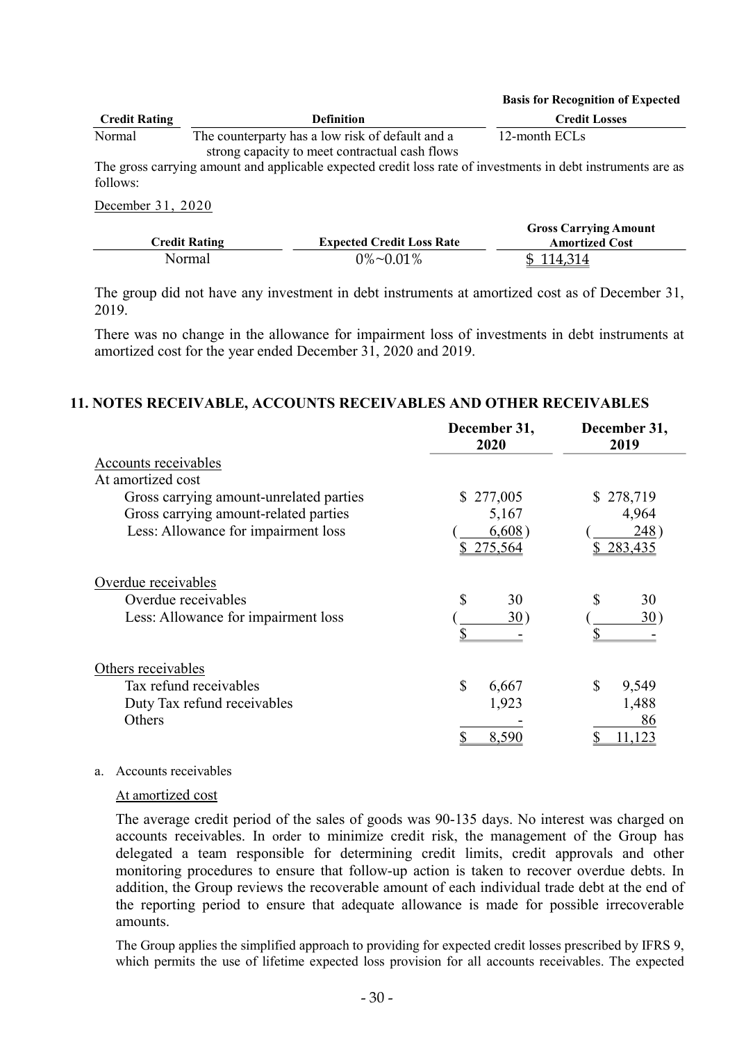| Credit Rating | Definition | Basis for Recognition of Expected Credit Losses |
|---|---|---|
| Normal | The counterparty has a low risk of default and a strong capacity to meet contractual cash flows | 12-month ECLs |

The gross carrying amount and applicable expected credit loss rate of investments in debt instruments are as follows:

December 31, 2020

| Credit Rating | Expected Credit Loss Rate | Gross Carrying Amount Amortized Cost |
|---|---|---|
| Normal | 0%~0.01% | $ 114,314 |

The group did not have any investment in debt instruments at amortized cost as of December 31, 2019.

There was no change in the allowance for impairment loss of investments in debt instruments at amortized cost for the year ended December 31, 2020 and 2019.

## 11. NOTES RECEIVABLE, ACCOUNTS RECEIVABLES AND OTHER RECEIVABLES

| | December 31, 2020 | December 31, 2019 |
|---|---|---|
| Accounts receivables | | |
| At amortized cost | | |
| Gross carrying amount-unrelated parties | $ 277,005 | $ 278,719 |
| Gross carrying amount-related parties | 5,167 | 4,964 |
| Less: Allowance for impairment loss | ( 6,608 ) | ( 248 ) |
| | $ 275,564 | $ 283,435 |
| Overdue receivables | | |
| Overdue receivables | $ 30 | $ 30 |
| Less: Allowance for impairment loss | ( 30 ) | ( 30 ) |
| | $ - | $ - |
| Others receivables | | |
| Tax refund receivables | $ 6,667 | $ 9,549 |
| Duty Tax refund receivables | 1,923 | 1,488 |
| Others | - | 86 |
| | $ 8,590 | $ 11,123 |

a. Accounts receivables

At amortized cost

The average credit period of the sales of goods was 90-135 days. No interest was charged on accounts receivables. In order to minimize credit risk, the management of the Group has delegated a team responsible for determining credit limits, credit approvals and other monitoring procedures to ensure that follow-up action is taken to recover overdue debts. In addition, the Group reviews the recoverable amount of each individual trade debt at the end of the reporting period to ensure that adequate allowance is made for possible irrecoverable amounts.

The Group applies the simplified approach to providing for expected credit losses prescribed by IFRS 9, which permits the use of lifetime expected loss provision for all accounts receivables. The expected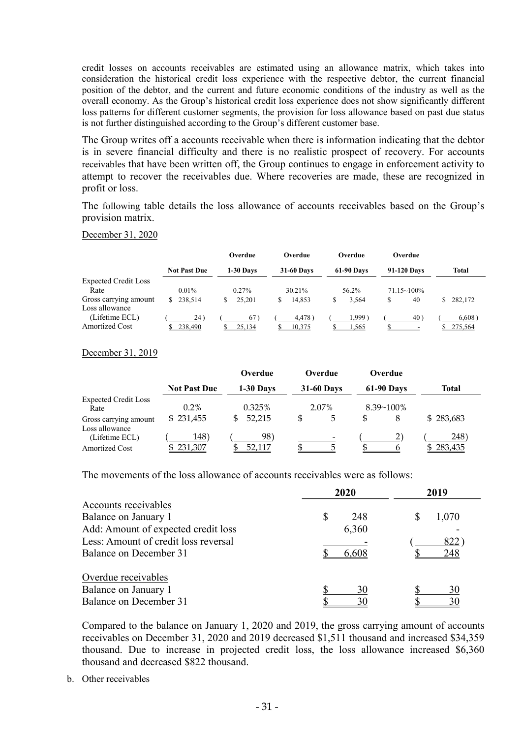credit losses on accounts receivables are estimated using an allowance matrix, which takes into consideration the historical credit loss experience with the respective debtor, the current financial position of the debtor, and the current and future economic conditions of the industry as well as the overall economy. As the Group's historical credit loss experience does not show significantly different loss patterns for different customer segments, the provision for loss allowance based on past due status is not further distinguished according to the Group's different customer base.

The Group writes off a accounts receivable when there is information indicating that the debtor is in severe financial difficulty and there is no realistic prospect of recovery. For accounts receivables that have been written off, the Group continues to engage in enforcement activity to attempt to recover the receivables due. Where recoveries are made, these are recognized in profit or loss.

The following table details the loss allowance of accounts receivables based on the Group's provision matrix.

December 31, 2020

| | Not Past Due | Overdue 1-30 Days | Overdue 31-60 Days | Overdue 61-90 Days | Overdue 91-120 Days | Total |
|---|---|---|---|---|---|---|
| Expected Credit Loss Rate | 0.01% | 0.27% | 30.21% | 56.2% | 71.15~100% | |
| Gross carrying amount | $ 238,514 | $ 25,201 | $ 14,853 | $ 3,564 | $ 40 | $ 282,172 |
| Loss allowance (Lifetime ECL) | ( 24 ) | ( 67 ) | ( 4,478 ) | ( 1,999 ) | ( 40 ) | ( 6,608 ) |
| Amortized Cost | $ 238,490 | $ 25,134 | $ 10,375 | $ 1,565 | $ - | $ 275,564 |

December 31, 2019

| | Not Past Due | Overdue 1-30 Days | Overdue 31-60 Days | Overdue 61-90 Days | Total |
|---|---|---|---|---|---|
| Expected Credit Loss Rate | 0.2% | 0.325% | 2.07% | 8.39~100% | |
| Gross carrying amount | $ 231,455 | $ 52,215 | $ 5 | $ 8 | $ 283,683 |
| Loss allowance (Lifetime ECL) | ( 148) | ( 98) | - | ( 2) | ( 248) |
| Amortized Cost | $ 231,307 | $ 52,117 | $ 5 | $ 6 | $ 283,435 |

The movements of the loss allowance of accounts receivables were as follows:

| | 2020 | 2019 |
|---|---|---|
| Accounts receivables | | |
| Balance on January 1 | $ 248 | $ 1,070 |
| Add: Amount of expected credit loss | 6,360 | - |
| Less: Amount of credit loss reversal | - | ( 822 ) |
| Balance on December 31 | $ 6,608 | $ 248 |
| | | |
| Overdue receivables | | |
| Balance on January 1 | $ 30 | $ 30 |
| Balance on December 31 | $ 30 | $ 30 |

Compared to the balance on January 1, 2020 and 2019, the gross carrying amount of accounts receivables on December 31, 2020 and 2019 decreased $1,511 thousand and increased $34,359 thousand. Due to increase in projected credit loss, the loss allowance increased $6,360 thousand and decreased $822 thousand.

b. Other receivables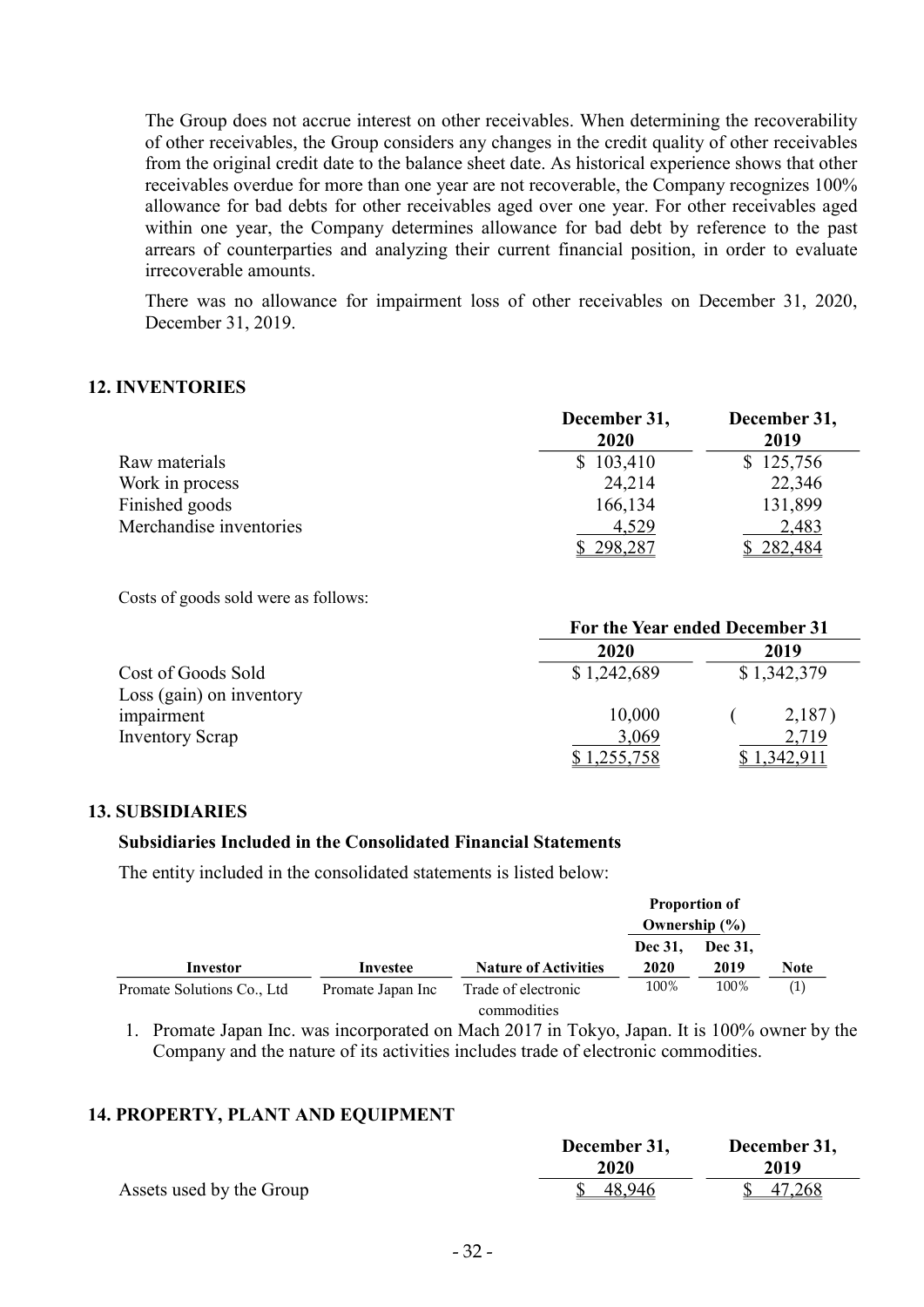The Group does not accrue interest on other receivables. When determining the recoverability of other receivables, the Group considers any changes in the credit quality of other receivables from the original credit date to the balance sheet date. As historical experience shows that other receivables overdue for more than one year are not recoverable, the Company recognizes 100% allowance for bad debts for other receivables aged over one year. For other receivables aged within one year, the Company determines allowance for bad debt by reference to the past arrears of counterparties and analyzing their current financial position, in order to evaluate irrecoverable amounts.

There was no allowance for impairment loss of other receivables on December 31, 2020, December 31, 2019.

## 12. INVENTORIES

| | December 31, 2020 | December 31, 2019 |
|---|---|---|
| Raw materials | $ 103,410 | $ 125,756 |
| Work in process | 24,214 | 22,346 |
| Finished goods | 166,134 | 131,899 |
| Merchandise inventories | 4,529 | 2,483 |
| | $ 298,287 | $ 282,484 |

Costs of goods sold were as follows:

| | For the Year ended December 31 | |
|---|---|---|
| | 2020 | 2019 |
| Cost of Goods Sold | $ 1,242,689 | $ 1,342,379 |
| Loss (gain) on inventory impairment | 10,000 | ( 2,187 ) |
| Inventory Scrap | 3,069 | 2,719 |
| | $ 1,255,758 | $ 1,342,911 |

## 13. SUBSIDIARIES

### Subsidiaries Included in the Consolidated Financial Statements

The entity included in the consolidated statements is listed below:

| | | | Proportion of Ownership (%) | | |
|---|---|---|---|---|---|
| Investor | Investee | Nature of Activities | Dec 31, 2020 | Dec 31, 2019 | Note |
| Promate Solutions Co., Ltd | Promate Japan Inc | Trade of electronic commodities | 100% | 100% | (1) |

1. Promate Japan Inc. was incorporated on Mach 2017 in Tokyo, Japan. It is 100% owner by the Company and the nature of its activities includes trade of electronic commodities.

## 14. PROPERTY, PLANT AND EQUIPMENT

| | December 31, 2020 | December 31, 2019 |
|---|---|---|
| Assets used by the Group | $ 48,946 | $ 47,268 |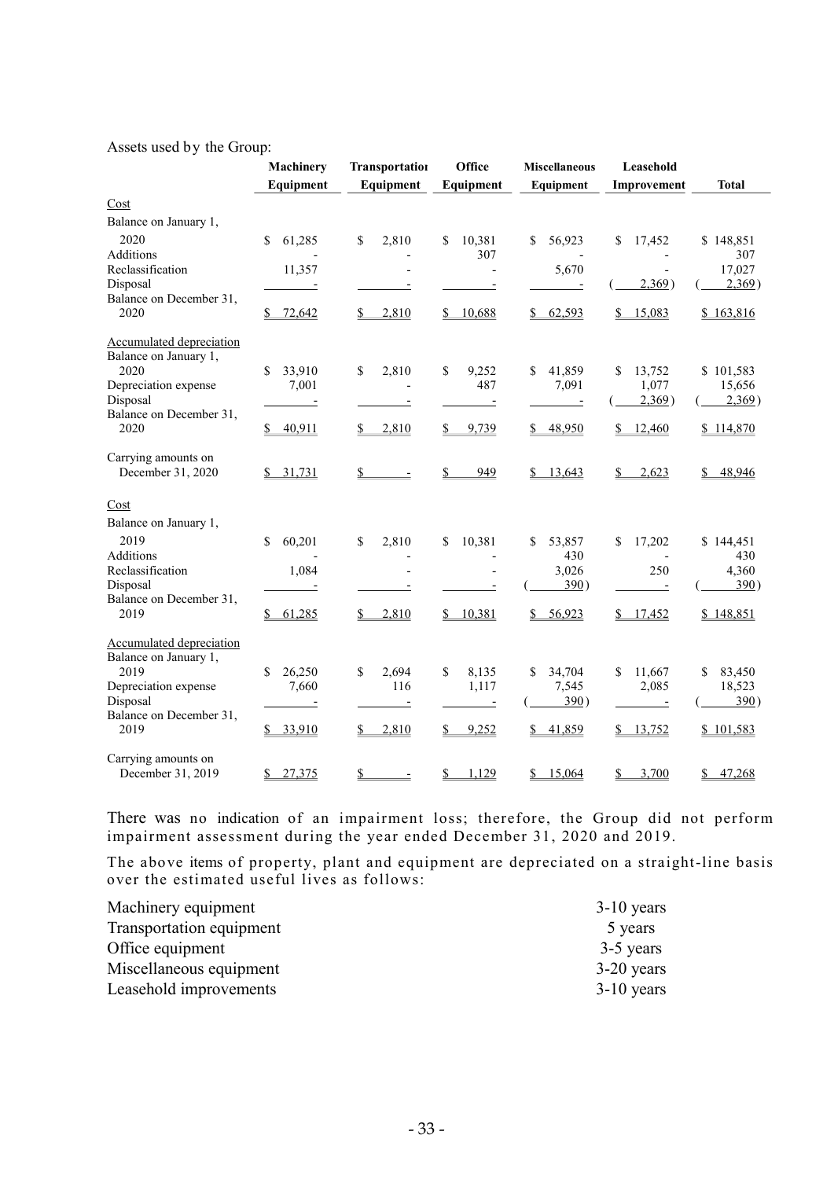Assets used by the Group:

| | Machinery Equipment | Transportation Equipment | Office Equipment | Miscellaneous Equipment | Leasehold Improvement | Total |
|---|---|---|---|---|---|---|
| Cost | | | | | | |
| Balance on January 1, 2020 | $ 61,285 | $ 2,810 | $ 10,381 | $ 56,923 | $ 17,452 | $ 148,851 |
| Additions | - | - | 307 | - | - | 307 |
| Reclassification | 11,357 | - | - | 5,670 | - | 17,027 |
| Disposal | - | - | - | - | ( 2,369 ) | ( 2,369 ) |
| Balance on December 31, 2020 | $ 72,642 | $ 2,810 | $ 10,688 | $ 62,593 | $ 15,083 | $ 163,816 |
| Accumulated depreciation | | | | | | |
| Balance on January 1, 2020 | $ 33,910 | $ 2,810 | $ 9,252 | $ 41,859 | $ 13,752 | $ 101,583 |
| Depreciation expense | 7,001 | - | 487 | 7,091 | 1,077 | 15,656 |
| Disposal | - | - | - | - | ( 2,369 ) | ( 2,369 ) |
| Balance on December 31, 2020 | $ 40,911 | $ 2,810 | $ 9,739 | $ 48,950 | $ 12,460 | $ 114,870 |
| Carrying amounts on December 31, 2020 | $ 31,731 | $ - | $ 949 | $ 13,643 | $ 2,623 | $ 48,946 |
| Cost | | | | | | |
| Balance on January 1, 2019 | $ 60,201 | $ 2,810 | $ 10,381 | $ 53,857 | $ 17,202 | $ 144,451 |
| Additions | - | - | - | 430 | - | 430 |
| Reclassification | 1,084 | - | - | 3,026 | 250 | 4,360 |
| Disposal | - | - | - | ( 390 ) | - | ( 390 ) |
| Balance on December 31, 2019 | $ 61,285 | $ 2,810 | $ 10,381 | $ 56,923 | $ 17,452 | $ 148,851 |
| Accumulated depreciation | | | | | | |
| Balance on January 1, 2019 | $ 26,250 | $ 2,694 | $ 8,135 | $ 34,704 | $ 11,667 | $ 83,450 |
| Depreciation expense | 7,660 | 116 | 1,117 | 7,545 | 2,085 | 18,523 |
| Disposal | - | - | - | ( 390 ) | - | ( 390 ) |
| Balance on December 31, 2019 | $ 33,910 | $ 2,810 | $ 9,252 | $ 41,859 | $ 13,752 | $ 101,583 |
| Carrying amounts on December 31, 2019 | $ 27,375 | $ - | $ 1,129 | $ 15,064 | $ 3,700 | $ 47,268 |

There was no indication of an impairment loss; therefore, the Group did not perform impairment assessment during the year ended December 31, 2020 and 2019.

The above items of property, plant and equipment are depreciated on a straight-line basis over the estimated useful lives as follows:

| | |
|---|---|
| Machinery equipment | 3-10 years |
| Transportation equipment | 5 years |
| Office equipment | 3-5 years |
| Miscellaneous equipment | 3-20 years |
| Leasehold improvements | 3-10 years |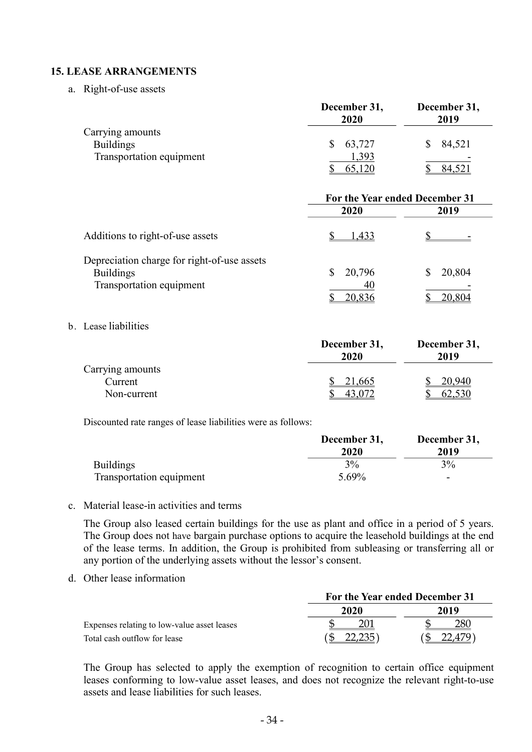## 15. LEASE ARRANGEMENTS

a. Right-of-use assets

| | December 31, 2020 | December 31, 2019 |
|---|---|---|
| Carrying amounts | | |
| Buildings | $ 63,727 | $ 84,521 |
| Transportation equipment | 1,393 | - |
| | $ 65,120 | $ 84,521 |

| | For the Year ended December 31 | |
|---|---|---|
| | 2020 | 2019 |
| Additions to right-of-use assets | $ 1,433 | $ - |
| Depreciation charge for right-of-use assets | | |
| Buildings | $ 20,796 | $ 20,804 |
| Transportation equipment | 40 | - |
| | $ 20,836 | $ 20,804 |

b. Lease liabilities

| | December 31, 2020 | December 31, 2019 |
|---|---|---|
| Carrying amounts | | |
| Current | $ 21,665 | $ 20,940 |
| Non-current | $ 43,072 | $ 62,530 |

Discounted rate ranges of lease liabilities were as follows:

| | December 31, 2020 | December 31, 2019 |
|---|---|---|
| Buildings | 3% | 3% |
| Transportation equipment | 5.69% | - |

c. Material lease-in activities and terms

The Group also leased certain buildings for the use as plant and office in a period of 5 years. The Group does not have bargain purchase options to acquire the leasehold buildings at the end of the lease terms. In addition, the Group is prohibited from subleasing or transferring all or any portion of the underlying assets without the lessor's consent.

d. Other lease information

| | For the Year ended December 31 | |
|---|---|---|
| | 2020 | 2019 |
| Expenses relating to low-value asset leases | $ 201 | $ 280 |
| Total cash outflow for lease | ($ 22,235) | ($ 22,479) |

The Group has selected to apply the exemption of recognition to certain office equipment leases conforming to low-value asset leases, and does not recognize the relevant right-to-use assets and lease liabilities for such leases.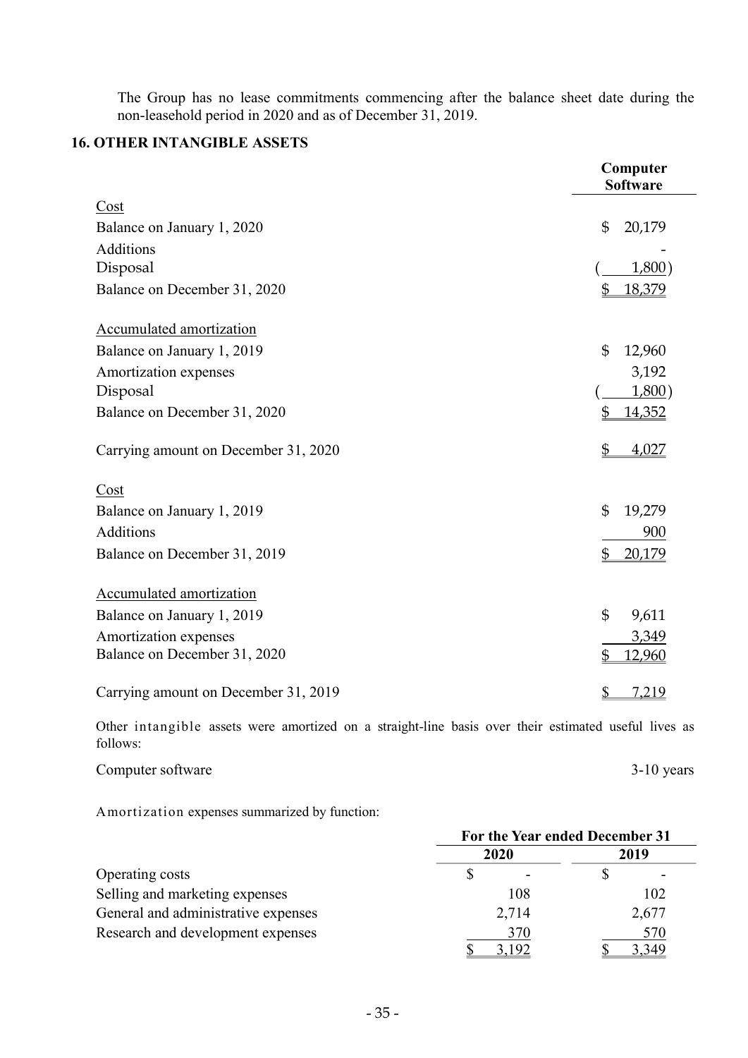The Group has no lease commitments commencing after the balance sheet date during the non-leasehold period in 2020 and as of December 31, 2019.

## 16. OTHER INTANGIBLE ASSETS

| | Computer Software |
|---|---|
| Cost | |
| Balance on January 1, 2020 | $ 20,179 |
| Additions | - |
| Disposal | ( 1,800 ) |
| Balance on December 31, 2020 | $ 18,379 |
| | |
| Accumulated amortization | |
| Balance on January 1, 2019 | $ 12,960 |
| Amortization expenses | 3,192 |
| Disposal | ( 1,800 ) |
| Balance on December 31, 2020 | $ 14,352 |
| | |
| Carrying amount on December 31, 2020 | $ 4,027 |
| | |
| Cost | |
| Balance on January 1, 2019 | $ 19,279 |
| Additions | 900 |
| Balance on December 31, 2019 | $ 20,179 |
| | |
| Accumulated amortization | |
| Balance on January 1, 2019 | $ 9,611 |
| Amortization expenses | 3,349 |
| Balance on December 31, 2020 | $ 12,960 |
| | |
| Carrying amount on December 31, 2019 | $ 7,219 |

Other intangible assets were amortized on a straight-line basis over their estimated useful lives as follows:

| | |
|---|---|
| Computer software | 3-10 years |

Amortization expenses summarized by function:

| | For the Year ended December 31 | |
|---|---|---|
| | 2020 | 2019 |
| Operating costs | $ - | $ - |
| Selling and marketing expenses | 108 | 102 |
| General and administrative expenses | 2,714 | 2,677 |
| Research and development expenses | 370 | 570 |
| | $ 3,192 | $ 3,349 |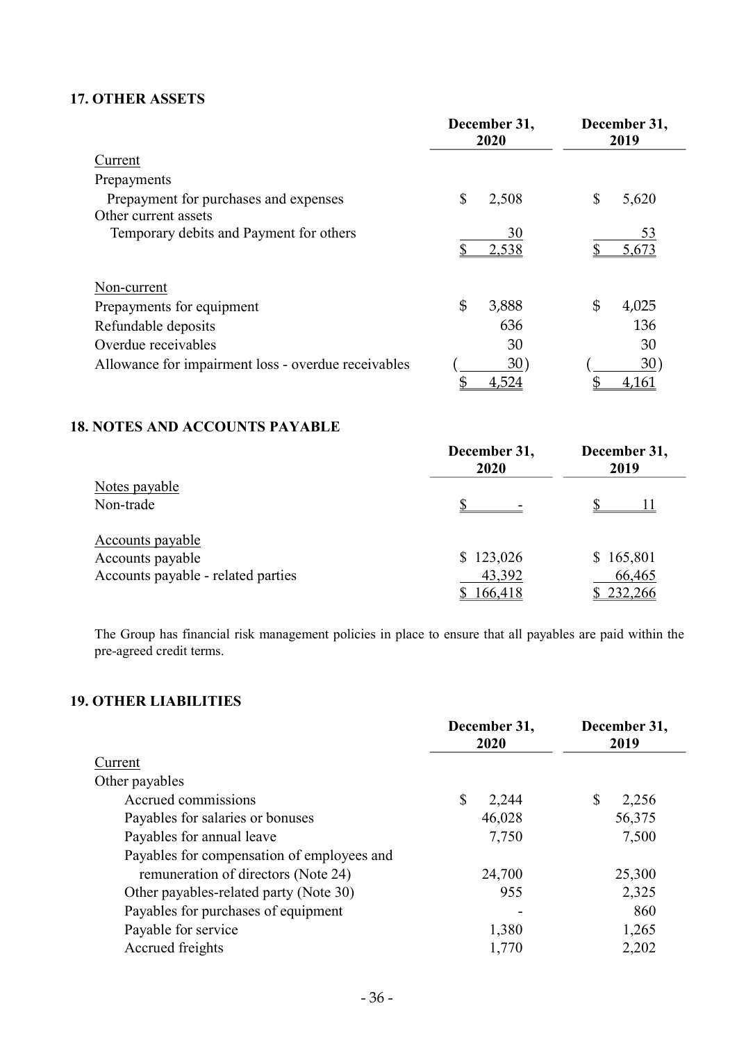## 17. OTHER ASSETS

| | December 31, 2020 | December 31, 2019 |
|---|---|---|
| Current | | |
| Prepayments | | |
| Prepayment for purchases and expenses | $ 2,508 | $ 5,620 |
| Other current assets | | |
| Temporary debits and Payment for others | 30 | 53 |
| | $ 2,538 | $ 5,673 |
| | | |
| Non-current | | |
| Prepayments for equipment | $ 3,888 | $ 4,025 |
| Refundable deposits | 636 | 136 |
| Overdue receivables | 30 | 30 |
| Allowance for impairment loss - overdue receivables | ( 30) | ( 30) |
| | $ 4,524 | $ 4,161 |

## 18. NOTES AND ACCOUNTS PAYABLE

| | December 31, 2020 | December 31, 2019 |
|---|---|---|
| Notes payable | | |
| Non-trade | $ - | $ 11 |
| | | |
| Accounts payable | | |
| Accounts payable | $ 123,026 | $ 165,801 |
| Accounts payable - related parties | 43,392 | 66,465 |
| | $ 166,418 | $ 232,266 |

The Group has financial risk management policies in place to ensure that all payables are paid within the pre-agreed credit terms.

## 19. OTHER LIABILITIES

| | December 31, 2020 | December 31, 2019 |
|---|---|---|
| Current | | |
| Other payables | | |
| Accrued commissions | $ 2,244 | $ 2,256 |
| Payables for salaries or bonuses | 46,028 | 56,375 |
| Payables for annual leave | 7,750 | 7,500 |
| Payables for compensation of employees and remuneration of directors (Note 24) | 24,700 | 25,300 |
| Other payables-related party (Note 30) | 955 | 2,325 |
| Payables for purchases of equipment | - | 860 |
| Payable for service | 1,380 | 1,265 |
| Accrued freights | 1,770 | 2,202 |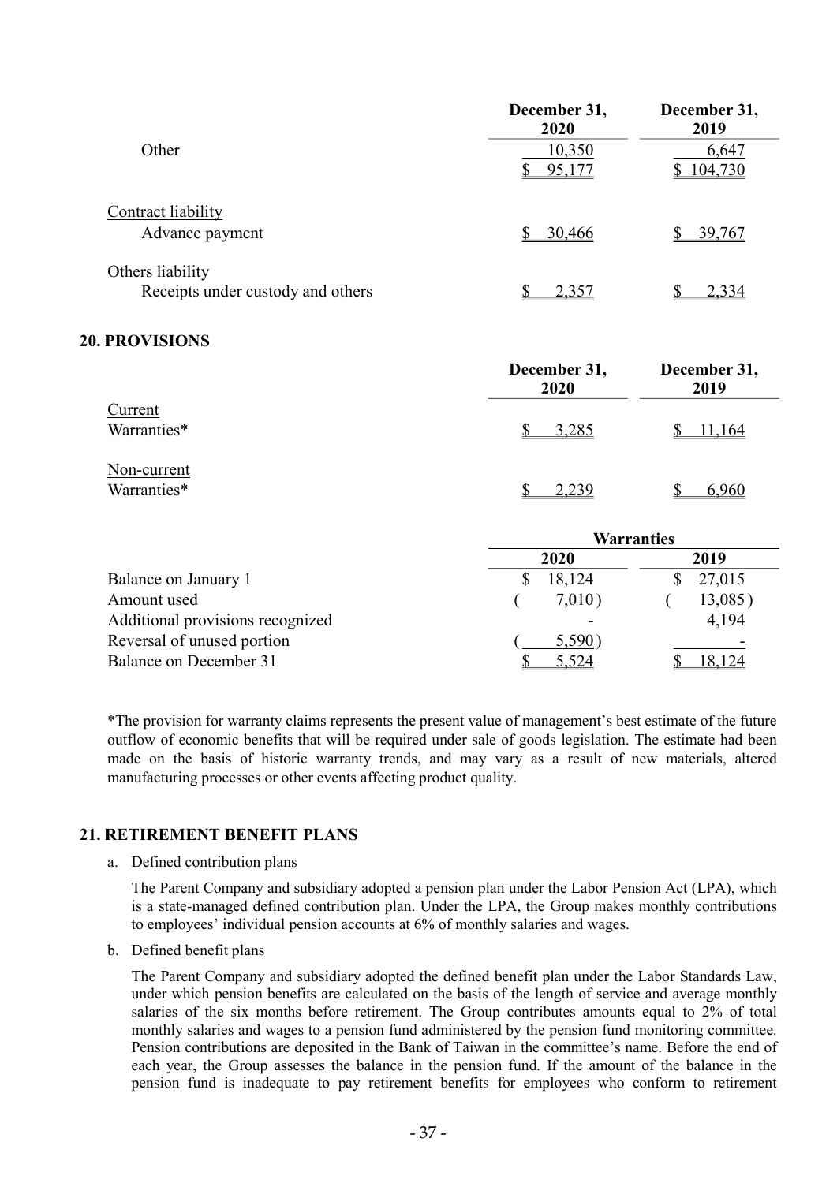| | December 31, 2020 | December 31, 2019 |
|---|---|---|
| Other | 10,350 | 6,647 |
| | $ 95,177 | $ 104,730 |
| Contract liability | | |
| Advance payment | $ 30,466 | $ 39,767 |
| Others liability | | |
| Receipts under custody and others | $ 2,357 | $ 2,334 |

## 20. PROVISIONS

| | December 31, 2020 | December 31, 2019 |
|---|---|---|
| Current | | |
| Warranties* | $ 3,285 | $ 11,164 |
| Non-current | | |
| Warranties* | $ 2,239 | $ 6,960 |

| | Warranties | |
|---|---|---|
| | 2020 | 2019 |
| Balance on January 1 | $ 18,124 | $ 27,015 |
| Amount used | ( 7,010 ) | ( 13,085 ) |
| Additional provisions recognized | - | 4,194 |
| Reversal of unused portion | ( 5,590 ) | - |
| Balance on December 31 | $ 5,524 | $ 18,124 |

*The provision for warranty claims represents the present value of management's best estimate of the future outflow of economic benefits that will be required under sale of goods legislation. The estimate had been made on the basis of historic warranty trends, and may vary as a result of new materials, altered manufacturing processes or other events affecting product quality.

## 21. RETIREMENT BENEFIT PLANS

a. Defined contribution plans

The Parent Company and subsidiary adopted a pension plan under the Labor Pension Act (LPA), which is a state-managed defined contribution plan. Under the LPA, the Group makes monthly contributions to employees' individual pension accounts at 6% of monthly salaries and wages.

b. Defined benefit plans

The Parent Company and subsidiary adopted the defined benefit plan under the Labor Standards Law, under which pension benefits are calculated on the basis of the length of service and average monthly salaries of the six months before retirement. The Group contributes amounts equal to 2% of total monthly salaries and wages to a pension fund administered by the pension fund monitoring committee. Pension contributions are deposited in the Bank of Taiwan in the committee's name. Before the end of each year, the Group assesses the balance in the pension fund. If the amount of the balance in the pension fund is inadequate to pay retirement benefits for employees who conform to retirement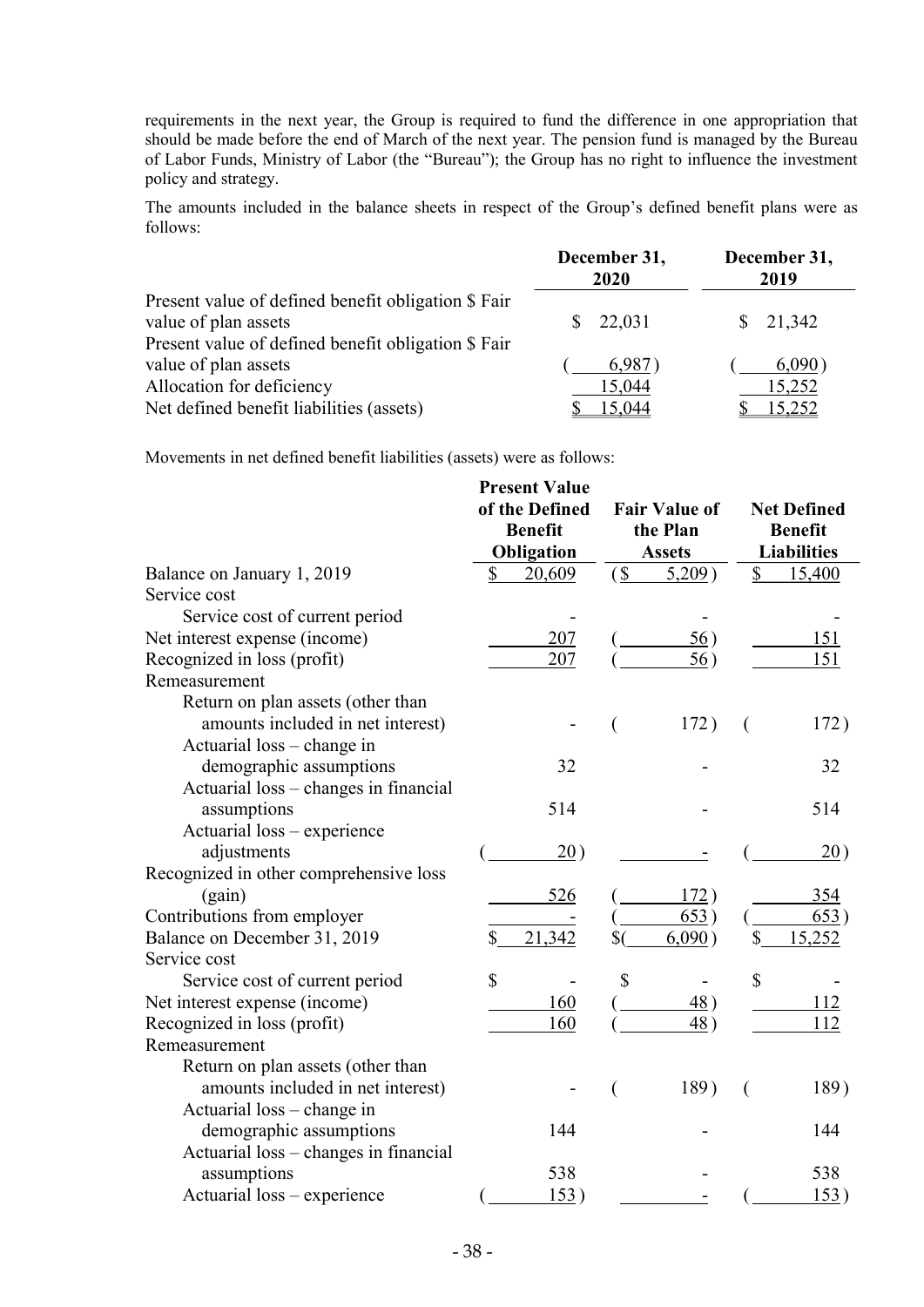requirements in the next year, the Group is required to fund the difference in one appropriation that should be made before the end of March of the next year. The pension fund is managed by the Bureau of Labor Funds, Ministry of Labor (the "Bureau"); the Group has no right to influence the investment policy and strategy.

The amounts included in the balance sheets in respect of the Group's defined benefit plans were as follows:

| | December 31, 2020 | December 31, 2019 |
|---|---|---|
| Present value of defined benefit obligation $ Fair value of plan assets | $ 22,031 | $ 21,342 |
| Present value of defined benefit obligation $ Fair value of plan assets | ( 6,987 ) | ( 6,090 ) |
| Allocation for deficiency | 15,044 | 15,252 |
| Net defined benefit liabilities (assets) | $ 15,044 | $ 15,252 |

Movements in net defined benefit liabilities (assets) were as follows:

| | Present Value of the Defined Benefit Obligation | Fair Value of the Plan Assets | Net Defined Benefit Liabilities |
|---|---|---|---|
| Balance on January 1, 2019 | $ 20,609 | ($ 5,209 ) | $ 15,400 |
| Service cost | | | |
| Service cost of current period | - | - | - |
| Net interest expense (income) | 207 | ( 56 ) | 151 |
| Recognized in loss (profit) | 207 | ( 56 ) | 151 |
| Remeasurement | | | |
| Return on plan assets (other than amounts included in net interest) | - | ( 172 ) | ( 172 ) |
| Actuarial loss – change in demographic assumptions | 32 | - | 32 |
| Actuarial loss – changes in financial assumptions | 514 | - | 514 |
| Actuarial loss – experience adjustments | ( 20 ) | - | ( 20 ) |
| Recognized in other comprehensive loss (gain) | 526 | ( 172 ) | 354 |
| Contributions from employer | - | ( 653 ) | ( 653 ) |
| Balance on December 31, 2019 | $ 21,342 | $( 6,090 ) | $ 15,252 |
| Service cost | | | |
| Service cost of current period | $ - | $ - | $ - |
| Net interest expense (income) | 160 | ( 48 ) | 112 |
| Recognized in loss (profit) | 160 | ( 48 ) | 112 |
| Remeasurement | | | |
| Return on plan assets (other than amounts included in net interest) | - | ( 189 ) | ( 189 ) |
| Actuarial loss – change in demographic assumptions | 144 | - | 144 |
| Actuarial loss – changes in financial assumptions | 538 | - | 538 |
| Actuarial loss – experience | ( 153 ) | - | ( 153 ) |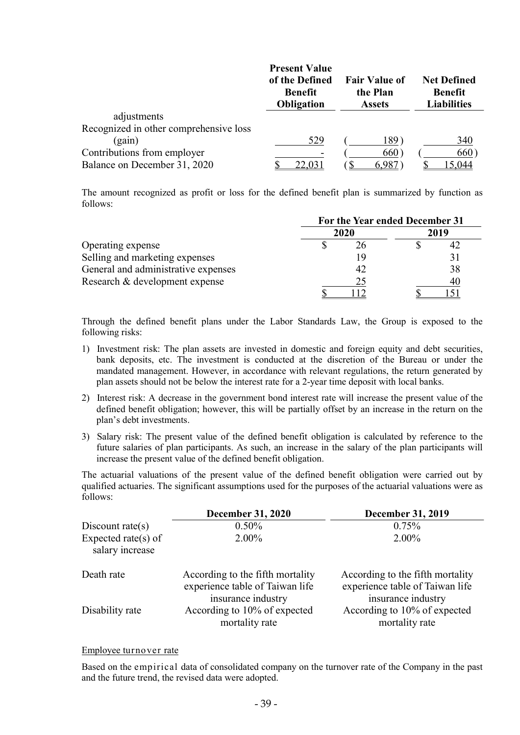| | Present Value of the Defined Benefit Obligation | Fair Value of the Plan Assets | Net Defined Benefit Liabilities |
|---|---|---|---|
| adjustments | | | |
| Recognized in other comprehensive loss (gain) | 529 | ( 189 ) | 340 |
| Contributions from employer | - | ( 660 ) | ( 660 ) |
| Balance on December 31, 2020 | $ 22,031 | ( $ 6,987 ) | $ 15,044 |

The amount recognized as profit or loss for the defined benefit plan is summarized by function as follows:

| | For the Year ended December 31 | |
|---|---|---|
| | 2020 | 2019 |
| Operating expense | $ 26 | $ 42 |
| Selling and marketing expenses | 19 | 31 |
| General and administrative expenses | 42 | 38 |
| Research & development expense | 25 | 40 |
| | $ 112 | $ 151 |

Through the defined benefit plans under the Labor Standards Law, the Group is exposed to the following risks:

1) Investment risk: The plan assets are invested in domestic and foreign equity and debt securities, bank deposits, etc. The investment is conducted at the discretion of the Bureau or under the mandated management. However, in accordance with relevant regulations, the return generated by plan assets should not be below the interest rate for a 2-year time deposit with local banks.
2) Interest risk: A decrease in the government bond interest rate will increase the present value of the defined benefit obligation; however, this will be partially offset by an increase in the return on the plan's debt investments.
3) Salary risk: The present value of the defined benefit obligation is calculated by reference to the future salaries of plan participants. As such, an increase in the salary of the plan participants will increase the present value of the defined benefit obligation.

The actuarial valuations of the present value of the defined benefit obligation were carried out by qualified actuaries. The significant assumptions used for the purposes of the actuarial valuations were as follows:

| | December 31, 2020 | December 31, 2019 |
|---|---|---|
| Discount rate(s) | 0.50% | 0.75% |
| Expected rate(s) of salary increase | 2.00% | 2.00% |
| Death rate | According to the fifth mortality experience table of Taiwan life insurance industry | According to the fifth mortality experience table of Taiwan life insurance industry |
| Disability rate | According to 10% of expected mortality rate | According to 10% of expected mortality rate |

Employee turnover rate

Based on the empirical data of consolidated company on the turnover rate of the Company in the past and the future trend, the revised data were adopted.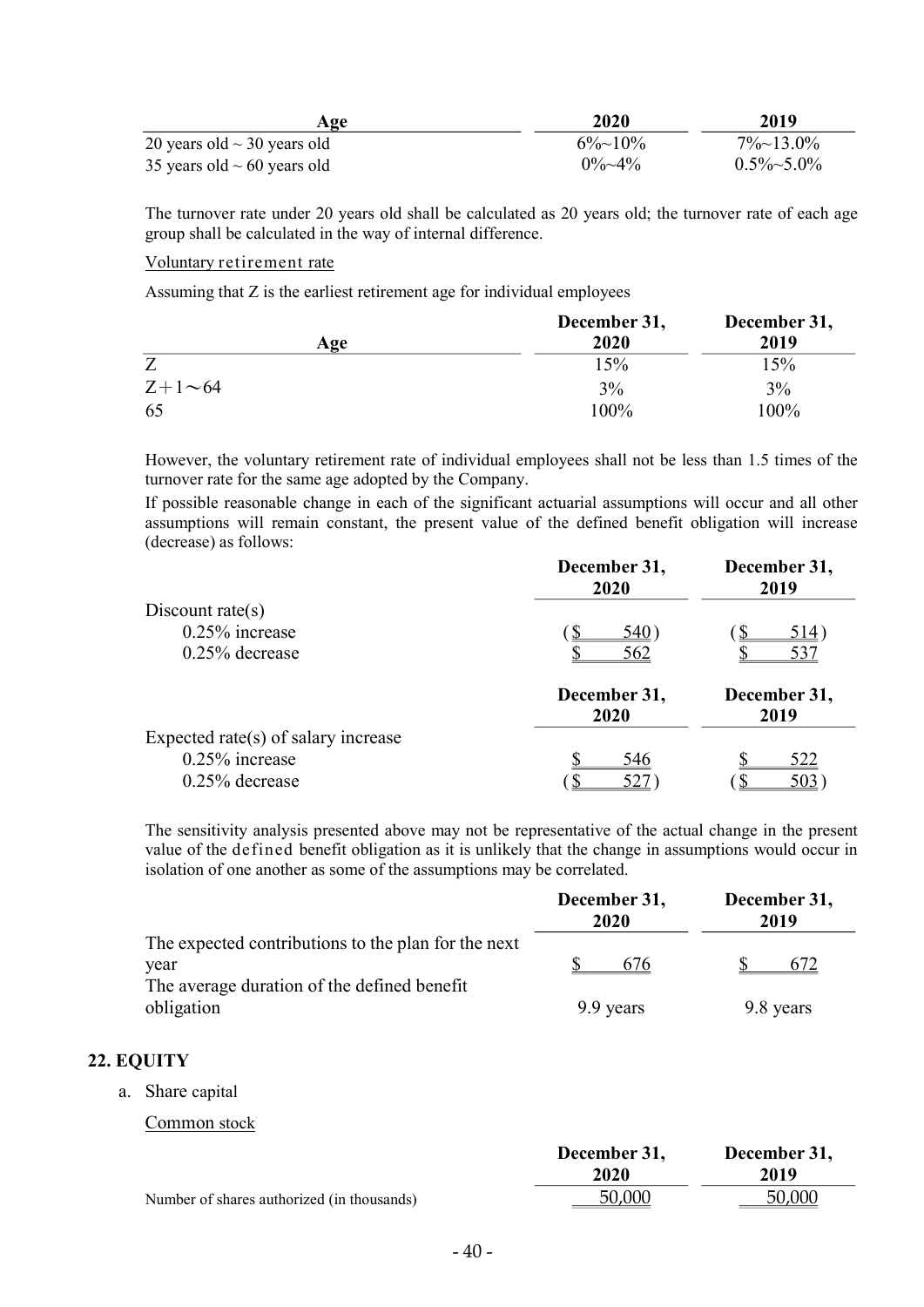| Age | 2020 | 2019 |
|---|---|---|
| 20 years old ~ 30 years old | 6%~10% | 7%~13.0% |
| 35 years old ~ 60 years old | 0%~4% | 0.5%~5.0% |

The turnover rate under 20 years old shall be calculated as 20 years old; the turnover rate of each age group shall be calculated in the way of internal difference.

Voluntary retirement rate

Assuming that Z is the earliest retirement age for individual employees

| Age | December 31, 2020 | December 31, 2019 |
|---|---|---|
| Z | 15% | 15% |
| Z+1～64 | 3% | 3% |
| 65 | 100% | 100% |

However, the voluntary retirement rate of individual employees shall not be less than 1.5 times of the turnover rate for the same age adopted by the Company.

If possible reasonable change in each of the significant actuarial assumptions will occur and all other assumptions will remain constant, the present value of the defined benefit obligation will increase (decrease) as follows:

| | December 31, 2020 | December 31, 2019 |
|---|---|---|
| Discount rate(s) | | |
| 0.25% increase | ($ 540) | ($ 514) |
| 0.25% decrease | $ 562 | $ 537 |

| | December 31, 2020 | December 31, 2019 |
|---|---|---|
| Expected rate(s) of salary increase | | |
| 0.25% increase | $ 546 | $ 522 |
| 0.25% decrease | ($ 527) | ($ 503) |

The sensitivity analysis presented above may not be representative of the actual change in the present value of the defined benefit obligation as it is unlikely that the change in assumptions would occur in isolation of one another as some of the assumptions may be correlated.

| | December 31, 2020 | December 31, 2019 |
|---|---|---|
| The expected contributions to the plan for the next year | $ 676 | $ 672 |
| The average duration of the defined benefit obligation | 9.9 years | 9.8 years |

## 22. EQUITY

a. Share capital

Common stock

| | December 31, 2020 | December 31, 2019 |
|---|---|---|
| Number of shares authorized (in thousands) | 50,000 | 50,000 |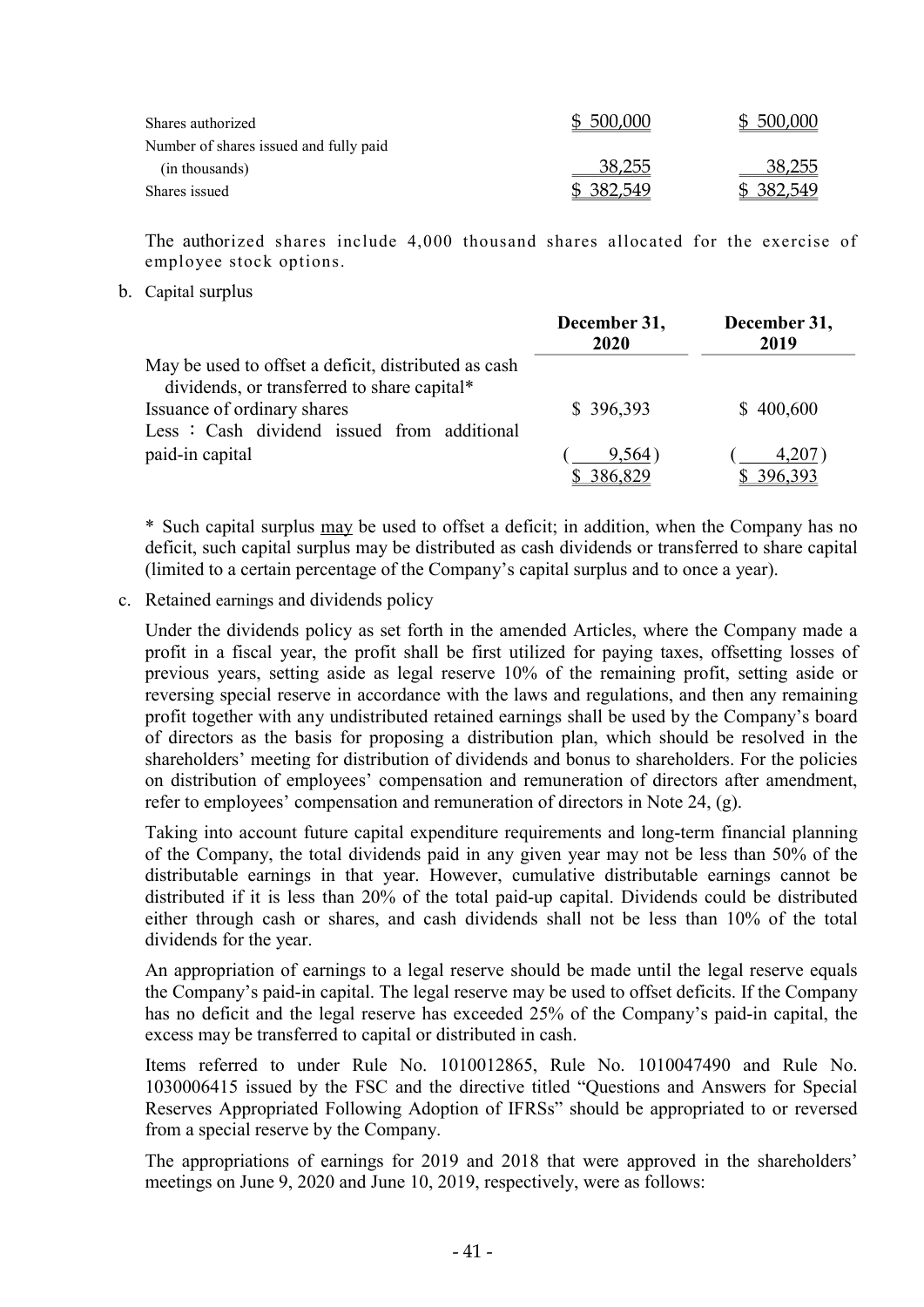| | | |
|---|---|---|
| Shares authorized | $ 500,000 | $ 500,000 |
| Number of shares issued and fully paid (in thousands) | 38,255 | 38,255 |
| Shares issued | $ 382,549 | $ 382,549 |

The authorized shares include 4,000 thousand shares allocated for the exercise of employee stock options.

b. Capital surplus

| | December 31, 2020 | December 31, 2019 |
|---|---|---|
| May be used to offset a deficit, distributed as cash dividends, or transferred to share capital* | | |
| Issuance of ordinary shares | $ 396,393 | $ 400,600 |
| Less：Cash dividend issued from additional paid-in capital | ( 9,564 ) | ( 4,207 ) |
| | $ 386,829 | $ 396,393 |

* Such capital surplus may be used to offset a deficit; in addition, when the Company has no deficit, such capital surplus may be distributed as cash dividends or transferred to share capital (limited to a certain percentage of the Company's capital surplus and to once a year).

c. Retained earnings and dividends policy

Under the dividends policy as set forth in the amended Articles, where the Company made a profit in a fiscal year, the profit shall be first utilized for paying taxes, offsetting losses of previous years, setting aside as legal reserve 10% of the remaining profit, setting aside or reversing special reserve in accordance with the laws and regulations, and then any remaining profit together with any undistributed retained earnings shall be used by the Company's board of directors as the basis for proposing a distribution plan, which should be resolved in the shareholders' meeting for distribution of dividends and bonus to shareholders. For the policies on distribution of employees' compensation and remuneration of directors after amendment, refer to employees' compensation and remuneration of directors in Note 24, (g).

Taking into account future capital expenditure requirements and long-term financial planning of the Company, the total dividends paid in any given year may not be less than 50% of the distributable earnings in that year. However, cumulative distributable earnings cannot be distributed if it is less than 20% of the total paid-up capital. Dividends could be distributed either through cash or shares, and cash dividends shall not be less than 10% of the total dividends for the year.

An appropriation of earnings to a legal reserve should be made until the legal reserve equals the Company's paid-in capital. The legal reserve may be used to offset deficits. If the Company has no deficit and the legal reserve has exceeded 25% of the Company's paid-in capital, the excess may be transferred to capital or distributed in cash.

Items referred to under Rule No. 1010012865, Rule No. 1010047490 and Rule No. 1030006415 issued by the FSC and the directive titled "Questions and Answers for Special Reserves Appropriated Following Adoption of IFRSs" should be appropriated to or reversed from a special reserve by the Company.

The appropriations of earnings for 2019 and 2018 that were approved in the shareholders' meetings on June 9, 2020 and June 10, 2019, respectively, were as follows: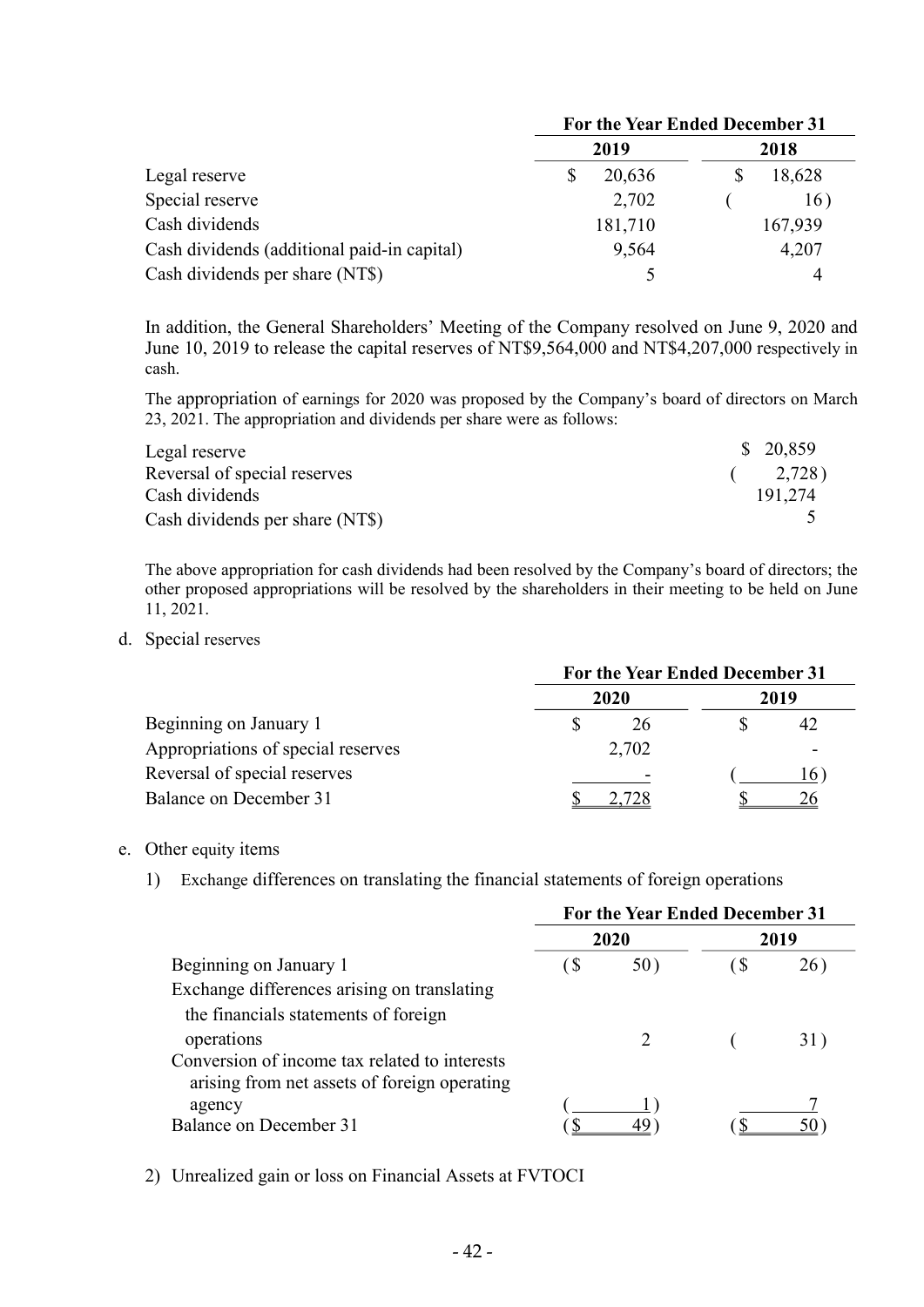| | For the Year Ended December 31 | |
|---|---|---|
| | 2019 | 2018 |
| Legal reserve | $ 20,636 | $ 18,628 |
| Special reserve | 2,702 | ( 16) |
| Cash dividends | 181,710 | 167,939 |
| Cash dividends (additional paid-in capital) | 9,564 | 4,207 |
| Cash dividends per share (NT$) | 5 | 4 |

In addition, the General Shareholders' Meeting of the Company resolved on June 9, 2020 and June 10, 2019 to release the capital reserves of NT$9,564,000 and NT$4,207,000 respectively in cash.

The appropriation of earnings for 2020 was proposed by the Company's board of directors on March 23, 2021. The appropriation and dividends per share were as follows:

| | |
|---|---|
| Legal reserve | $ 20,859 |
| Reversal of special reserves | ( 2,728) |
| Cash dividends | 191,274 |
| Cash dividends per share (NT$) | 5 |

The above appropriation for cash dividends had been resolved by the Company's board of directors; the other proposed appropriations will be resolved by the shareholders in their meeting to be held on June 11, 2021.

d. Special reserves

| | For the Year Ended December 31 | |
|---|---|---|
| | 2020 | 2019 |
| Beginning on January 1 | $ 26 | $ 42 |
| Appropriations of special reserves | 2,702 | - |
| Reversal of special reserves | - | ( 16) |
| Balance on December 31 | $ 2,728 | $ 26 |

e. Other equity items

1) Exchange differences on translating the financial statements of foreign operations

| | For the Year Ended December 31 | |
|---|---|---|
| | 2020 | 2019 |
| Beginning on January 1 | ($ 50) | ($ 26) |
| Exchange differences arising on translating the financials statements of foreign operations | 2 | ( 31) |
| Conversion of income tax related to interests arising from net assets of foreign operating agency | ( 1) | 7 |
| Balance on December 31 | ($ 49) | ($ 50) |

2) Unrealized gain or loss on Financial Assets at FVTOCI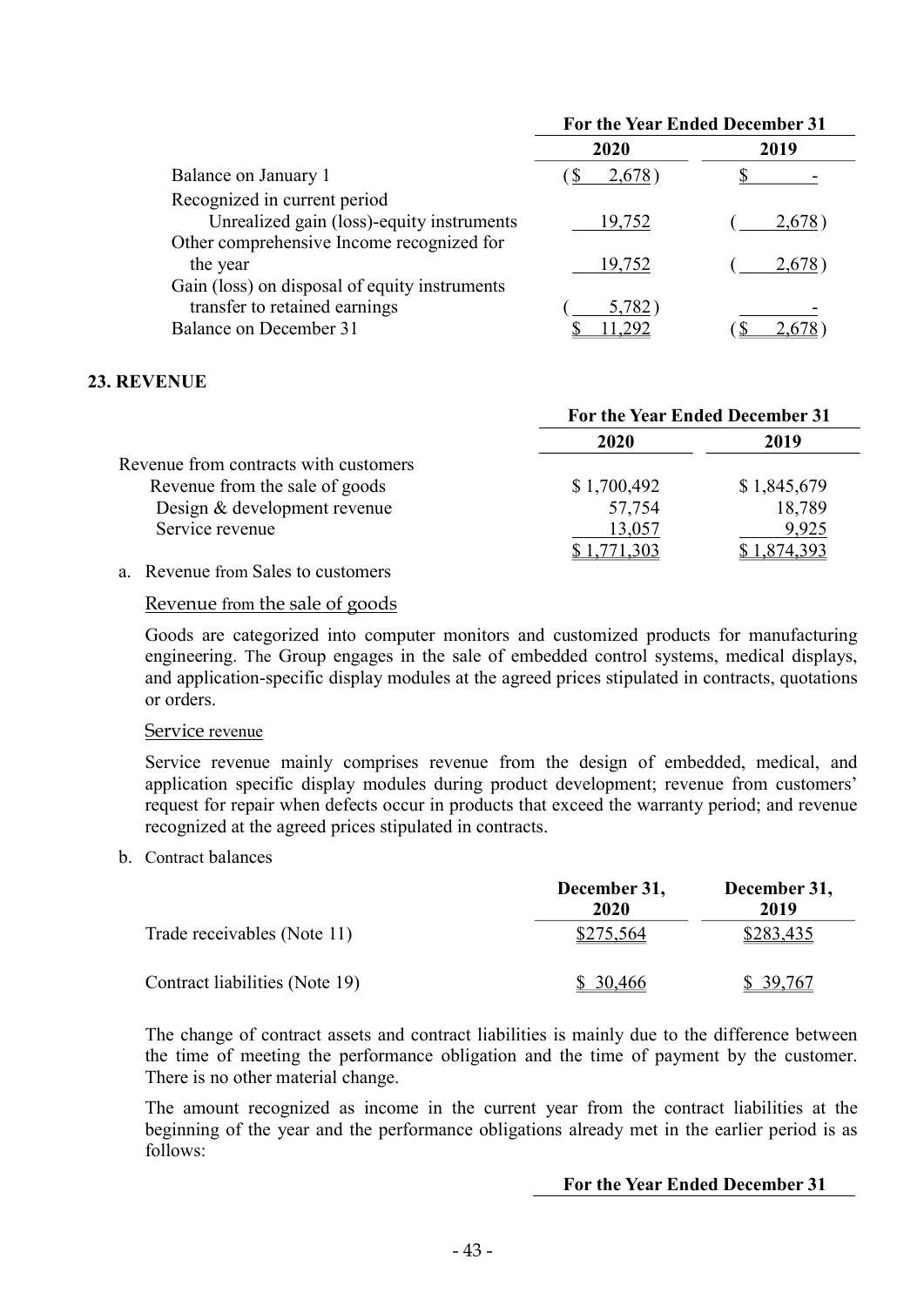| | For the Year Ended December 31 | |
|---|---|---|
| | 2020 | 2019 |
| Balance on January 1 | ($ 2,678) | $ - |
| Recognized in current period | | |
| Unrealized gain (loss)-equity instruments | 19,752 | ( 2,678) |
| Other comprehensive Income recognized for the year | 19,752 | ( 2,678) |
| Gain (loss) on disposal of equity instruments transfer to retained earnings | ( 5,782) | - |
| Balance on December 31 | $ 11,292 | ($ 2,678) |

## 23. REVENUE

| | For the Year Ended December 31 | |
|---|---|---|
| | 2020 | 2019 |
| Revenue from contracts with customers | | |
| Revenue from the sale of goods | $ 1,700,492 | $ 1,845,679 |
| Design & development revenue | 57,754 | 18,789 |
| Service revenue | 13,057 | 9,925 |
| | $ 1,771,303 | $ 1,874,393 |

a. Revenue from Sales to customers

Revenue from the sale of goods

Goods are categorized into computer monitors and customized products for manufacturing engineering. The Group engages in the sale of embedded control systems, medical displays, and application-specific display modules at the agreed prices stipulated in contracts, quotations or orders.

Service revenue

Service revenue mainly comprises revenue from the design of embedded, medical, and application specific display modules during product development; revenue from customers' request for repair when defects occur in products that exceed the warranty period; and revenue recognized at the agreed prices stipulated in contracts.

b. Contract balances

| | December 31, 2020 | December 31, 2019 |
|---|---|---|
| Trade receivables (Note 11) | $275,564 | $283,435 |
| Contract liabilities (Note 19) | $ 30,466 | $ 39,767 |

The change of contract assets and contract liabilities is mainly due to the difference between the time of meeting the performance obligation and the time of payment by the customer. There is no other material change.

The amount recognized as income in the current year from the contract liabilities at the beginning of the year and the performance obligations already met in the earlier period is as follows:

For the Year Ended December 31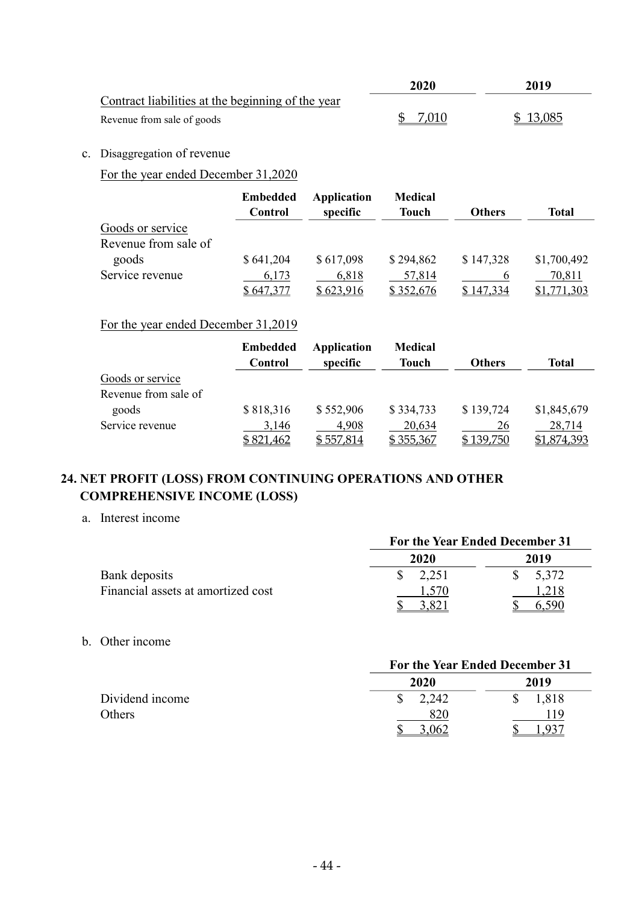| | 2020 | 2019 |
|---|---|---|
| Contract liabilities at the beginning of the year | | |
| Revenue from sale of goods | $ 7,010 | $ 13,085 |

c. Disaggregation of revenue

For the year ended December 31,2020

| | Embedded Control | Application specific | Medical Touch | Others | Total |
|---|---|---|---|---|---|
| Goods or service | | | | | |
| Revenue from sale of goods | $ 641,204 | $ 617,098 | $ 294,862 | $ 147,328 | $1,700,492 |
| Service revenue | 6,173 | 6,818 | 57,814 | 6 | 70,811 |
| | $ 647,377 | $ 623,916 | $ 352,676 | $ 147,334 | $1,771,303 |

For the year ended December 31,2019

| | Embedded Control | Application specific | Medical Touch | Others | Total |
|---|---|---|---|---|---|
| Goods or service | | | | | |
| Revenue from sale of goods | $ 818,316 | $ 552,906 | $ 334,733 | $ 139,724 | $1,845,679 |
| Service revenue | 3,146 | 4,908 | 20,634 | 26 | 28,714 |
| | $ 821,462 | $ 557,814 | $ 355,367 | $ 139,750 | $1,874,393 |

## 24. NET PROFIT (LOSS) FROM CONTINUING OPERATIONS AND OTHER COMPREHENSIVE INCOME (LOSS)

a. Interest income

| | For the Year Ended December 31 | |
|---|---|---|
| | 2020 | 2019 |
| Bank deposits | $ 2,251 | $ 5,372 |
| Financial assets at amortized cost | 1,570 | 1,218 |
| | $ 3,821 | $ 6,590 |

b. Other income

| | For the Year Ended December 31 | |
|---|---|---|
| | 2020 | 2019 |
| Dividend income | $ 2,242 | $ 1,818 |
| Others | 820 | 119 |
| | $ 3,062 | $ 1,937 |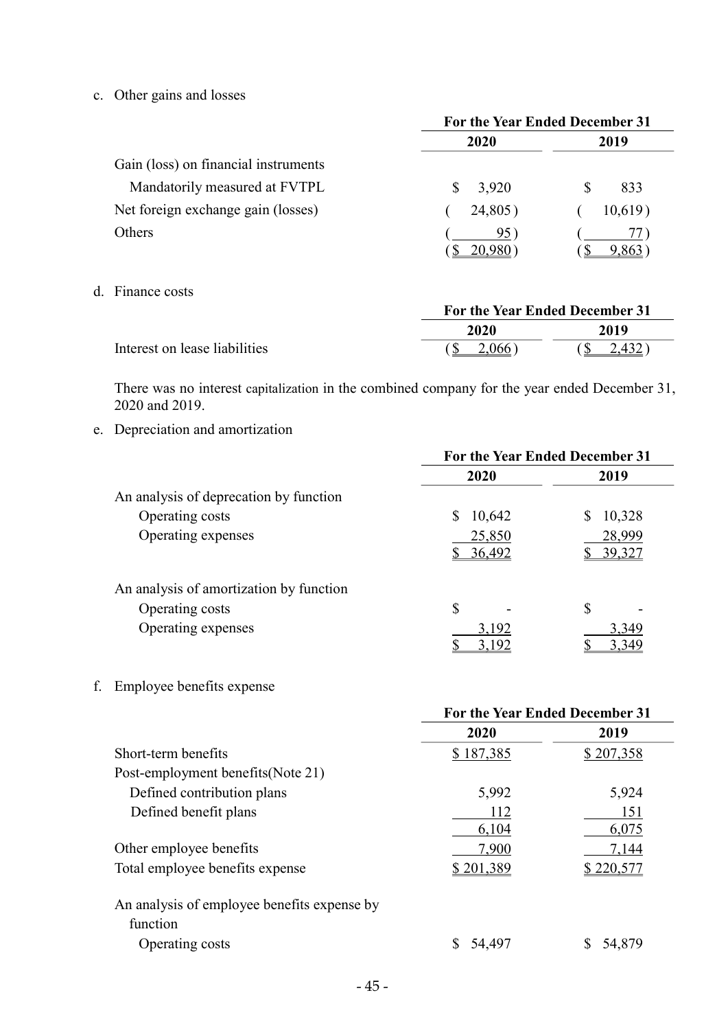c. Other gains and losses

| | For the Year Ended December 31 | |
|---|---|---|
| | 2020 | 2019 |
| Gain (loss) on financial instruments | | |
| Mandatorily measured at FVTPL | $ 3,920 | $ 833 |
| Net foreign exchange gain (losses) | ( 24,805 ) | ( 10,619 ) |
| Others | ( 95 ) | ( 77 ) |
| | ( $ 20,980 ) | ( $ 9,863 ) |

d. Finance costs

| | For the Year Ended December 31 | |
|---|---|---|
| | 2020 | 2019 |
| Interest on lease liabilities | ( $ 2,066 ) | ( $ 2,432 ) |

There was no interest capitalization in the combined company for the year ended December 31, 2020 and 2019.

e. Depreciation and amortization

| | For the Year Ended December 31 | |
|---|---|---|
| | 2020 | 2019 |
| An analysis of deprecation by function | | |
| Operating costs | $ 10,642 | $ 10,328 |
| Operating expenses | 25,850 | 28,999 |
| | $ 36,492 | $ 39,327 |
| | | |
| An analysis of amortization by function | | |
| Operating costs | $ - | $ - |
| Operating expenses | 3,192 | 3,349 |
| | $ 3,192 | $ 3,349 |

f. Employee benefits expense

| | For the Year Ended December 31 | |
|---|---|---|
| | 2020 | 2019 |
| Short-term benefits | $ 187,385 | $ 207,358 |
| Post-employment benefits(Note 21) | | |
| Defined contribution plans | 5,992 | 5,924 |
| Defined benefit plans | 112 | 151 |
| | 6,104 | 6,075 |
| Other employee benefits | 7,900 | 7,144 |
| Total employee benefits expense | $ 201,389 | $ 220,577 |
| | | |
| An analysis of employee benefits expense by function | | |
| Operating costs | $ 54,497 | $ 54,879 |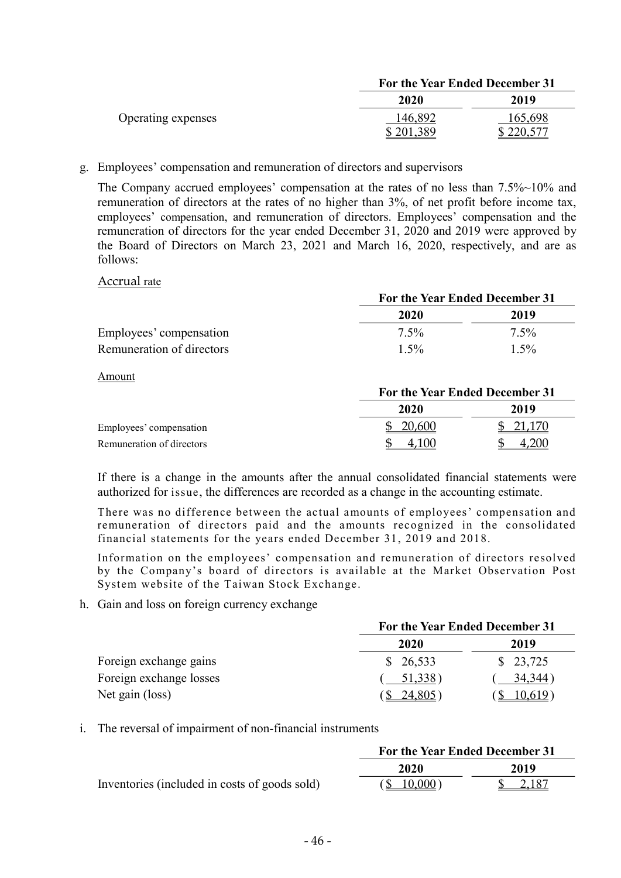| | For the Year Ended December 31 | |
|---|---|---|
| | 2020 | 2019 |
| Operating expenses | 146,892 | 165,698 |
| | $ 201,389 | $ 220,577 |

g. Employees' compensation and remuneration of directors and supervisors

The Company accrued employees' compensation at the rates of no less than 7.5%~10% and remuneration of directors at the rates of no higher than 3%, of net profit before income tax, employees' compensation, and remuneration of directors. Employees' compensation and the remuneration of directors for the year ended December 31, 2020 and 2019 were approved by the Board of Directors on March 23, 2021 and March 16, 2020, respectively, and are as follows:

Accrual rate

| | For the Year Ended December 31 | |
|---|---|---|
| | 2020 | 2019 |
| Employees' compensation | 7.5% | 7.5% |
| Remuneration of directors | 1.5% | 1.5% |

Amount

| | For the Year Ended December 31 | |
|---|---|---|
| | 2020 | 2019 |
| Employees' compensation | $ 20,600 | $ 21,170 |
| Remuneration of directors | $ 4,100 | $ 4,200 |

If there is a change in the amounts after the annual consolidated financial statements were authorized for issue, the differences are recorded as a change in the accounting estimate.

There was no difference between the actual amounts of employees' compensation and remuneration of directors paid and the amounts recognized in the consolidated financial statements for the years ended December 31, 2019 and 2018.

Information on the employees' compensation and remuneration of directors resolved by the Company's board of directors is available at the Market Observation Post System website of the Taiwan Stock Exchange.

h. Gain and loss on foreign currency exchange

| | For the Year Ended December 31 | |
|---|---|---|
| | 2020 | 2019 |
| Foreign exchange gains | $ 26,533 | $ 23,725 |
| Foreign exchange losses | ( 51,338 ) | ( 34,344 ) |
| Net gain (loss) | ($ 24,805 ) | ($ 10,619 ) |

i. The reversal of impairment of non-financial instruments

| | For the Year Ended December 31 | |
|---|---|---|
| | 2020 | 2019 |
| Inventories (included in costs of goods sold) | ($ 10,000 ) | $ 2,187 |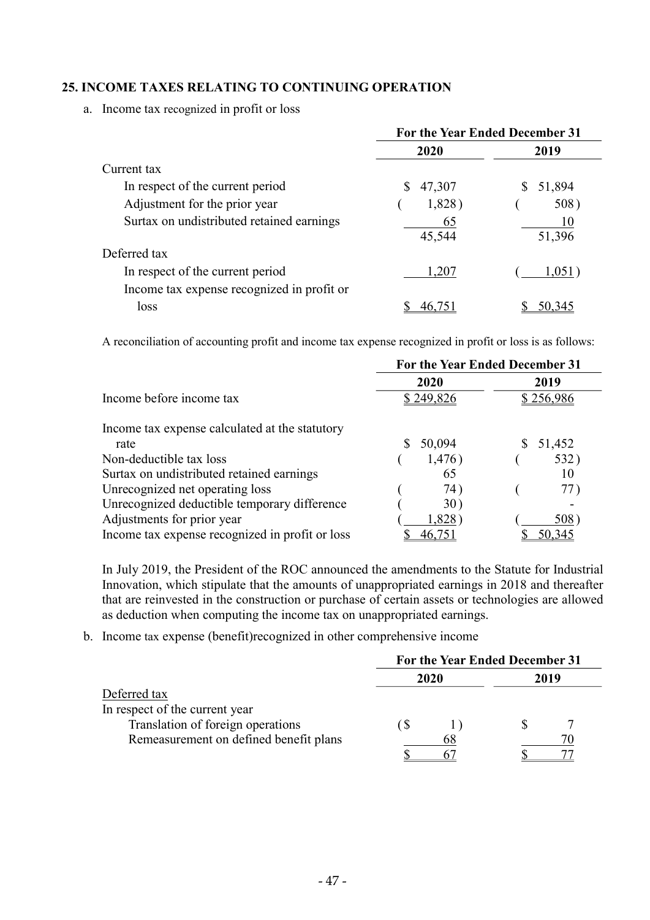## 25. INCOME TAXES RELATING TO CONTINUING OPERATION

a. Income tax recognized in profit or loss

| | For the Year Ended December 31 | |
|---|---|---|
| | 2020 | 2019 |
| Current tax | | |
| In respect of the current period | $ 47,307 | $ 51,894 |
| Adjustment for the prior year | ( 1,828 ) | ( 508 ) |
| Surtax on undistributed retained earnings | 65 | 10 |
| | 45,544 | 51,396 |
| Deferred tax | | |
| In respect of the current period | 1,207 | ( 1,051 ) |
| Income tax expense recognized in profit or loss | $ 46,751 | $ 50,345 |

A reconciliation of accounting profit and income tax expense recognized in profit or loss is as follows:

| | For the Year Ended December 31 | |
|---|---|---|
| | 2020 | 2019 |
| Income before income tax | $ 249,826 | $ 256,986 |
| | | |
| Income tax expense calculated at the statutory rate | $ 50,094 | $ 51,452 |
| Non-deductible tax loss | ( 1,476 ) | ( 532 ) |
| Surtax on undistributed retained earnings | 65 | 10 |
| Unrecognized net operating loss | ( 74 ) | ( 77 ) |
| Unrecognized deductible temporary difference | ( 30 ) | - |
| Adjustments for prior year | ( 1,828 ) | ( 508 ) |
| Income tax expense recognized in profit or loss | $ 46,751 | $ 50,345 |

In July 2019, the President of the ROC announced the amendments to the Statute for Industrial Innovation, which stipulate that the amounts of unappropriated earnings in 2018 and thereafter that are reinvested in the construction or purchase of certain assets or technologies are allowed as deduction when computing the income tax on unappropriated earnings.

b. Income tax expense (benefit)recognized in other comprehensive income

| | For the Year Ended December 31 | |
|---|---|---|
| | 2020 | 2019 |
| Deferred tax | | |
| In respect of the current year | | |
| Translation of foreign operations | ( $ 1 ) | $ 7 |
| Remeasurement on defined benefit plans | 68 | 70 |
| | $ 67 | $ 77 |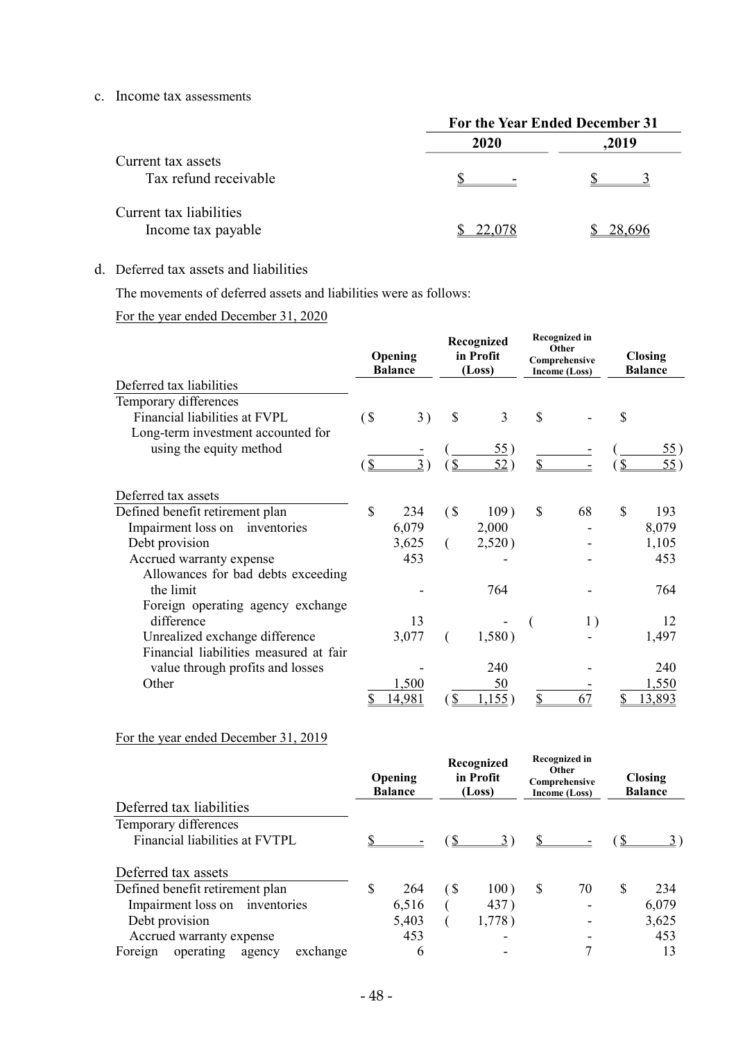c. Income tax assessments

| | For the Year Ended December 31 | |
|---|---|---|
| | 2020 | ,2019 |
| Current tax assets | | |
| Tax refund receivable | $ - | $ 3 |
| Current tax liabilities | | |
| Income tax payable | $ 22,078 | $ 28,696 |

d. Deferred tax assets and liabilities

The movements of deferred assets and liabilities were as follows:

For the year ended December 31, 2020

| | Opening Balance | Recognized in Profit (Loss) | Recognized in Other Comprehensive Income (Loss) | Closing Balance |
|---|---|---|---|---|
| **Deferred tax liabilities** | | | | |
| Temporary differences | | | | |
| Financial liabilities at FVPL | ($ 3) | $ 3 | $ - | $ |
| Long-term investment accounted for using the equity method | - | ( 55) | - | ( 55) |
| | ($ 3) | ($ 52) | $ - | ($ 55) |
| **Deferred tax assets** | | | | |
| Defined benefit retirement plan | $ 234 | ($ 109) | $ 68 | $ 193 |
| Impairment loss on inventories | 6,079 | 2,000 | - | 8,079 |
| Debt provision | 3,625 | ( 2,520) | - | 1,105 |
| Accrued warranty expense | 453 | - | - | 453 |
| Allowances for bad debts exceeding the limit | - | 764 | - | 764 |
| Foreign operating agency exchange difference | 13 | - | ( 1) | 12 |
| Unrealized exchange difference | 3,077 | ( 1,580) | - | 1,497 |
| Financial liabilities measured at fair value through profits and losses | - | 240 | - | 240 |
| Other | 1,500 | 50 | - | 1,550 |
| | $ 14,981 | ($ 1,155) | $ 67 | $ 13,893 |

For the year ended December 31, 2019

| | Opening Balance | Recognized in Profit (Loss) | Recognized in Other Comprehensive Income (Loss) | Closing Balance |
|---|---|---|---|---|
| **Deferred tax liabilities** | | | | |
| Temporary differences | | | | |
| Financial liabilities at FVTPL | $ - | ($ 3) | $ - | ($ 3) |
| **Deferred tax assets** | | | | |
| Defined benefit retirement plan | $ 264 | ($ 100) | $ 70 | $ 234 |
| Impairment loss on inventories | 6,516 | ( 437) | - | 6,079 |
| Debt provision | 5,403 | ( 1,778) | - | 3,625 |
| Accrued warranty expense | 453 | - | - | 453 |
| Foreign operating agency exchange | 6 | - | 7 | 13 |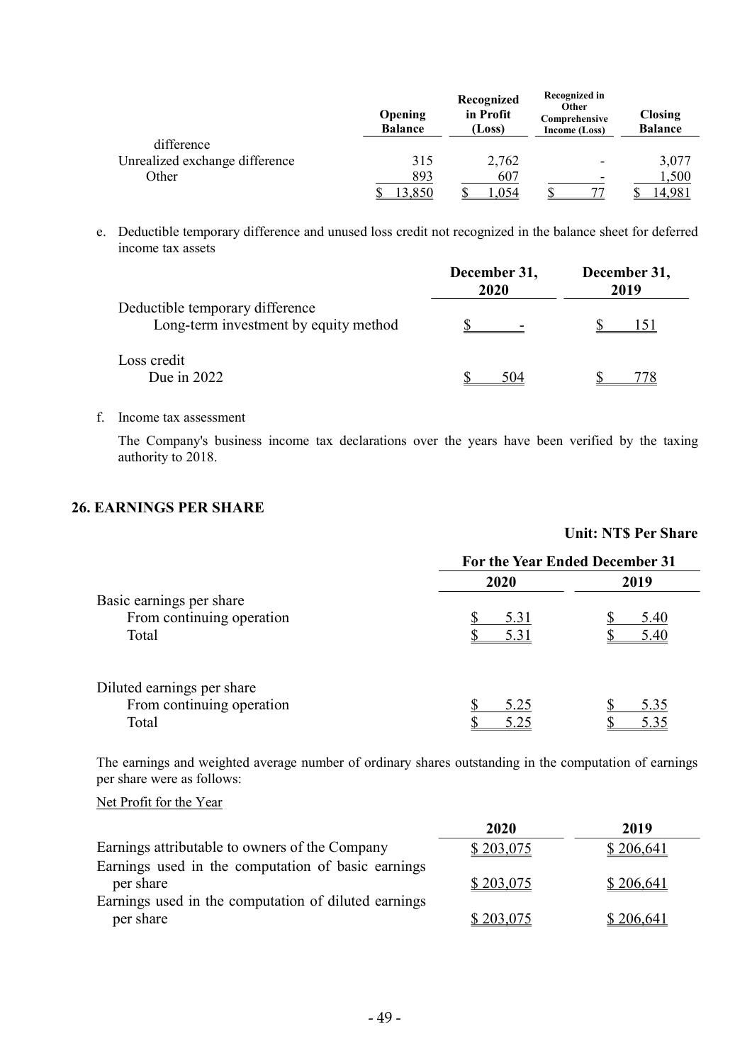| | Opening Balance | Recognized in Profit (Loss) | Recognized in Other Comprehensive Income (Loss) | Closing Balance |
|---|---|---|---|---|
| difference | | | | |
| Unrealized exchange difference | 315 | 2,762 | - | 3,077 |
| Other | 893 | 607 | - | 1,500 |
| | $ 13,850 | $ 1,054 | $ 77 | $ 14,981 |

e. Deductible temporary difference and unused loss credit not recognized in the balance sheet for deferred income tax assets

| | December 31, 2020 | December 31, 2019 |
|---|---|---|
| Deductible temporary difference | | |
| Long-term investment by equity method | $ - | $ 151 |
| Loss credit | | |
| Due in 2022 | $ 504 | $ 778 |

f. Income tax assessment

The Company's business income tax declarations over the years have been verified by the taxing authority to 2018.

## 26. EARNINGS PER SHARE

**Unit: NT$ Per Share**

| | For the Year Ended December 31 | |
|---|---|---|
| | 2020 | 2019 |
| Basic earnings per share | | |
| From continuing operation | $ 5.31 | $ 5.40 |
| Total | $ 5.31 | $ 5.40 |
| Diluted earnings per share | | |
| From continuing operation | $ 5.25 | $ 5.35 |
| Total | $ 5.25 | $ 5.35 |

The earnings and weighted average number of ordinary shares outstanding in the computation of earnings per share were as follows:

Net Profit for the Year

| | 2020 | 2019 |
|---|---|---|
| Earnings attributable to owners of the Company | $ 203,075 | $ 206,641 |
| Earnings used in the computation of basic earnings per share | $ 203,075 | $ 206,641 |
| Earnings used in the computation of diluted earnings per share | $ 203,075 | $ 206,641 |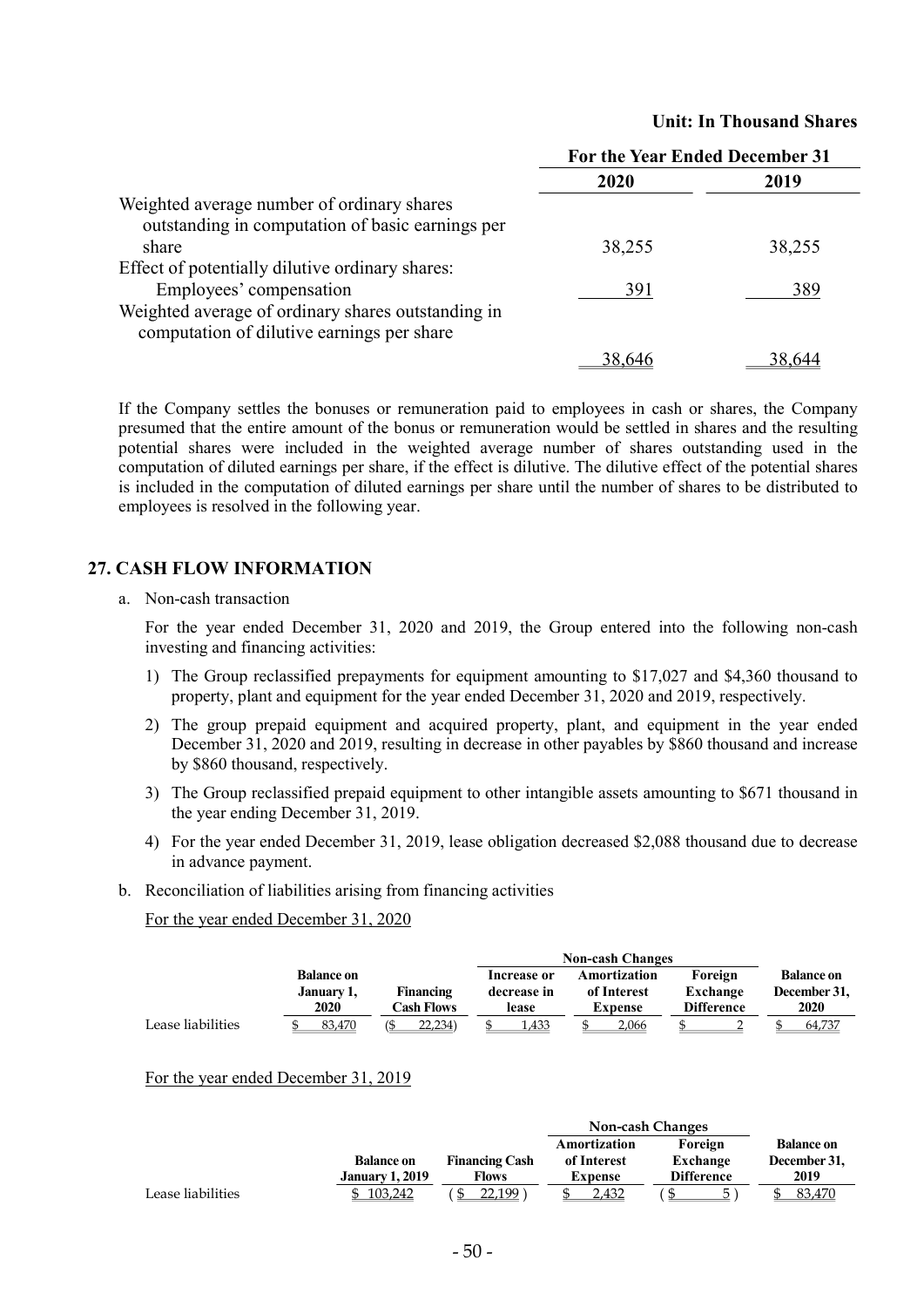**Unit: In Thousand Shares**

| | For the Year Ended December 31 | |
|---|---|---|
| | 2020 | 2019 |
| Weighted average number of ordinary shares outstanding in computation of basic earnings per share | 38,255 | 38,255 |
| Effect of potentially dilutive ordinary shares: | | |
| Employees' compensation | 391 | 389 |
| Weighted average of ordinary shares outstanding in computation of dilutive earnings per share | 38,646 | 38,644 |

If the Company settles the bonuses or remuneration paid to employees in cash or shares, the Company presumed that the entire amount of the bonus or remuneration would be settled in shares and the resulting potential shares were included in the weighted average number of shares outstanding used in the computation of diluted earnings per share, if the effect is dilutive. The dilutive effect of the potential shares is included in the computation of diluted earnings per share until the number of shares to be distributed to employees is resolved in the following year.

## 27. CASH FLOW INFORMATION

a. Non-cash transaction

   For the year ended December 31, 2020 and 2019, the Group entered into the following non-cash investing and financing activities:

   1) The Group reclassified prepayments for equipment amounting to $17,027 and $4,360 thousand to property, plant and equipment for the year ended December 31, 2020 and 2019, respectively.

   2) The group prepaid equipment and acquired property, plant, and equipment in the year ended December 31, 2020 and 2019, resulting in decrease in other payables by $860 thousand and increase by $860 thousand, respectively.

   3) The Group reclassified prepaid equipment to other intangible assets amounting to $671 thousand in the year ending December 31, 2019.

   4) For the year ended December 31, 2019, lease obligation decreased $2,088 thousand due to decrease in advance payment.

b. Reconciliation of liabilities arising from financing activities

   For the year ended December 31, 2020

| | Balance on January 1, 2020 | Financing Cash Flows | Non-cash Changes | | | Balance on December 31, 2020 |
|---|---|---|---|---|---|---|
| | | | Increase or decrease in lease | Amortization of Interest Expense | Foreign Exchange Difference | |
| Lease liabilities | $ 83,470 | ($ 22,234) | $ 1,433 | $ 2,066 | $ 2 | $ 64,737 |

   For the year ended December 31, 2019

| | Balance on January 1, 2019 | Financing Cash Flows | Non-cash Changes | | Balance on December 31, 2019 |
|---|---|---|---|---|---|
| | | | Amortization of Interest Expense | Foreign Exchange Difference | |
| Lease liabilities | $ 103,242 | ($ 22,199) | $ 2,432 | ($ 5) | $ 83,470 |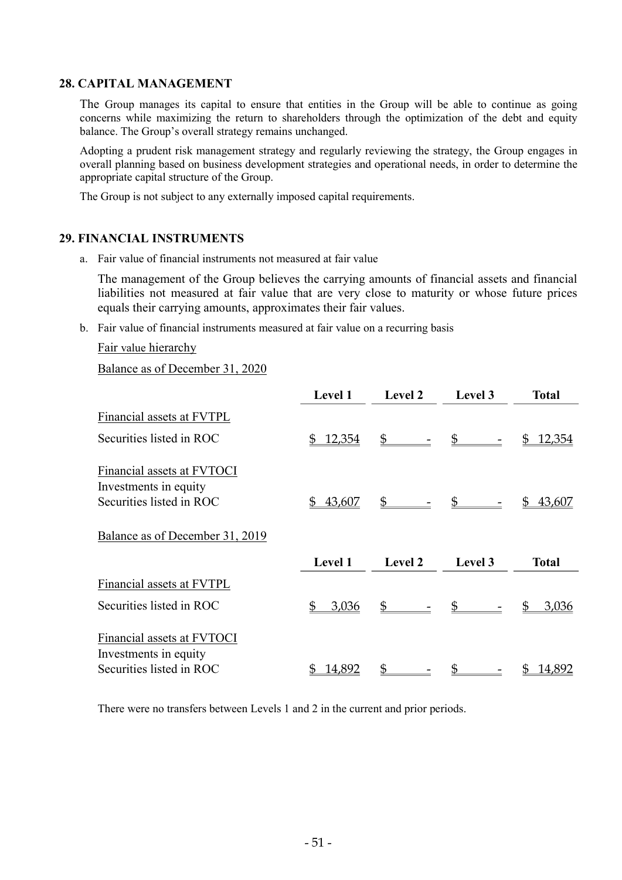## 28. CAPITAL MANAGEMENT

The Group manages its capital to ensure that entities in the Group will be able to continue as going concerns while maximizing the return to shareholders through the optimization of the debt and equity balance. The Group's overall strategy remains unchanged.

Adopting a prudent risk management strategy and regularly reviewing the strategy, the Group engages in overall planning based on business development strategies and operational needs, in order to determine the appropriate capital structure of the Group.

The Group is not subject to any externally imposed capital requirements.

## 29. FINANCIAL INSTRUMENTS

a. Fair value of financial instruments not measured at fair value

The management of the Group believes the carrying amounts of financial assets and financial liabilities not measured at fair value that are very close to maturity or whose future prices equals their carrying amounts, approximates their fair values.

b. Fair value of financial instruments measured at fair value on a recurring basis

Fair value hierarchy

Balance as of December 31, 2020

| | Level 1 | Level 2 | Level 3 | Total |
|---|---|---|---|---|
| Financial assets at FVTPL | | | | |
| Securities listed in ROC | $ 12,354 | $ - | $ - | $ 12,354 |
| Financial assets at FVTOCI | | | | |
| Investments in equity<br>Securities listed in ROC | $ 43,607 | $ - | $ - | $ 43,607 |

Balance as of December 31, 2019

| | Level 1 | Level 2 | Level 3 | Total |
|---|---|---|---|---|
| Financial assets at FVTPL | | | | |
| Securities listed in ROC | $ 3,036 | $ - | $ - | $ 3,036 |
| Financial assets at FVTOCI | | | | |
| Investments in equity<br>Securities listed in ROC | $ 14,892 | $ - | $ - | $ 14,892 |

There were no transfers between Levels 1 and 2 in the current and prior periods.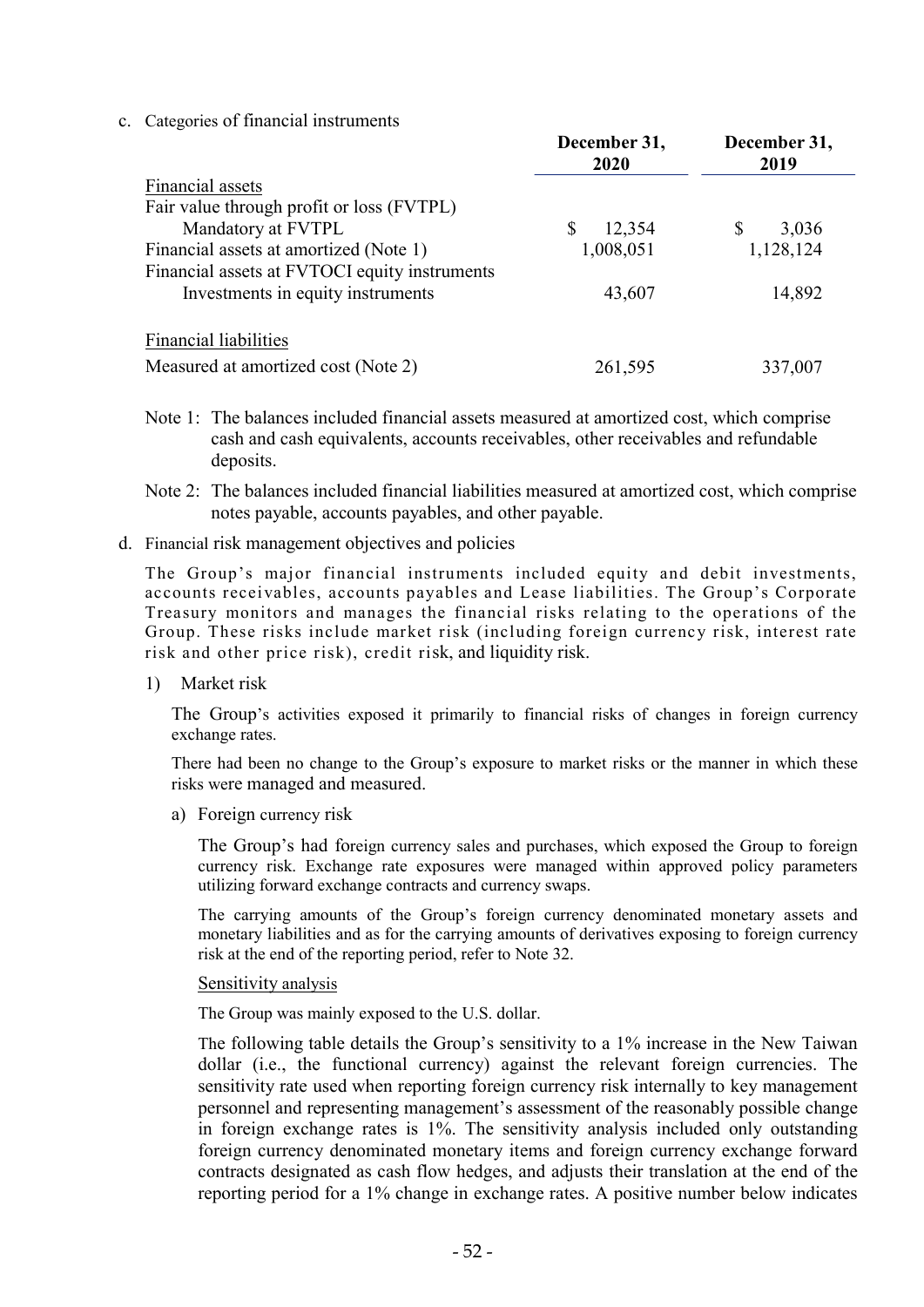c. Categories of financial instruments

| | December 31, 2020 | December 31, 2019 |
|---|---|---|
| Financial assets | | |
| Fair value through profit or loss (FVTPL) | | |
| Mandatory at FVTPL | $ 12,354 | $ 3,036 |
| Financial assets at amortized (Note 1) | 1,008,051 | 1,128,124 |
| Financial assets at FVTOCI equity instruments | | |
| Investments in equity instruments | 43,607 | 14,892 |
| Financial liabilities | | |
| Measured at amortized cost (Note 2) | 261,595 | 337,007 |

Note 1: The balances included financial assets measured at amortized cost, which comprise cash and cash equivalents, accounts receivables, other receivables and refundable deposits.

Note 2: The balances included financial liabilities measured at amortized cost, which comprise notes payable, accounts payables, and other payable.

d. Financial risk management objectives and policies

The Group's major financial instruments included equity and debit investments, accounts receivables, accounts payables and Lease liabilities. The Group's Corporate Treasury monitors and manages the financial risks relating to the operations of the Group. These risks include market risk (including foreign currency risk, interest rate risk and other price risk), credit risk, and liquidity risk.

1) Market risk

The Group's activities exposed it primarily to financial risks of changes in foreign currency exchange rates.

There had been no change to the Group's exposure to market risks or the manner in which these risks were managed and measured.

a) Foreign currency risk

The Group's had foreign currency sales and purchases, which exposed the Group to foreign currency risk. Exchange rate exposures were managed within approved policy parameters utilizing forward exchange contracts and currency swaps.

The carrying amounts of the Group's foreign currency denominated monetary assets and monetary liabilities and as for the carrying amounts of derivatives exposing to foreign currency risk at the end of the reporting period, refer to Note 32.

Sensitivity analysis

The Group was mainly exposed to the U.S. dollar.

The following table details the Group's sensitivity to a 1% increase in the New Taiwan dollar (i.e., the functional currency) against the relevant foreign currencies. The sensitivity rate used when reporting foreign currency risk internally to key management personnel and representing management's assessment of the reasonably possible change in foreign exchange rates is 1%. The sensitivity analysis included only outstanding foreign currency denominated monetary items and foreign currency exchange forward contracts designated as cash flow hedges, and adjusts their translation at the end of the reporting period for a 1% change in exchange rates. A positive number below indicates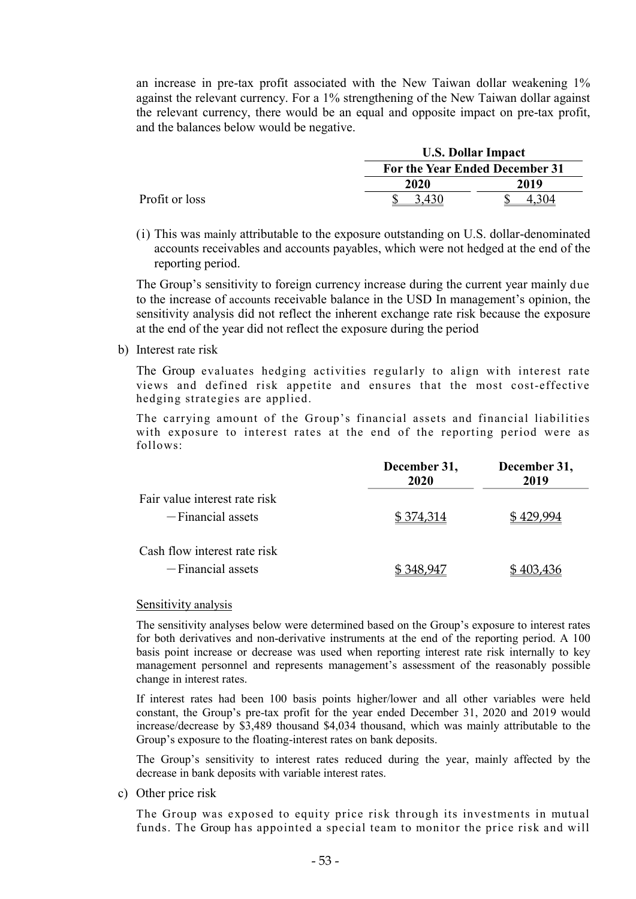an increase in pre-tax profit associated with the New Taiwan dollar weakening 1% against the relevant currency. For a 1% strengthening of the New Taiwan dollar against the relevant currency, there would be an equal and opposite impact on pre-tax profit, and the balances below would be negative.

| | U.S. Dollar Impact | |
|---|---|---|
| | For the Year Ended December 31 | |
| | 2020 | 2019 |
| Profit or loss | $ 3,430 | $ 4,304 |

(i) This was mainly attributable to the exposure outstanding on U.S. dollar-denominated accounts receivables and accounts payables, which were not hedged at the end of the reporting period.

The Group's sensitivity to foreign currency increase during the current year mainly due to the increase of accounts receivable balance in the USD In management's opinion, the sensitivity analysis did not reflect the inherent exchange rate risk because the exposure at the end of the year did not reflect the exposure during the period

b) Interest rate risk

The Group evaluates hedging activities regularly to align with interest rate views and defined risk appetite and ensures that the most cost-effective hedging strategies are applied.

The carrying amount of the Group's financial assets and financial liabilities with exposure to interest rates at the end of the reporting period were as follows:

| | December 31, 2020 | December 31, 2019 |
|---|---|---|
| Fair value interest rate risk | | |
| －Financial assets | $ 374,314 | $ 429,994 |
| Cash flow interest rate risk | | |
| －Financial assets | $ 348,947 | $ 403,436 |

Sensitivity analysis

The sensitivity analyses below were determined based on the Group's exposure to interest rates for both derivatives and non-derivative instruments at the end of the reporting period. A 100 basis point increase or decrease was used when reporting interest rate risk internally to key management personnel and represents management's assessment of the reasonably possible change in interest rates.

If interest rates had been 100 basis points higher/lower and all other variables were held constant, the Group's pre-tax profit for the year ended December 31, 2020 and 2019 would increase/decrease by $3,489 thousand $4,034 thousand, which was mainly attributable to the Group's exposure to the floating-interest rates on bank deposits.

The Group's sensitivity to interest rates reduced during the year, mainly affected by the decrease in bank deposits with variable interest rates.

c) Other price risk

The Group was exposed to equity price risk through its investments in mutual funds. The Group has appointed a special team to monitor the price risk and will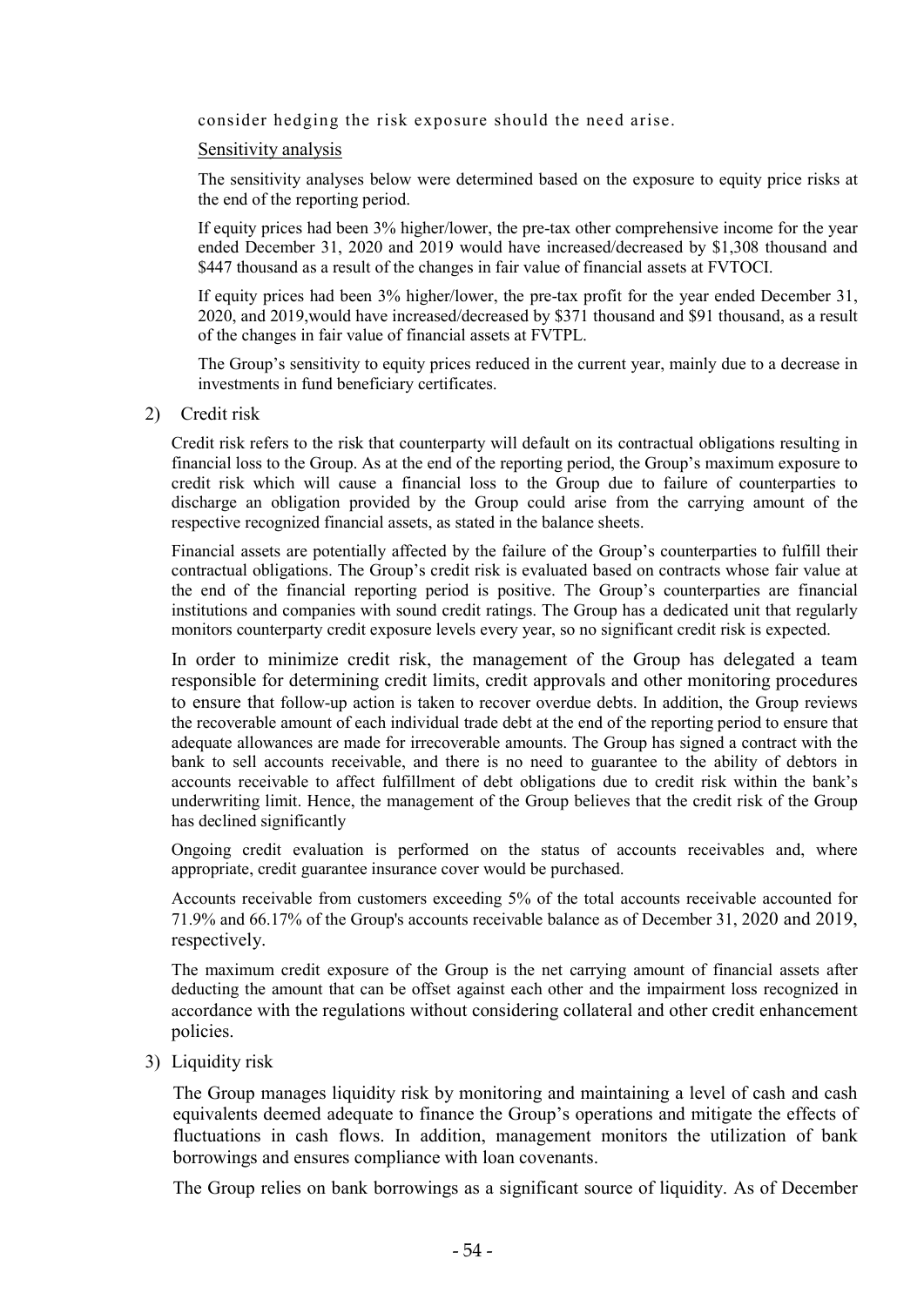consider hedging the risk exposure should the need arise.

Sensitivity analysis

The sensitivity analyses below were determined based on the exposure to equity price risks at the end of the reporting period.

If equity prices had been 3% higher/lower, the pre-tax other comprehensive income for the year ended December 31, 2020 and 2019 would have increased/decreased by $1,308 thousand and $447 thousand as a result of the changes in fair value of financial assets at FVTOCI.

If equity prices had been 3% higher/lower, the pre-tax profit for the year ended December 31, 2020, and 2019,would have increased/decreased by $371 thousand and $91 thousand, as a result of the changes in fair value of financial assets at FVTPL.

The Group's sensitivity to equity prices reduced in the current year, mainly due to a decrease in investments in fund beneficiary certificates.

2) Credit risk

Credit risk refers to the risk that counterparty will default on its contractual obligations resulting in financial loss to the Group. As at the end of the reporting period, the Group's maximum exposure to credit risk which will cause a financial loss to the Group due to failure of counterparties to discharge an obligation provided by the Group could arise from the carrying amount of the respective recognized financial assets, as stated in the balance sheets.

Financial assets are potentially affected by the failure of the Group's counterparties to fulfill their contractual obligations. The Group's credit risk is evaluated based on contracts whose fair value at the end of the financial reporting period is positive. The Group's counterparties are financial institutions and companies with sound credit ratings. The Group has a dedicated unit that regularly monitors counterparty credit exposure levels every year, so no significant credit risk is expected.

In order to minimize credit risk, the management of the Group has delegated a team responsible for determining credit limits, credit approvals and other monitoring procedures to ensure that follow-up action is taken to recover overdue debts. In addition, the Group reviews the recoverable amount of each individual trade debt at the end of the reporting period to ensure that adequate allowances are made for irrecoverable amounts. The Group has signed a contract with the bank to sell accounts receivable, and there is no need to guarantee to the ability of debtors in accounts receivable to affect fulfillment of debt obligations due to credit risk within the bank's underwriting limit. Hence, the management of the Group believes that the credit risk of the Group has declined significantly

Ongoing credit evaluation is performed on the status of accounts receivables and, where appropriate, credit guarantee insurance cover would be purchased.

Accounts receivable from customers exceeding 5% of the total accounts receivable accounted for 71.9% and 66.17% of the Group's accounts receivable balance as of December 31, 2020 and 2019, respectively.

The maximum credit exposure of the Group is the net carrying amount of financial assets after deducting the amount that can be offset against each other and the impairment loss recognized in accordance with the regulations without considering collateral and other credit enhancement policies.

3) Liquidity risk

The Group manages liquidity risk by monitoring and maintaining a level of cash and cash equivalents deemed adequate to finance the Group's operations and mitigate the effects of fluctuations in cash flows. In addition, management monitors the utilization of bank borrowings and ensures compliance with loan covenants.

The Group relies on bank borrowings as a significant source of liquidity. As of December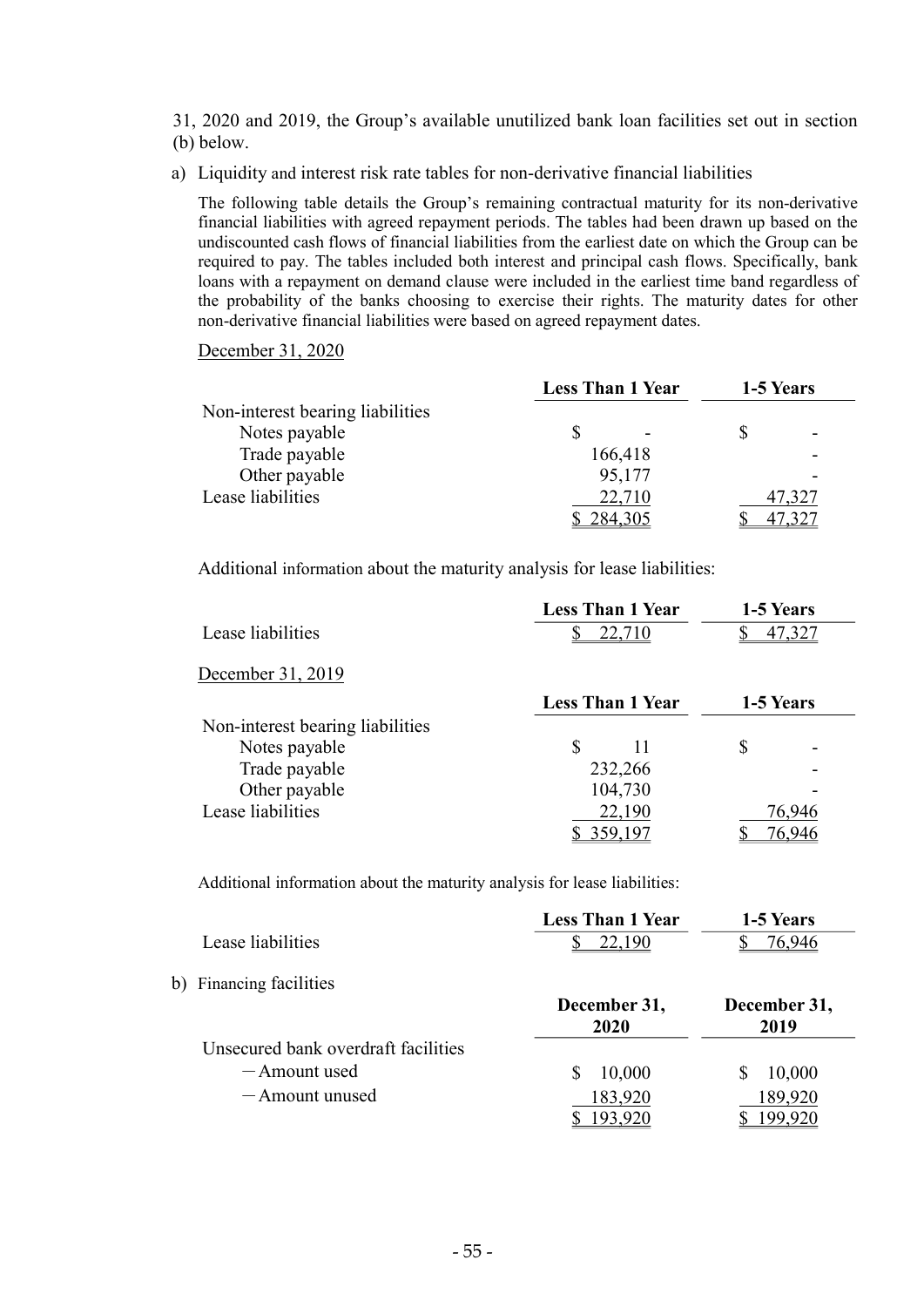31, 2020 and 2019, the Group's available unutilized bank loan facilities set out in section (b) below.

a) Liquidity and interest risk rate tables for non-derivative financial liabilities

The following table details the Group's remaining contractual maturity for its non-derivative financial liabilities with agreed repayment periods. The tables had been drawn up based on the undiscounted cash flows of financial liabilities from the earliest date on which the Group can be required to pay. The tables included both interest and principal cash flows. Specifically, bank loans with a repayment on demand clause were included in the earliest time band regardless of the probability of the banks choosing to exercise their rights. The maturity dates for other non-derivative financial liabilities were based on agreed repayment dates.

December 31, 2020

| | Less Than 1 Year | 1-5 Years |
|---|---|---|
| Non-interest bearing liabilities | | |
| Notes payable | $ - | $ - |
| Trade payable | 166,418 | - |
| Other payable | 95,177 | - |
| Lease liabilities | 22,710 | 47,327 |
| | $ 284,305 | $ 47,327 |

Additional information about the maturity analysis for lease liabilities:

| | Less Than 1 Year | 1-5 Years |
|---|---|---|
| Lease liabilities | $ 22,710 | $ 47,327 |

December 31, 2019

| | Less Than 1 Year | 1-5 Years |
|---|---|---|
| Non-interest bearing liabilities | | |
| Notes payable | $ 11 | $ - |
| Trade payable | 232,266 | - |
| Other payable | 104,730 | - |
| Lease liabilities | 22,190 | 76,946 |
| | $ 359,197 | $ 76,946 |

Additional information about the maturity analysis for lease liabilities:

| | Less Than 1 Year | 1-5 Years |
|---|---|---|
| Lease liabilities | $ 22,190 | $ 76,946 |

b) Financing facilities

| | December 31, 2020 | December 31, 2019 |
|---|---|---|
| Unsecured bank overdraft facilities | | |
| －Amount used | $ 10,000 | $ 10,000 |
| －Amount unused | 183,920 | 189,920 |
| | $ 193,920 | $ 199,920 |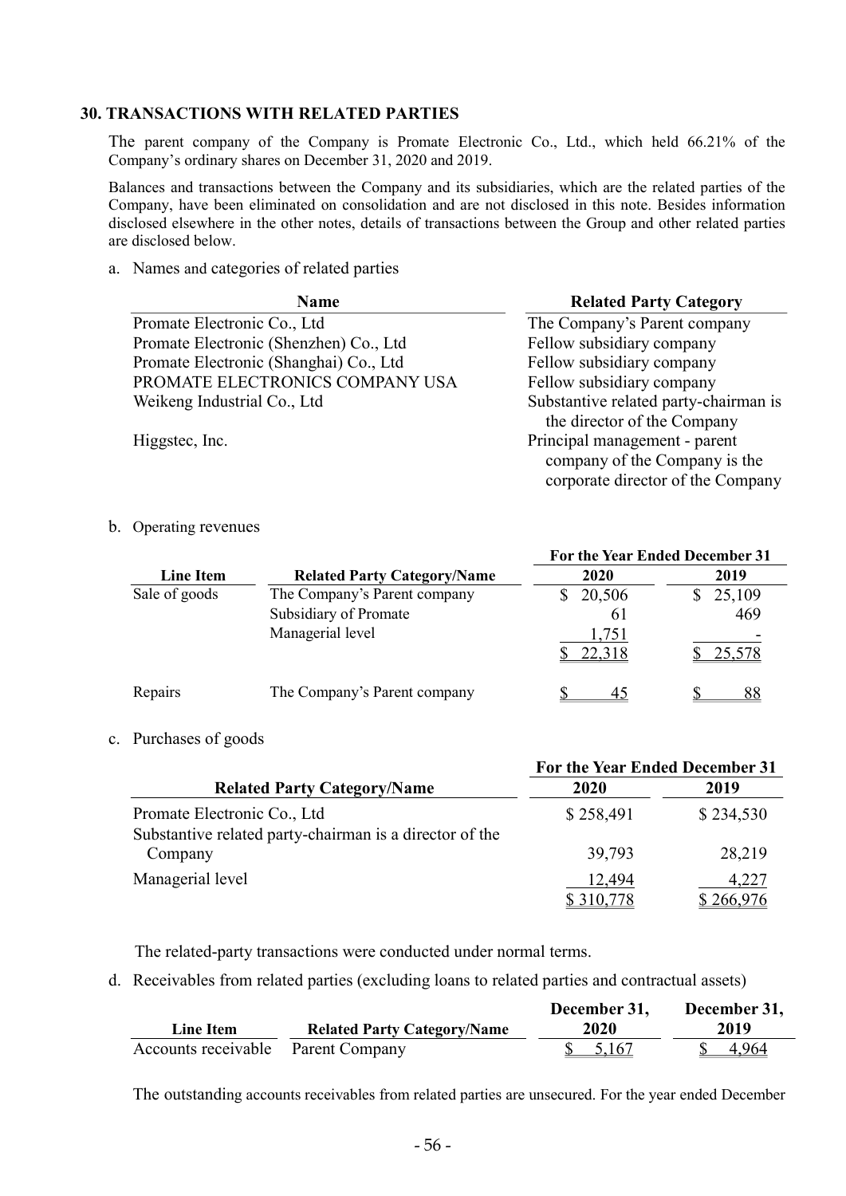## 30. TRANSACTIONS WITH RELATED PARTIES

The parent company of the Company is Promate Electronic Co., Ltd., which held 66.21% of the Company's ordinary shares on December 31, 2020 and 2019.

Balances and transactions between the Company and its subsidiaries, which are the related parties of the Company, have been eliminated on consolidation and are not disclosed in this note. Besides information disclosed elsewhere in the other notes, details of transactions between the Group and other related parties are disclosed below.

a. Names and categories of related parties

| Name | Related Party Category |
|---|---|
| Promate Electronic Co., Ltd | The Company's Parent company |
| Promate Electronic (Shenzhen) Co., Ltd | Fellow subsidiary company |
| Promate Electronic (Shanghai) Co., Ltd | Fellow subsidiary company |
| PROMATE ELECTRONICS COMPANY USA | Fellow subsidiary company |
| Weikeng Industrial Co., Ltd | Substantive related party-chairman is the director of the Company |
| Higgstec, Inc. | Principal management - parent company of the Company is the corporate director of the Company |

b. Operating revenues

| Line Item | Related Party Category/Name | For the Year Ended December 31 2020 | 2019 |
|---|---|---|---|
| Sale of goods | The Company's Parent company | $ 20,506 | $ 25,109 |
| | Subsidiary of Promate | 61 | 469 |
| | Managerial level | 1,751 | - |
| | | $ 22,318 | $ 25,578 |
| Repairs | The Company's Parent company | $ 45 | $ 88 |

c. Purchases of goods

| Related Party Category/Name | For the Year Ended December 31 2020 | 2019 |
|---|---|---|
| Promate Electronic Co., Ltd | $ 258,491 | $ 234,530 |
| Substantive related party-chairman is a director of the Company | 39,793 | 28,219 |
| Managerial level | 12,494 | 4,227 |
| | $ 310,778 | $ 266,976 |

The related-party transactions were conducted under normal terms.

d. Receivables from related parties (excluding loans to related parties and contractual assets)

| Line Item | Related Party Category/Name | December 31, 2020 | December 31, 2019 |
|---|---|---|---|
| Accounts receivable | Parent Company | $ 5,167 | $ 4,964 |

The outstanding accounts receivables from related parties are unsecured. For the year ended December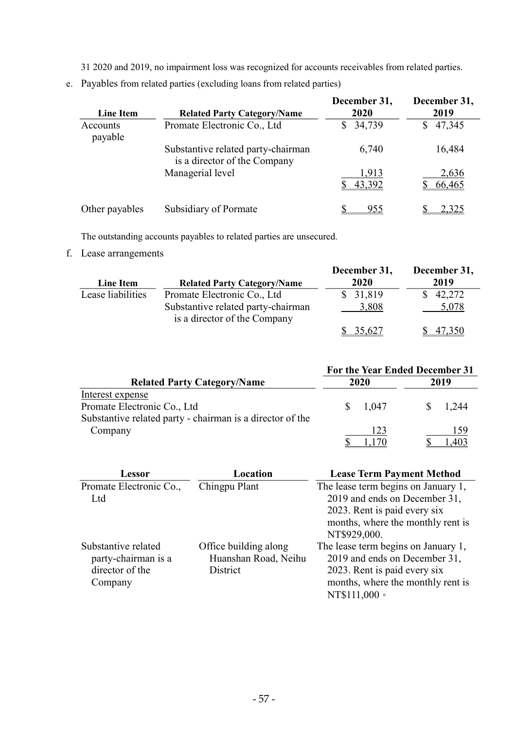31 2020 and 2019, no impairment loss was recognized for accounts receivables from related parties.

e. Payables from related parties (excluding loans from related parties)

| Line Item | Related Party Category/Name | December 31, 2020 | December 31, 2019 |
|---|---|---|---|
| Accounts payable | Promate Electronic Co., Ltd | $ 34,739 | $ 47,345 |
| | Substantive related party-chairman is a director of the Company | 6,740 | 16,484 |
| | Managerial level | 1,913 | 2,636 |
| | | $ 43,392 | $ 66,465 |
| Other payables | Subsidiary of Pormate | $ 955 | $ 2,325 |

The outstanding accounts payables to related parties are unsecured.

f. Lease arrangements

| Line Item | Related Party Category/Name | December 31, 2020 | December 31, 2019 |
|---|---|---|---|
| Lease liabilities | Promate Electronic Co., Ltd | $ 31,819 | $ 42,272 |
| | Substantive related party-chairman is a director of the Company | 3,808 | 5,078 |
| | | $ 35,627 | $ 47,350 |

| Related Party Category/Name | For the Year Ended December 31 2020 | 2019 |
|---|---|---|
| Interest expense | | |
| Promate Electronic Co., Ltd | $ 1,047 | $ 1,244 |
| Substantive related party - chairman is a director of the Company | 123 | 159 |
| | $ 1,170 | $ 1,403 |

| Lessor | Location | Lease Term Payment Method |
|---|---|---|
| Promate Electronic Co., Ltd | Chingpu Plant | The lease term begins on January 1, 2019 and ends on December 31, 2023. Rent is paid every six months, where the monthly rent is NT$929,000. |
| Substantive related party-chairman is a director of the Company | Office building along Huanshan Road, Neihu District | The lease term begins on January 1, 2019 and ends on December 31, 2023. Rent is paid every six months, where the monthly rent is NT$111,000。 |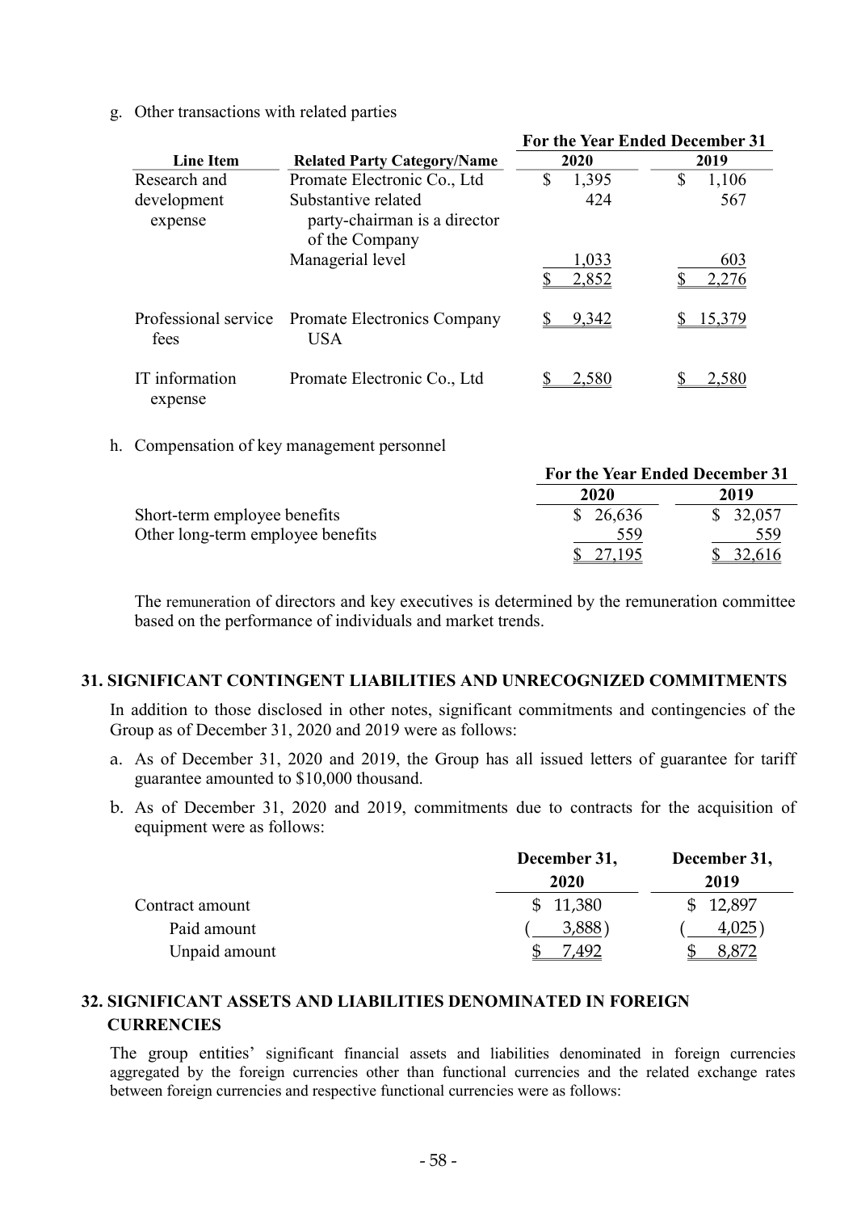g. Other transactions with related parties

| Line Item | Related Party Category/Name | For the Year Ended December 31 | |
|---|---|---|---|
| | | 2020 | 2019 |
| Research and development expense | Promate Electronic Co., Ltd | $ 1,395 | $ 1,106 |
| | Substantive related party-chairman is a director of the Company | 424 | 567 |
| | Managerial level | 1,033 | 603 |
| | | $ 2,852 | $ 2,276 |
| Professional service fees | Promate Electronics Company USA | $ 9,342 | $ 15,379 |
| IT information expense | Promate Electronic Co., Ltd | $ 2,580 | $ 2,580 |

h. Compensation of key management personnel

| | For the Year Ended December 31 | |
|---|---|---|
| | 2020 | 2019 |
| Short-term employee benefits | $ 26,636 | $ 32,057 |
| Other long-term employee benefits | 559 | 559 |
| | $ 27,195 | $ 32,616 |

The remuneration of directors and key executives is determined by the remuneration committee based on the performance of individuals and market trends.

## 31. SIGNIFICANT CONTINGENT LIABILITIES AND UNRECOGNIZED COMMITMENTS

In addition to those disclosed in other notes, significant commitments and contingencies of the Group as of December 31, 2020 and 2019 were as follows:

a. As of December 31, 2020 and 2019, the Group has all issued letters of guarantee for tariff guarantee amounted to $10,000 thousand.

b. As of December 31, 2020 and 2019, commitments due to contracts for the acquisition of equipment were as follows:

| | December 31, 2020 | December 31, 2019 |
|---|---|---|
| Contract amount | $ 11,380 | $ 12,897 |
| Paid amount | ( 3,888 ) | ( 4,025 ) |
| Unpaid amount | $ 7,492 | $ 8,872 |

## 32. SIGNIFICANT ASSETS AND LIABILITIES DENOMINATED IN FOREIGN CURRENCIES

The group entities' significant financial assets and liabilities denominated in foreign currencies aggregated by the foreign currencies other than functional currencies and the related exchange rates between foreign currencies and respective functional currencies were as follows: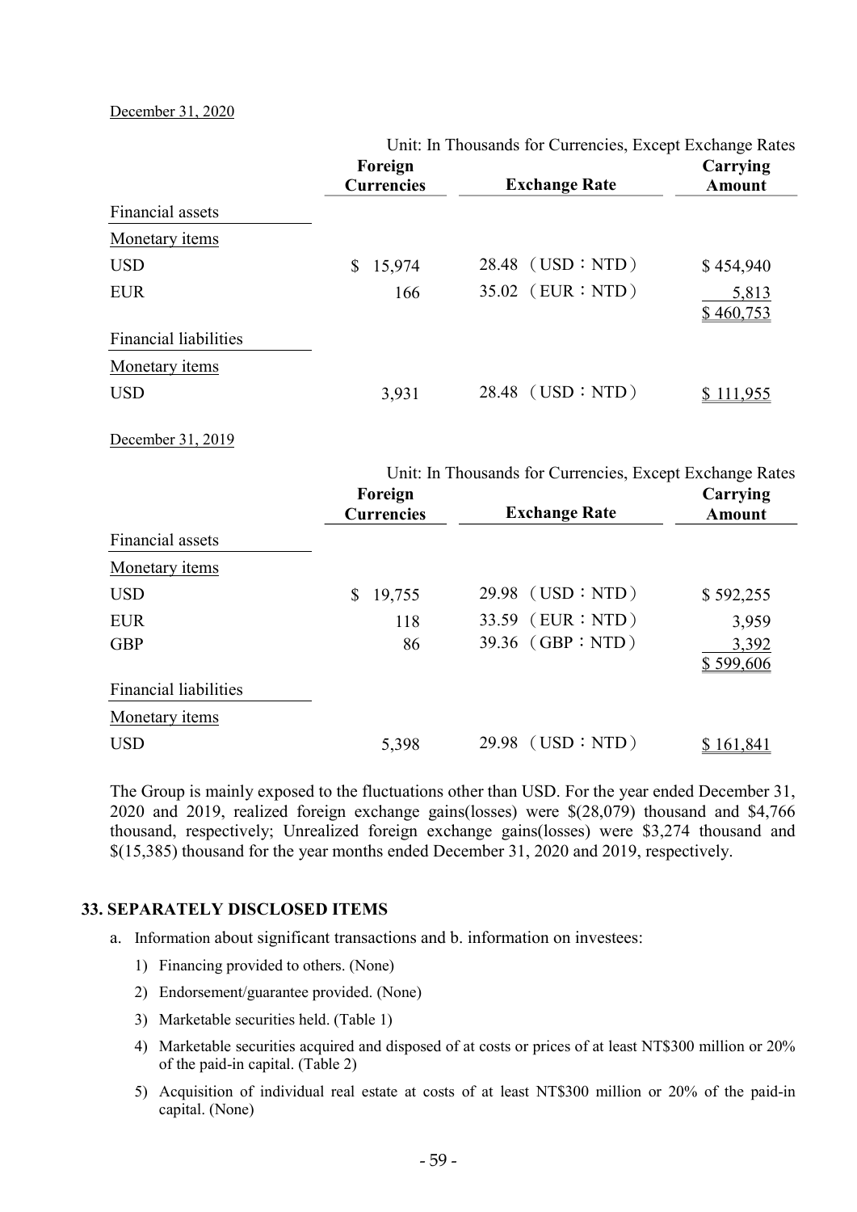December 31, 2020

Unit: In Thousands for Currencies, Except Exchange Rates

| | Foreign Currencies | Exchange Rate | Carrying Amount |
|---|---|---|---|
| Financial assets | | | |
| Monetary items | | | |
| USD | $ 15,974 | 28.48 （USD：NTD） | $ 454,940 |
| EUR | 166 | 35.02 （EUR：NTD） | 5,813 |
| | | | $ 460,753 |
| Financial liabilities | | | |
| Monetary items | | | |
| USD | 3,931 | 28.48 （USD：NTD） | $ 111,955 |

December 31, 2019

Unit: In Thousands for Currencies, Except Exchange Rates

| | Foreign Currencies | Exchange Rate | Carrying Amount |
|---|---|---|---|
| Financial assets | | | |
| Monetary items | | | |
| USD | $ 19,755 | 29.98 （USD：NTD） | $ 592,255 |
| EUR | 118 | 33.59 （EUR：NTD） | 3,959 |
| GBP | 86 | 39.36 （GBP：NTD） | 3,392 |
| | | | $ 599,606 |
| Financial liabilities | | | |
| Monetary items | | | |
| USD | 5,398 | 29.98 （USD：NTD） | $ 161,841 |

The Group is mainly exposed to the fluctuations other than USD. For the year ended December 31, 2020 and 2019, realized foreign exchange gains(losses) were $(28,079) thousand and $4,766 thousand, respectively; Unrealized foreign exchange gains(losses) were $3,274 thousand and $(15,385) thousand for the year months ended December 31, 2020 and 2019, respectively.

## 33. SEPARATELY DISCLOSED ITEMS

a. Information about significant transactions and b. information on investees:

1) Financing provided to others. (None)
2) Endorsement/guarantee provided. (None)
3) Marketable securities held. (Table 1)
4) Marketable securities acquired and disposed of at costs or prices of at least NT$300 million or 20% of the paid-in capital. (Table 2)
5) Acquisition of individual real estate at costs of at least NT$300 million or 20% of the paid-in capital. (None)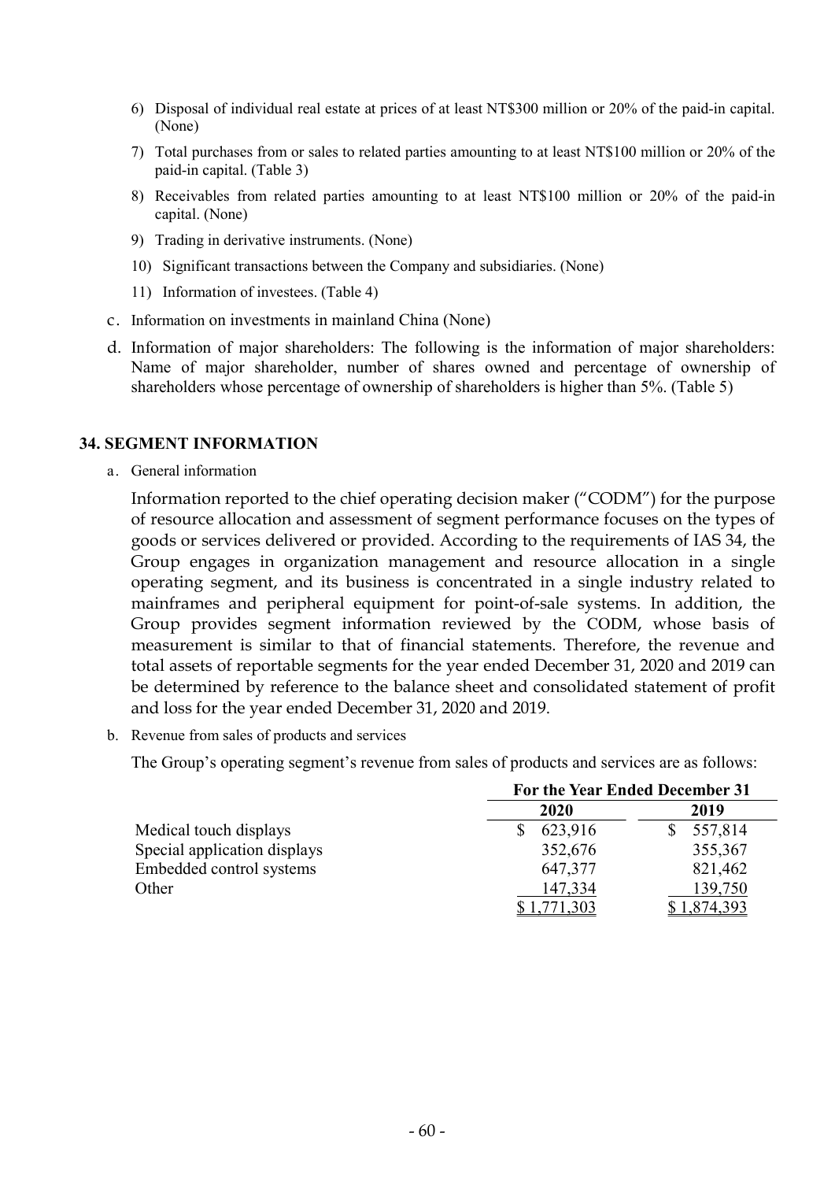6) Disposal of individual real estate at prices of at least NT$300 million or 20% of the paid-in capital. (None)

7) Total purchases from or sales to related parties amounting to at least NT$100 million or 20% of the paid-in capital. (Table 3)

8) Receivables from related parties amounting to at least NT$100 million or 20% of the paid-in capital. (None)

9) Trading in derivative instruments. (None)

10) Significant transactions between the Company and subsidiaries. (None)

11) Information of investees. (Table 4)

c. Information on investments in mainland China (None)

d. Information of major shareholders: The following is the information of major shareholders: Name of major shareholder, number of shares owned and percentage of ownership of shareholders whose percentage of ownership of shareholders is higher than 5%. (Table 5)

## 34. SEGMENT INFORMATION

a. General information

Information reported to the chief operating decision maker ("CODM") for the purpose of resource allocation and assessment of segment performance focuses on the types of goods or services delivered or provided. According to the requirements of IAS 34, the Group engages in organization management and resource allocation in a single operating segment, and its business is concentrated in a single industry related to mainframes and peripheral equipment for point-of-sale systems. In addition, the Group provides segment information reviewed by the CODM, whose basis of measurement is similar to that of financial statements. Therefore, the revenue and total assets of reportable segments for the year ended December 31, 2020 and 2019 can be determined by reference to the balance sheet and consolidated statement of profit and loss for the year ended December 31, 2020 and 2019.

b. Revenue from sales of products and services

The Group's operating segment's revenue from sales of products and services are as follows:

| | For the Year Ended December 31 | |
|---|---|---|
| | 2020 | 2019 |
| Medical touch displays | $ 623,916 | $ 557,814 |
| Special application displays | 352,676 | 355,367 |
| Embedded control systems | 647,377 | 821,462 |
| Other | 147,334 | 139,750 |
| | $ 1,771,303 | $ 1,874,393 |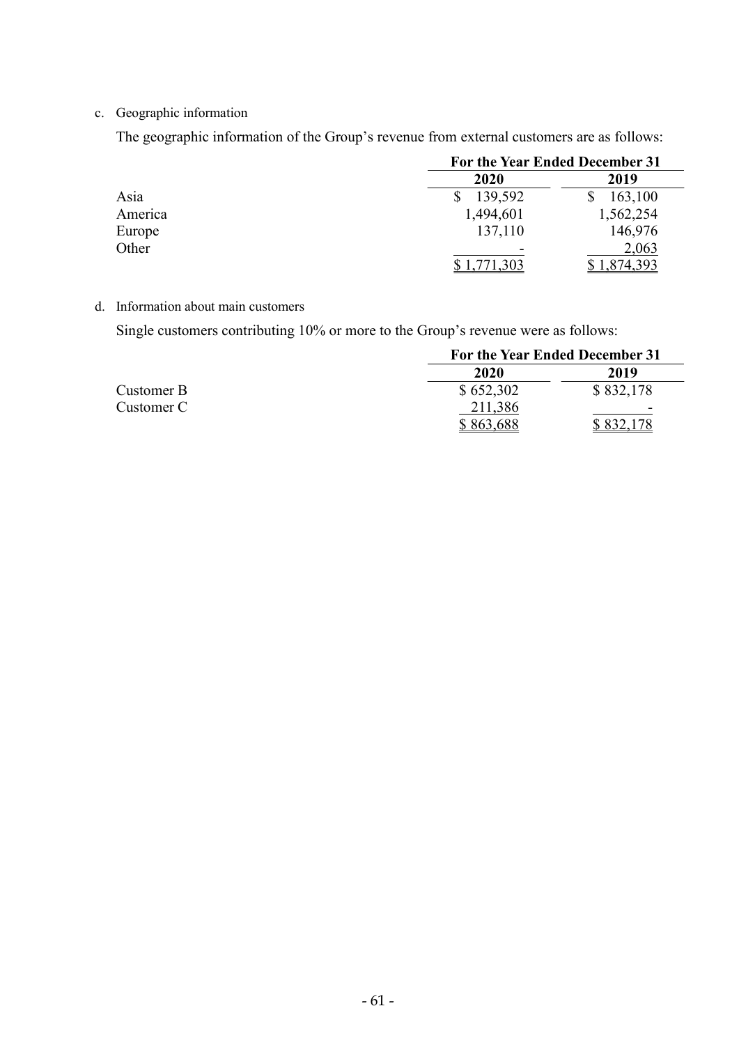c. Geographic information

The geographic information of the Group's revenue from external customers are as follows:

| | For the Year Ended December 31 | |
|---|---|---|
| | 2020 | 2019 |
| Asia | $ 139,592 | $ 163,100 |
| America | 1,494,601 | 1,562,254 |
| Europe | 137,110 | 146,976 |
| Other | - | 2,063 |
| | $ 1,771,303 | $ 1,874,393 |

d. Information about main customers

Single customers contributing 10% or more to the Group's revenue were as follows:

| | For the Year Ended December 31 | |
|---|---|---|
| | 2020 | 2019 |
| Customer B | $ 652,302 | $ 832,178 |
| Customer C | 211,386 | - |
| | $ 863,688 | $ 832,178 |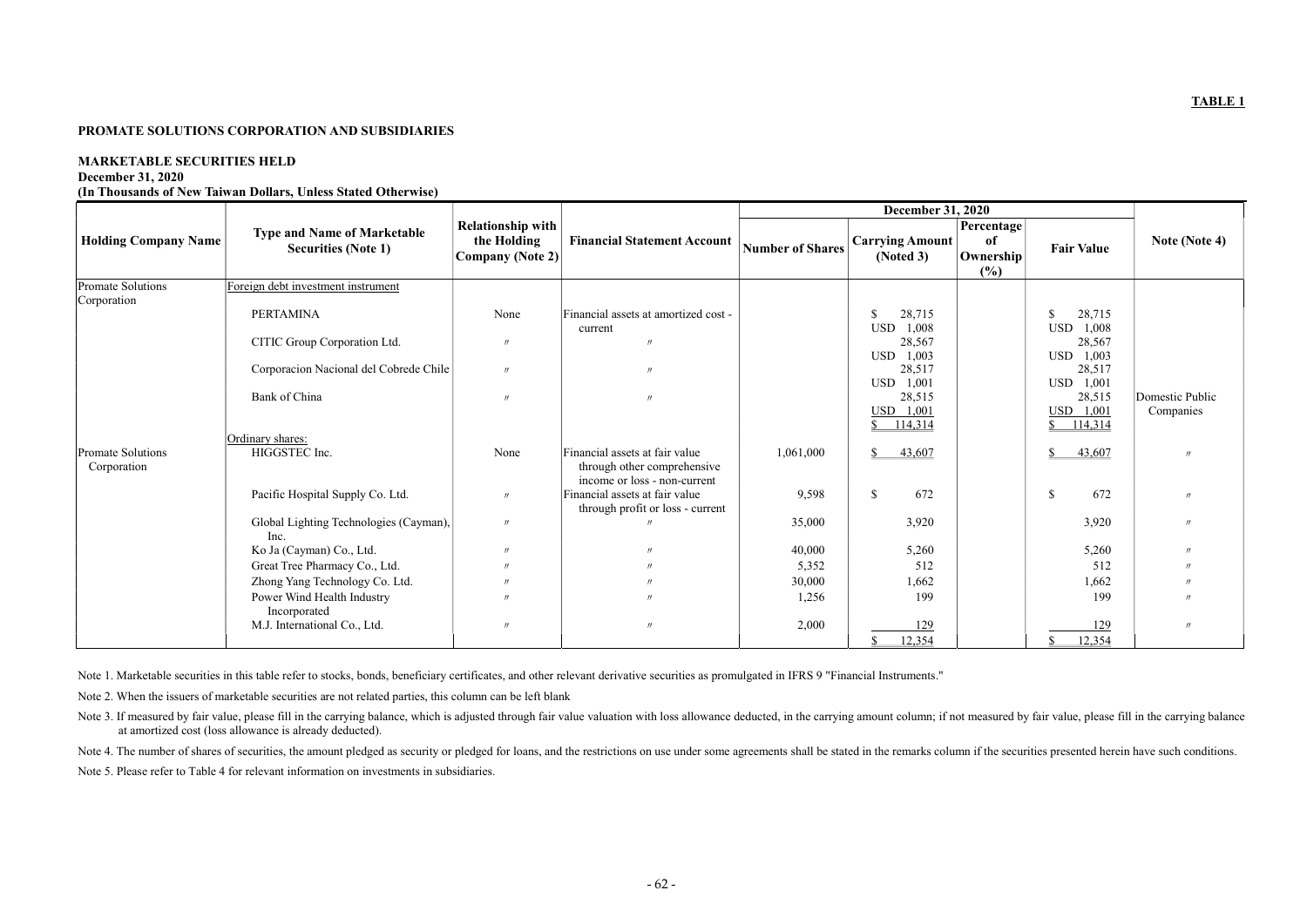**TABLE 1**

**PROMATE SOLUTIONS CORPORATION AND SUBSIDIARIES**

**MARKETABLE SECURITIES HELD**
**December 31, 2020**
**(In Thousands of New Taiwan Dollars, Unless Stated Otherwise)**

| Holding Company Name | Type and Name of Marketable Securities (Note 1) | Relationship with the Holding Company (Note 2) | Financial Statement Account | December 31, 2020 | | | | Note (Note 4) |
|---|---|---|---|---|---|---|---|---|
| | | | | Number of Shares | Carrying Amount (Noted 3) | Percentage of Ownership (%) | Fair Value | |
| Promate Solutions Corporation | Foreign debt investment instrument | | | | | | | |
| | PERTAMINA | None | Financial assets at amortized cost - current | | $ 28,715<br>USD 1,008 | | $ 28,715<br>USD 1,008 | |
| | CITIC Group Corporation Ltd. | 〃 | 〃 | | 28,567<br>USD 1,003 | | 28,567<br>USD 1,003 | |
| | Corporacion Nacional del Cobrede Chile | 〃 | 〃 | | 28,517<br>USD 1,001 | | 28,517<br>USD 1,001 | |
| | Bank of China | 〃 | 〃 | | 28,515<br>USD 1,001 | | 28,515<br>USD 1,001 | Domestic Public Companies |
| | | | | | $ 114,314 | | $ 114,314 | |
| | Ordinary shares: | | | | | | | |
| Promate Solutions Corporation | HIGGSTEC Inc. | None | Financial assets at fair value through other comprehensive income or loss - non-current | 1,061,000 | $ 43,607 | | $ 43,607 | 〃 |
| | Pacific Hospital Supply Co. Ltd. | 〃 | Financial assets at fair value through profit or loss - current | 9,598 | $ 672 | | $ 672 | 〃 |
| | Global Lighting Technologies (Cayman), Inc. | 〃 | 〃 | 35,000 | 3,920 | | 3,920 | 〃 |
| | Ko Ja (Cayman) Co., Ltd. | 〃 | 〃 | 40,000 | 5,260 | | 5,260 | 〃 |
| | Great Tree Pharmacy Co., Ltd. | 〃 | 〃 | 5,352 | 512 | | 512 | 〃 |
| | Zhong Yang Technology Co. Ltd. | 〃 | 〃 | 30,000 | 1,662 | | 1,662 | 〃 |
| | Power Wind Health Industry Incorporated | 〃 | 〃 | 1,256 | 199 | | 199 | 〃 |
| | M.J. International Co., Ltd. | 〃 | 〃 | 2,000 | 129 | | 129 | 〃 |
| | | | | | $ 12,354 | | $ 12,354 | |

Note 1. Marketable securities in this table refer to stocks, bonds, beneficiary certificates, and other relevant derivative securities as promulgated in IFRS 9 "Financial Instruments."

Note 2. When the issuers of marketable securities are not related parties, this column can be left blank

Note 3. If measured by fair value, please fill in the carrying balance, which is adjusted through fair value valuation with loss allowance deducted, in the carrying amount column; if not measured by fair value, please fill in the carrying balance at amortized cost (loss allowance is already deducted).

Note 4. The number of shares of securities, the amount pledged as security or pledged for loans, and the restrictions on use under some agreements shall be stated in the remarks column if the securities presented herein have such conditions.

Note 5. Please refer to Table 4 for relevant information on investments in subsidiaries.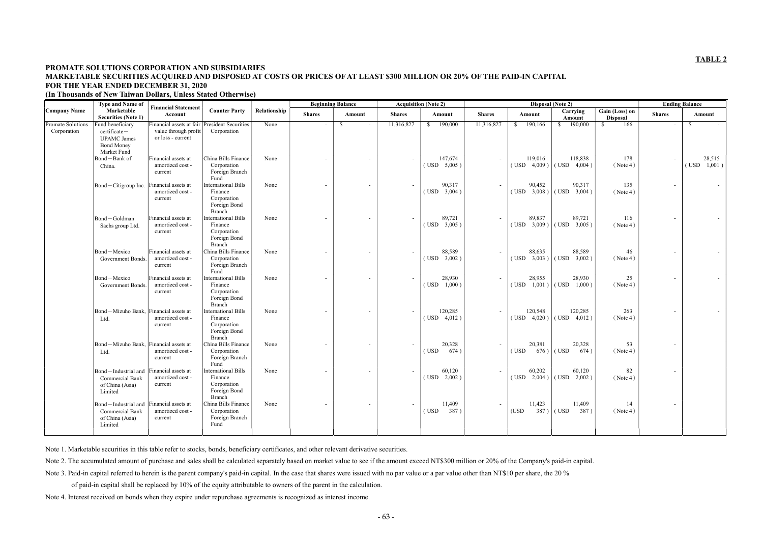**TABLE 2**

**PROMATE SOLUTIONS CORPORATION AND SUBSIDIARIES**
**MARKETABLE SECURITIES ACQUIRED AND DISPOSED AT COSTS OR PRICES OF AT LEAST $300 MILLION OR 20% OF THE PAID-IN CAPITAL**
**FOR THE YEAR ENDED DECEMBER 31, 2020**
**(In Thousands of New Taiwan Dollars, Unless Stated Otherwise)**

| Company Name | Type and Name of Marketable Securities (Note 1) | Financial Statement Account | Counter Party | Relationship | Beginning Balance | | Acquisition (Note 2) | | Disposal (Note 2) | | | | Ending Balance | |
|---|---|---|---|---|---|---|---|---|---|---|---|---|---|---|
| | | | | | Shares | Amount | Shares | Amount | Shares | Amount | Carrying Amount | Gain (Loss) on Disposal | Shares | Amount |
| Promate Solutions Corporation | Fund beneficiary certificate－UPAMC James Bond Money Market Fund | Financial assets at fair value through profit or loss - current | President Securities Corporation | None | - | $ - | 11,316,827 | $ 190,000 | 11,316,827 | $ 190,166 | $ 190,000 | $ 166 | - | $ - |
| | Bond－Bank of China. | Financial assets at amortized cost - current | China Bills Finance Corporation Foreign Branch Fund | None | - | - | - | 147,674 (USD 5,005) | - | 119,016 (USD 4,009) | 118,838 (USD 4,004) | 178 (Note 4) | - | 28,515 (USD 1,001) |
| | Bond－Citigroup Inc. | Financial assets at amortized cost - current | International Bills Finance Corporation Foreign Bond Branch | None | - | - | - | 90,317 (USD 3,004) | - | 90,452 (USD 3,008) | 90,317 (USD 3,004) | 135 (Note 4) | - | - |
| | Bond－Goldman Sachs group Ltd. | Financial assets at amortized cost - current | International Bills Finance Corporation Foreign Bond Branch | None | - | - | - | 89,721 (USD 3,005) | - | 89,837 (USD 3,009) | 89,721 (USD 3,005) | 116 (Note 4) | - | - |
| | Bond－Mexico Government Bonds. | Financial assets at amortized cost - current | China Bills Finance Corporation Foreign Branch Fund | None | - | - | - | 88,589 (USD 3,002) | - | 88,635 (USD 3,003) | 88,589 (USD 3,002) | 46 (Note 4) | - | - |
| | Bond－Mexico Government Bonds. | Financial assets at amortized cost - current | International Bills Finance Corporation Foreign Bond Branch | None | - | - | - | 28,930 (USD 1,000) | - | 28,955 (USD 1,001) | 28,930 (USD 1,000) | 25 (Note 4) | - | - |
| | Bond－Mizuho Bank, Ltd. | Financial assets at amortized cost - current | International Bills Finance Corporation Foreign Bond Branch | None | - | - | - | 120,285 (USD 4,012) | - | 120,548 (USD 4,020) | 120,285 (USD 4,012) | 263 (Note 4) | - | - |
| | Bond－Mizuho Bank, Ltd. | Financial assets at amortized cost - current | China Bills Finance Corporation Foreign Branch Fund | None | - | - | - | 20,328 (USD 674) | - | 20,381 (USD 676) | 20,328 (USD 674) | 53 (Note 4) | - | |
| | Bond－Industrial and Commercial Bank of China (Asia) Limited | Financial assets at amortized cost - current | International Bills Finance Corporation Foreign Bond Branch | None | - | - | - | 60,120 (USD 2,002) | - | 60,202 (USD 2,004) | 60,120 (USD 2,002) | 82 (Note 4) | - | |
| | Bond－Industrial and Commercial Bank of China (Asia) Limited | Financial assets at amortized cost - current | China Bills Finance Corporation Foreign Branch Fund | None | - | - | - | 11,409 (USD 387) | - | 11,423 (USD 387) | 11,409 (USD 387) | 14 (Note 4) | - | |

Note 1. Marketable securities in this table refer to stocks, bonds, beneficiary certificates, and other relevant derivative securities.

Note 2. The accumulated amount of purchase and sales shall be calculated separately based on market value to see if the amount exceed NT$300 million or 20% of the Company's paid-in capital.

Note 3. Paid-in capital referred to herein is the parent company's paid-in capital. In the case that shares were issued with no par value or a par value other than NT$10 per share, the 20 % of paid-in capital shall be replaced by 10% of the equity attributable to owners of the parent in the calculation.

Note 4. Interest received on bonds when they expire under repurchase agreements is recognized as interest income.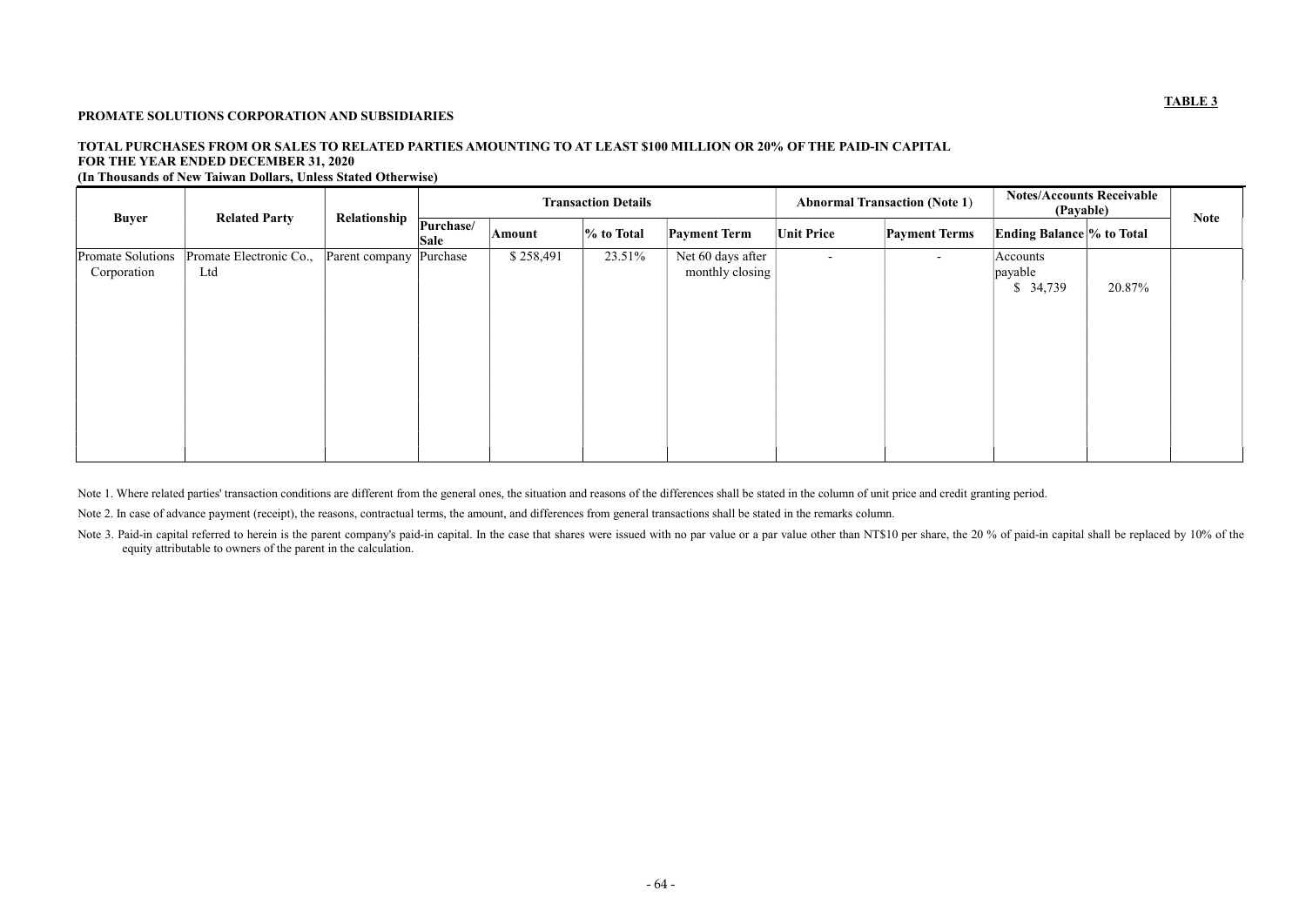**TABLE 3**

**PROMATE SOLUTIONS CORPORATION AND SUBSIDIARIES**

**TOTAL PURCHASES FROM OR SALES TO RELATED PARTIES AMOUNTING TO AT LEAST $100 MILLION OR 20% OF THE PAID-IN CAPITAL**
**FOR THE YEAR ENDED DECEMBER 31, 2020**
**(In Thousands of New Taiwan Dollars, Unless Stated Otherwise)**

| Buyer | Related Party | Relationship | Transaction Details | | | | Abnormal Transaction (Note 1) | | Notes/Accounts Receivable (Payable) | | Note |
|---|---|---|---|---|---|---|---|---|---|---|---|
| | | | Purchase/ Sale | Amount | % to Total | Payment Term | Unit Price | Payment Terms | Ending Balance | % to Total | |
| Promate Solutions Corporation | Promate Electronic Co., Ltd | Parent company | Purchase | $ 258,491 | 23.51% | Net 60 days after monthly closing | - | - | Accounts payable $ 34,739 | 20.87% | |

Note 1. Where related parties' transaction conditions are different from the general ones, the situation and reasons of the differences shall be stated in the column of unit price and credit granting period.

Note 2. In case of advance payment (receipt), the reasons, contractual terms, the amount, and differences from general transactions shall be stated in the remarks column.

Note 3. Paid-in capital referred to herein is the parent company's paid-in capital. In the case that shares were issued with no par value or a par value other than NT$10 per share, the 20 % of paid-in capital shall be replaced by 10% of the equity attributable to owners of the parent in the calculation.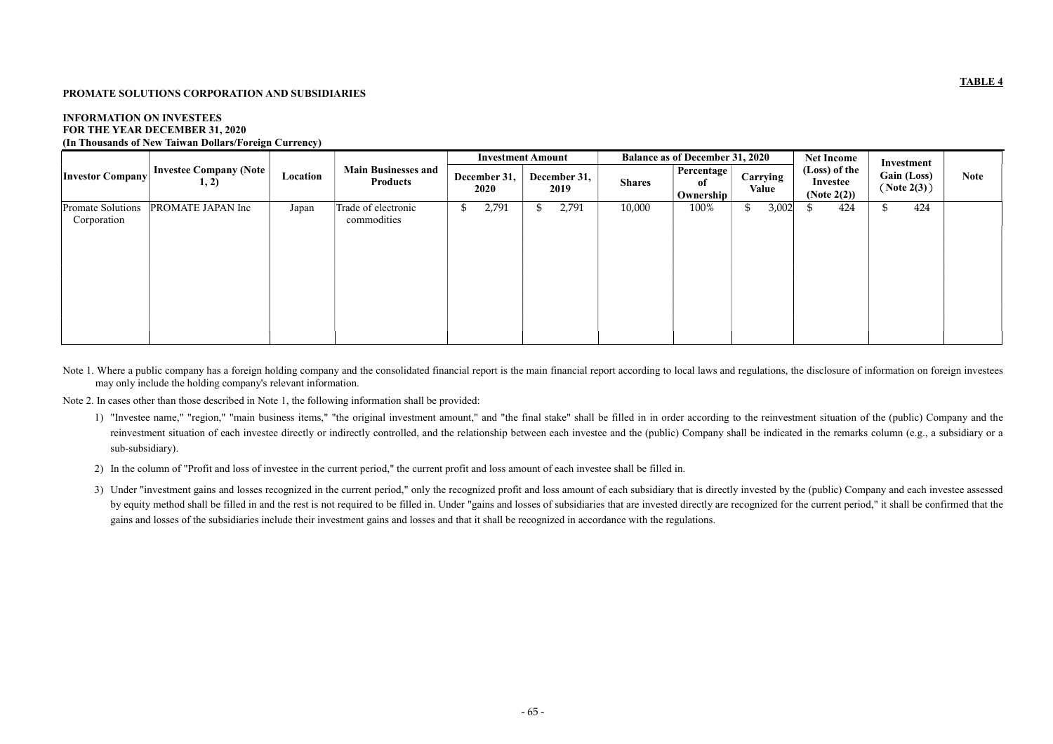**TABLE 4**

**PROMATE SOLUTIONS CORPORATION AND SUBSIDIARIES**

**INFORMATION ON INVESTEES**
**FOR THE YEAR DECEMBER 31, 2020**
**(In Thousands of New Taiwan Dollars/Foreign Currency)**

| Investor Company | Investee Company (Note 1, 2) | Location | Main Businesses and Products | Investment Amount | | Balance as of December 31, 2020 | | | Net Income (Loss) of the Investee (Note 2(2)) | Investment Gain (Loss) (Note 2(3)) | Note |
|---|---|---|---|---|---|---|---|---|---|---|---|
| | | | | December 31, 2020 | December 31, 2019 | Shares | Percentage of Ownership | Carrying Value | | | |
| Promate Solutions Corporation | PROMATE JAPAN Inc | Japan | Trade of electronic commodities | $ 2,791 | $ 2,791 | 10,000 | 100% | $ 3,002 | $ 424 | $ 424 | |

Note 1. Where a public company has a foreign holding company and the consolidated financial report is the main financial report according to local laws and regulations, the disclosure of information on foreign investees may only include the holding company's relevant information.

Note 2. In cases other than those described in Note 1, the following information shall be provided:

1) "Investee name," "region," "main business items," "the original investment amount," and "the final stake" shall be filled in in order according to the reinvestment situation of the (public) Company and the reinvestment situation of each investee directly or indirectly controlled, and the relationship between each investee and the (public) Company shall be indicated in the remarks column (e.g., a subsidiary or a sub-subsidiary).

2) In the column of "Profit and loss of investee in the current period," the current profit and loss amount of each investee shall be filled in.

3) Under "investment gains and losses recognized in the current period," only the recognized profit and loss amount of each subsidiary that is directly invested by the (public) Company and each investee assessed by equity method shall be filled in and the rest is not required to be filled in. Under "gains and losses of subsidiaries that are invested directly are recognized for the current period," it shall be confirmed that the gains and losses of the subsidiaries include their investment gains and losses and that it shall be recognized in accordance with the regulations.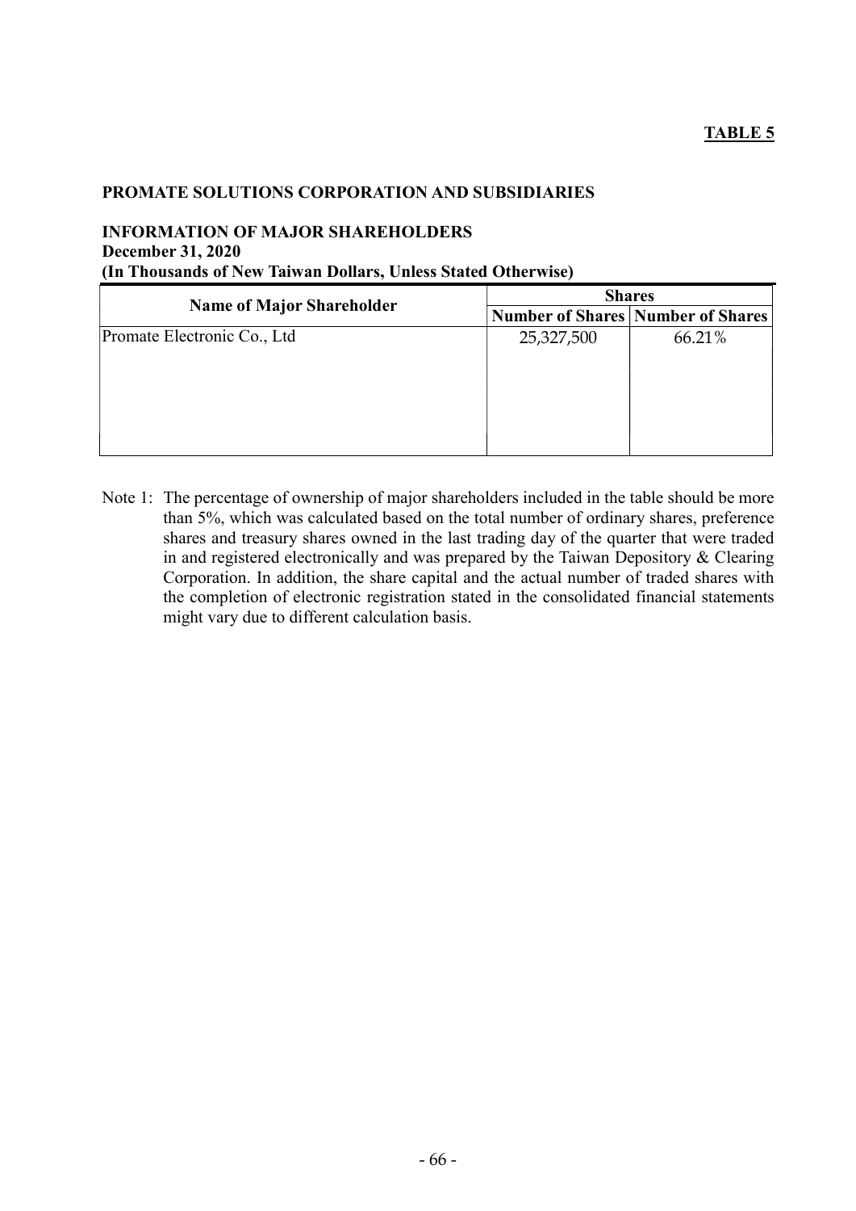**TABLE 5**

**PROMATE SOLUTIONS CORPORATION AND SUBSIDIARIES**

**INFORMATION OF MAJOR SHAREHOLDERS**
**December 31, 2020**
**(In Thousands of New Taiwan Dollars, Unless Stated Otherwise)**

| Name of Major Shareholder | Shares | |
|---|---|---|
| | Number of Shares | Number of Shares |
| Promate Electronic Co., Ltd | 25,327,500 | 66.21% |

Note 1: The percentage of ownership of major shareholders included in the table should be more than 5%, which was calculated based on the total number of ordinary shares, preference shares and treasury shares owned in the last trading day of the quarter that were traded in and registered electronically and was prepared by the Taiwan Depository & Clearing Corporation. In addition, the share capital and the actual number of traded shares with the completion of electronic registration stated in the consolidated financial statements might vary due to different calculation basis.